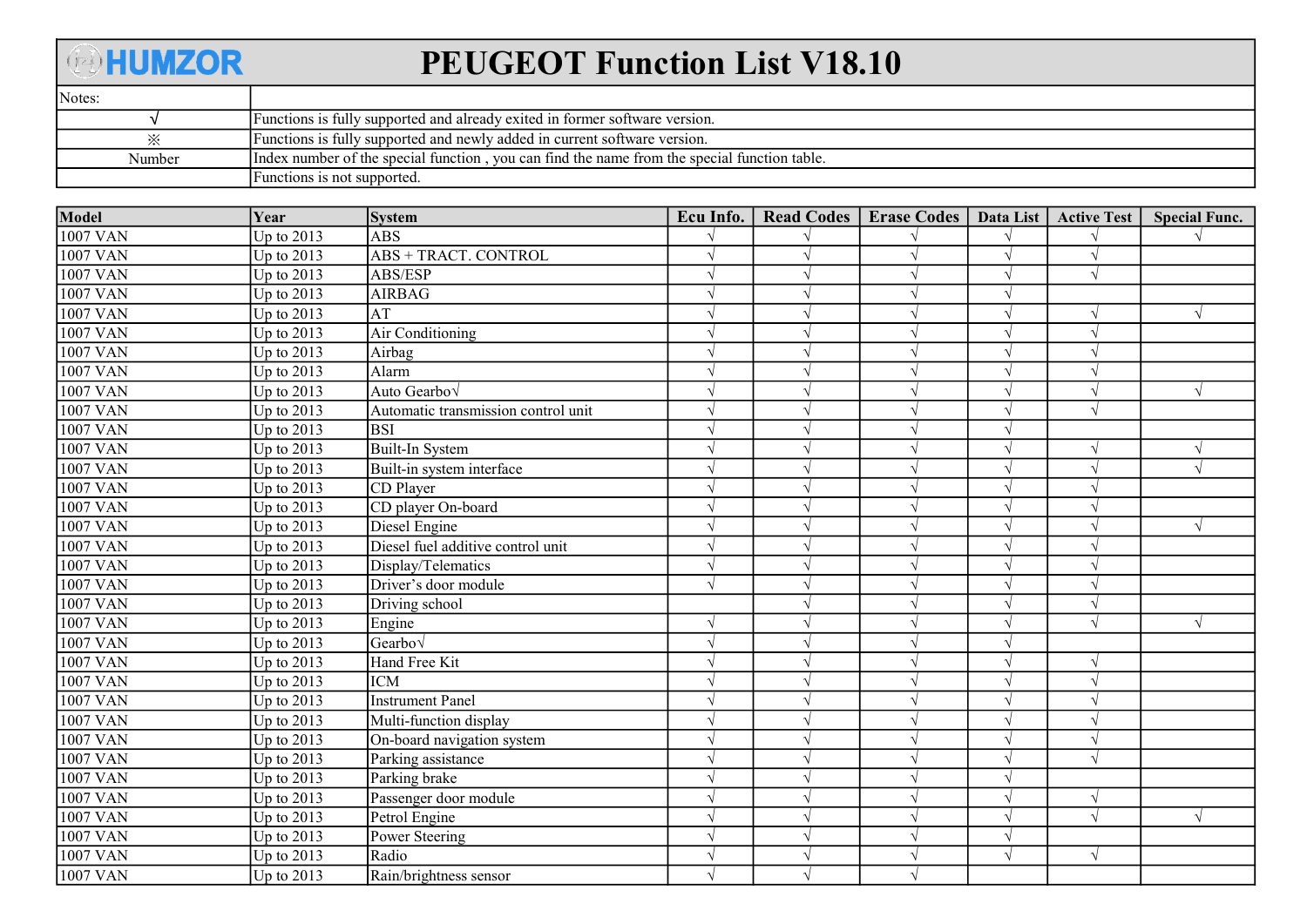# HUMZOR PEUGEOT Function List V18.10

| Notes: | |
|---|---|
| √ | Functions is fully supported and already exited in former software version. |
| ※ | Functions is fully supported and newly added in current software version. |
| Number | Index number of the special function , you can find the name from the special function table. |
| | Functions is not supported. |

| Model | Year | System | Ecu Info. | Read Codes | Erase Codes | Data List | Active Test | Special Func. |
|---|---|---|---|---|---|---|---|---|
| 1007 VAN | Up to 2013 | ABS | √ | √ | √ | √ | √ | √ |
| 1007 VAN | Up to 2013 | ABS + TRACT. CONTROL | √ | √ | √ | √ | √ | |
| 1007 VAN | Up to 2013 | ABS/ESP | √ | √ | √ | √ | √ | |
| 1007 VAN | Up to 2013 | AIRBAG | √ | √ | √ | √ | | |
| 1007 VAN | Up to 2013 | AT | √ | √ | √ | √ | √ | √ |
| 1007 VAN | Up to 2013 | Air Conditioning | √ | √ | √ | √ | √ | |
| 1007 VAN | Up to 2013 | Airbag | √ | √ | √ | √ | √ | |
| 1007 VAN | Up to 2013 | Alarm | √ | √ | √ | √ | √ | |
| 1007 VAN | Up to 2013 | Auto Gearbo√ | √ | √ | √ | √ | √ | √ |
| 1007 VAN | Up to 2013 | Automatic transmission control unit | √ | √ | √ | √ | √ | |
| 1007 VAN | Up to 2013 | BSI | √ | √ | √ | √ | | |
| 1007 VAN | Up to 2013 | Built-In System | √ | √ | √ | √ | √ | √ |
| 1007 VAN | Up to 2013 | Built-in system interface | √ | √ | √ | √ | √ | √ |
| 1007 VAN | Up to 2013 | CD Player | √ | √ | √ | √ | √ | |
| 1007 VAN | Up to 2013 | CD player On-board | √ | √ | √ | √ | √ | |
| 1007 VAN | Up to 2013 | Diesel Engine | √ | √ | √ | √ | √ | √ |
| 1007 VAN | Up to 2013 | Diesel fuel additive control unit | √ | √ | √ | √ | √ | |
| 1007 VAN | Up to 2013 | Display/Telematics | √ | √ | √ | √ | √ | |
| 1007 VAN | Up to 2013 | Driver's door module | √ | √ | √ | √ | √ | |
| 1007 VAN | Up to 2013 | Driving school | | √ | √ | √ | √ | |
| 1007 VAN | Up to 2013 | Engine | √ | √ | √ | √ | √ | √ |
| 1007 VAN | Up to 2013 | Gearbo√ | √ | √ | √ | √ | | |
| 1007 VAN | Up to 2013 | Hand Free Kit | √ | √ | √ | √ | √ | |
| 1007 VAN | Up to 2013 | ICM | √ | √ | √ | √ | √ | |
| 1007 VAN | Up to 2013 | Instrument Panel | √ | √ | √ | √ | √ | |
| 1007 VAN | Up to 2013 | Multi-function display | √ | √ | √ | √ | √ | |
| 1007 VAN | Up to 2013 | On-board navigation system | √ | √ | √ | √ | √ | |
| 1007 VAN | Up to 2013 | Parking assistance | √ | √ | √ | √ | √ | |
| 1007 VAN | Up to 2013 | Parking brake | √ | √ | √ | √ | | |
| 1007 VAN | Up to 2013 | Passenger door module | √ | √ | √ | √ | √ | |
| 1007 VAN | Up to 2013 | Petrol Engine | √ | √ | √ | √ | √ | √ |
| 1007 VAN | Up to 2013 | Power Steering | √ | √ | √ | √ | | |
| 1007 VAN | Up to 2013 | Radio | √ | √ | √ | √ | √ | |
| 1007 VAN | Up to 2013 | Rain/brightness sensor | √ | √ | √ | | | |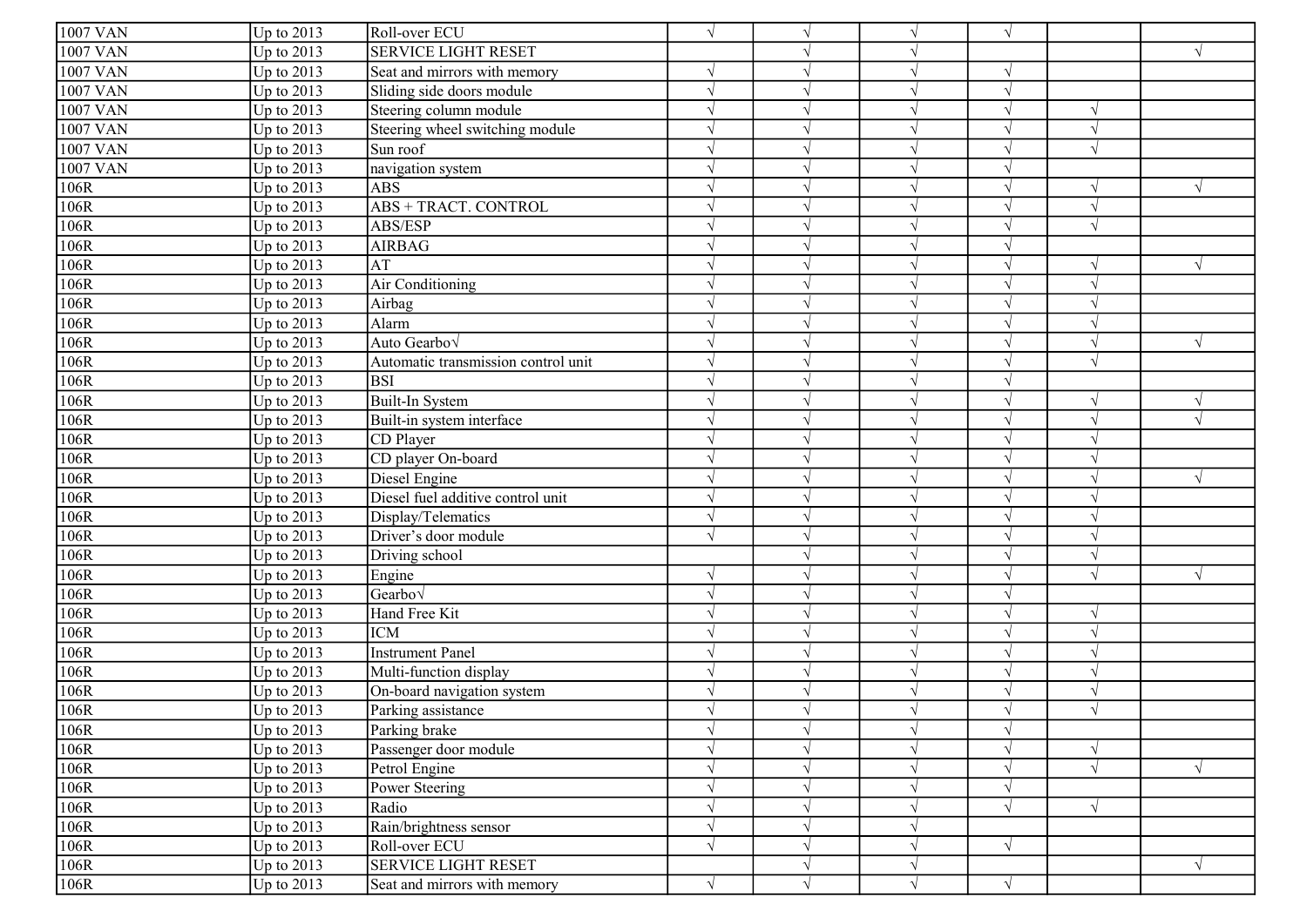| | | | | | | | | |
|---|---|---|---|---|---|---|---|---|
| 1007 VAN | Up to 2013 | Roll-over ECU | √ | √ | √ | √ | | |
| 1007 VAN | Up to 2013 | SERVICE LIGHT RESET | | √ | √ | | | √ |
| 1007 VAN | Up to 2013 | Seat and mirrors with memory | √ | √ | √ | √ | | |
| 1007 VAN | Up to 2013 | Sliding side doors module | √ | √ | √ | √ | | |
| 1007 VAN | Up to 2013 | Steering column module | √ | √ | √ | √ | √ | |
| 1007 VAN | Up to 2013 | Steering wheel switching module | √ | √ | √ | √ | √ | |
| 1007 VAN | Up to 2013 | Sun roof | √ | √ | √ | √ | √ | |
| 1007 VAN | Up to 2013 | navigation system | √ | √ | √ | √ | | |
| 106R | Up to 2013 | ABS | √ | √ | √ | √ | √ | √ |
| 106R | Up to 2013 | ABS + TRACT. CONTROL | √ | √ | √ | √ | √ | |
| 106R | Up to 2013 | ABS/ESP | √ | √ | √ | √ | √ | |
| 106R | Up to 2013 | AIRBAG | √ | √ | √ | √ | | |
| 106R | Up to 2013 | AT | √ | √ | √ | √ | √ | √ |
| 106R | Up to 2013 | Air Conditioning | √ | √ | √ | √ | √ | |
| 106R | Up to 2013 | Airbag | √ | √ | √ | √ | √ | |
| 106R | Up to 2013 | Alarm | √ | √ | √ | √ | √ | |
| 106R | Up to 2013 | Auto Gearbo√ | √ | √ | √ | √ | √ | √ |
| 106R | Up to 2013 | Automatic transmission control unit | √ | √ | √ | √ | √ | |
| 106R | Up to 2013 | BSI | √ | √ | √ | √ | | |
| 106R | Up to 2013 | Built-In System | √ | √ | √ | √ | √ | √ |
| 106R | Up to 2013 | Built-in system interface | √ | √ | √ | √ | √ | √ |
| 106R | Up to 2013 | CD Player | √ | √ | √ | √ | √ | |
| 106R | Up to 2013 | CD player On-board | √ | √ | √ | √ | √ | |
| 106R | Up to 2013 | Diesel Engine | √ | √ | √ | √ | √ | √ |
| 106R | Up to 2013 | Diesel fuel additive control unit | √ | √ | √ | √ | √ | |
| 106R | Up to 2013 | Display/Telematics | √ | √ | √ | √ | √ | |
| 106R | Up to 2013 | Driver’s door module | √ | √ | √ | √ | √ | |
| 106R | Up to 2013 | Driving school | | √ | √ | √ | √ | |
| 106R | Up to 2013 | Engine | √ | √ | √ | √ | √ | √ |
| 106R | Up to 2013 | Gearbo√ | √ | √ | √ | √ | | |
| 106R | Up to 2013 | Hand Free Kit | √ | √ | √ | √ | √ | |
| 106R | Up to 2013 | ICM | √ | √ | √ | √ | √ | |
| 106R | Up to 2013 | Instrument Panel | √ | √ | √ | √ | √ | |
| 106R | Up to 2013 | Multi-function display | √ | √ | √ | √ | √ | |
| 106R | Up to 2013 | On-board navigation system | √ | √ | √ | √ | √ | |
| 106R | Up to 2013 | Parking assistance | √ | √ | √ | √ | √ | |
| 106R | Up to 2013 | Parking brake | √ | √ | √ | √ | | |
| 106R | Up to 2013 | Passenger door module | √ | √ | √ | √ | √ | |
| 106R | Up to 2013 | Petrol Engine | √ | √ | √ | √ | √ | √ |
| 106R | Up to 2013 | Power Steering | √ | √ | √ | √ | | |
| 106R | Up to 2013 | Radio | √ | √ | √ | √ | √ | |
| 106R | Up to 2013 | Rain/brightness sensor | √ | √ | √ | | | |
| 106R | Up to 2013 | Roll-over ECU | √ | √ | √ | √ | | |
| 106R | Up to 2013 | SERVICE LIGHT RESET | | √ | √ | | | √ |
| 106R | Up to 2013 | Seat and mirrors with memory | √ | √ | √ | √ | | |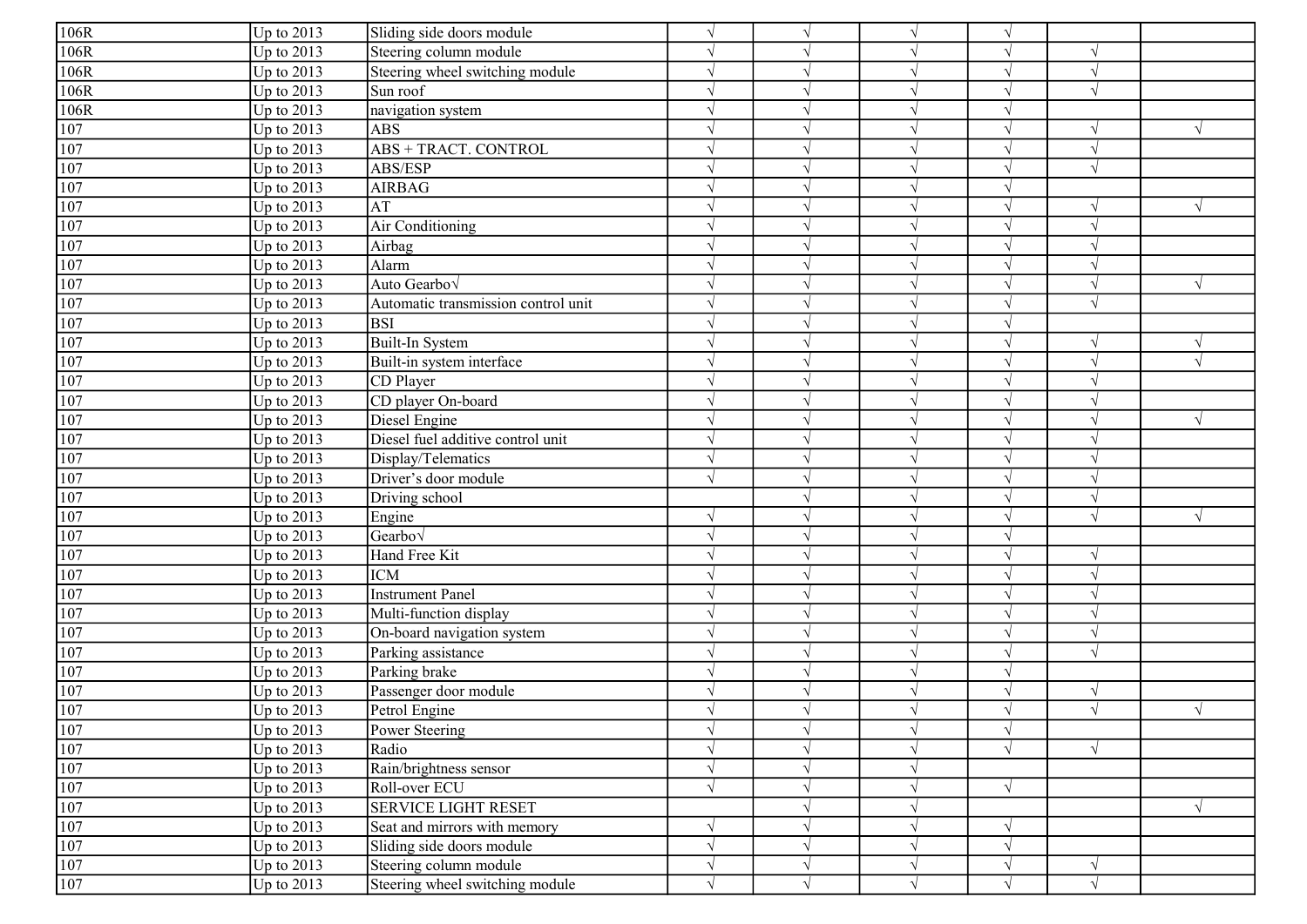| | | | | | | | | |
|---|---|---|---|---|---|---|---|---|
| 106R | Up to 2013 | Sliding side doors module | √ | √ | √ | √ | | |
| 106R | Up to 2013 | Steering column module | √ | √ | √ | √ | √ | |
| 106R | Up to 2013 | Steering wheel switching module | √ | √ | √ | √ | √ | |
| 106R | Up to 2013 | Sun roof | √ | √ | √ | √ | √ | |
| 106R | Up to 2013 | navigation system | √ | √ | √ | √ | | |
| 107 | Up to 2013 | ABS | √ | √ | √ | √ | √ | √ |
| 107 | Up to 2013 | ABS + TRACT. CONTROL | √ | √ | √ | √ | √ | |
| 107 | Up to 2013 | ABS/ESP | √ | √ | √ | √ | √ | |
| 107 | Up to 2013 | AIRBAG | √ | √ | √ | √ | | |
| 107 | Up to 2013 | AT | √ | √ | √ | √ | √ | √ |
| 107 | Up to 2013 | Air Conditioning | √ | √ | √ | √ | √ | |
| 107 | Up to 2013 | Airbag | √ | √ | √ | √ | √ | |
| 107 | Up to 2013 | Alarm | √ | √ | √ | √ | √ | |
| 107 | Up to 2013 | Auto Gearbo√ | √ | √ | √ | √ | √ | √ |
| 107 | Up to 2013 | Automatic transmission control unit | √ | √ | √ | √ | √ | |
| 107 | Up to 2013 | BSI | √ | √ | √ | √ | | |
| 107 | Up to 2013 | Built-In System | √ | √ | √ | √ | √ | √ |
| 107 | Up to 2013 | Built-in system interface | √ | √ | √ | √ | √ | √ |
| 107 | Up to 2013 | CD Player | √ | √ | √ | √ | √ | |
| 107 | Up to 2013 | CD player On-board | √ | √ | √ | √ | √ | |
| 107 | Up to 2013 | Diesel Engine | √ | √ | √ | √ | √ | √ |
| 107 | Up to 2013 | Diesel fuel additive control unit | √ | √ | √ | √ | √ | |
| 107 | Up to 2013 | Display/Telematics | √ | √ | √ | √ | √ | |
| 107 | Up to 2013 | Driver’s door module | √ | √ | √ | √ | √ | |
| 107 | Up to 2013 | Driving school | | √ | √ | √ | √ | |
| 107 | Up to 2013 | Engine | √ | √ | √ | √ | √ | √ |
| 107 | Up to 2013 | Gearbo√ | √ | √ | √ | √ | | |
| 107 | Up to 2013 | Hand Free Kit | √ | √ | √ | √ | √ | |
| 107 | Up to 2013 | ICM | √ | √ | √ | √ | √ | |
| 107 | Up to 2013 | Instrument Panel | √ | √ | √ | √ | √ | |
| 107 | Up to 2013 | Multi-function display | √ | √ | √ | √ | √ | |
| 107 | Up to 2013 | On-board navigation system | √ | √ | √ | √ | √ | |
| 107 | Up to 2013 | Parking assistance | √ | √ | √ | √ | √ | |
| 107 | Up to 2013 | Parking brake | √ | √ | √ | √ | | |
| 107 | Up to 2013 | Passenger door module | √ | √ | √ | √ | √ | |
| 107 | Up to 2013 | Petrol Engine | √ | √ | √ | √ | √ | √ |
| 107 | Up to 2013 | Power Steering | √ | √ | √ | √ | | |
| 107 | Up to 2013 | Radio | √ | √ | √ | √ | √ | |
| 107 | Up to 2013 | Rain/brightness sensor | √ | √ | √ | | | |
| 107 | Up to 2013 | Roll-over ECU | √ | √ | √ | √ | | |
| 107 | Up to 2013 | SERVICE LIGHT RESET | | √ | √ | | | √ |
| 107 | Up to 2013 | Seat and mirrors with memory | √ | √ | √ | √ | | |
| 107 | Up to 2013 | Sliding side doors module | √ | √ | √ | √ | | |
| 107 | Up to 2013 | Steering column module | √ | √ | √ | √ | √ | |
| 107 | Up to 2013 | Steering wheel switching module | √ | √ | √ | √ | √ | |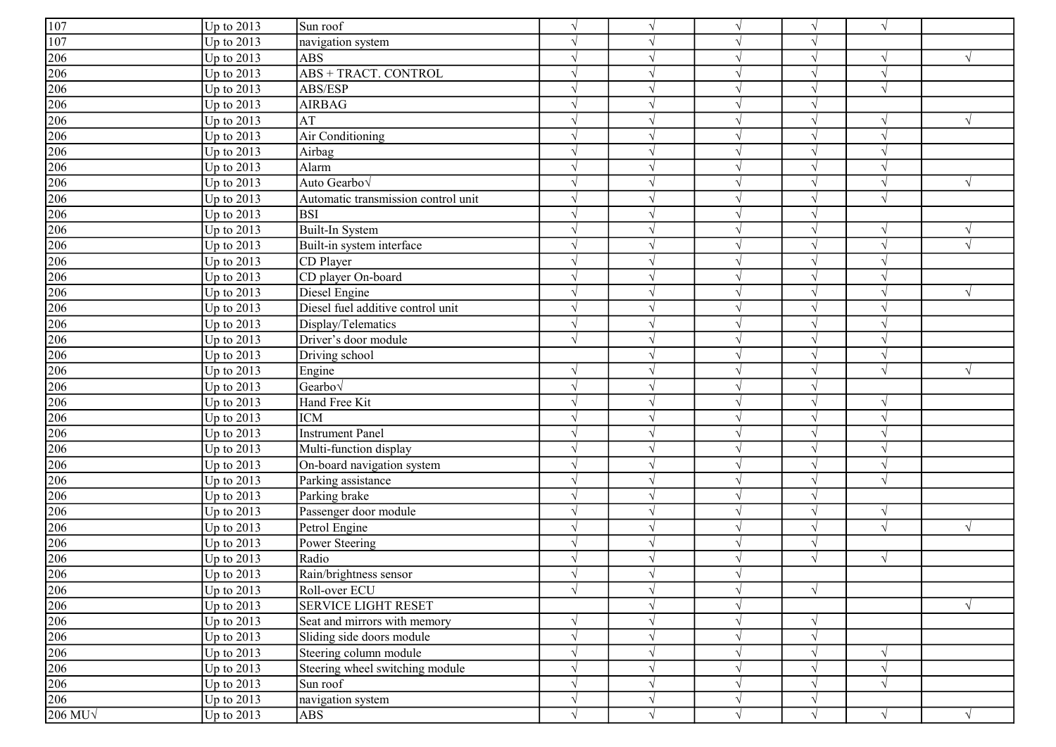| | | | | | | | | |
|---|---|---|---|---|---|---|---|---|
| 107 | Up to 2013 | Sun roof | √ | √ | √ | √ | √ | |
| 107 | Up to 2013 | navigation system | √ | √ | √ | √ | | |
| 206 | Up to 2013 | ABS | √ | √ | √ | √ | √ | √ |
| 206 | Up to 2013 | ABS + TRACT. CONTROL | √ | √ | √ | √ | √ | |
| 206 | Up to 2013 | ABS/ESP | √ | √ | √ | √ | √ | |
| 206 | Up to 2013 | AIRBAG | √ | √ | √ | √ | | |
| 206 | Up to 2013 | AT | √ | √ | √ | √ | √ | √ |
| 206 | Up to 2013 | Air Conditioning | √ | √ | √ | √ | √ | |
| 206 | Up to 2013 | Airbag | √ | √ | √ | √ | √ | |
| 206 | Up to 2013 | Alarm | √ | √ | √ | √ | √ | |
| 206 | Up to 2013 | Auto Gearbo√ | √ | √ | √ | √ | √ | √ |
| 206 | Up to 2013 | Automatic transmission control unit | √ | √ | √ | √ | √ | |
| 206 | Up to 2013 | BSI | √ | √ | √ | √ | | |
| 206 | Up to 2013 | Built-In System | √ | √ | √ | √ | √ | √ |
| 206 | Up to 2013 | Built-in system interface | √ | √ | √ | √ | √ | √ |
| 206 | Up to 2013 | CD Player | √ | √ | √ | √ | √ | |
| 206 | Up to 2013 | CD player On-board | √ | √ | √ | √ | √ | |
| 206 | Up to 2013 | Diesel Engine | √ | √ | √ | √ | √ | √ |
| 206 | Up to 2013 | Diesel fuel additive control unit | √ | √ | √ | √ | √ | |
| 206 | Up to 2013 | Display/Telematics | √ | √ | √ | √ | √ | |
| 206 | Up to 2013 | Driver's door module | √ | √ | √ | √ | √ | |
| 206 | Up to 2013 | Driving school | | √ | √ | √ | √ | |
| 206 | Up to 2013 | Engine | √ | √ | √ | √ | √ | √ |
| 206 | Up to 2013 | Gearbo√ | √ | √ | √ | √ | | |
| 206 | Up to 2013 | Hand Free Kit | √ | √ | √ | √ | √ | |
| 206 | Up to 2013 | ICM | √ | √ | √ | √ | √ | |
| 206 | Up to 2013 | Instrument Panel | √ | √ | √ | √ | √ | |
| 206 | Up to 2013 | Multi-function display | √ | √ | √ | √ | √ | |
| 206 | Up to 2013 | On-board navigation system | √ | √ | √ | √ | √ | |
| 206 | Up to 2013 | Parking assistance | √ | √ | √ | √ | √ | |
| 206 | Up to 2013 | Parking brake | √ | √ | √ | √ | | |
| 206 | Up to 2013 | Passenger door module | √ | √ | √ | √ | √ | |
| 206 | Up to 2013 | Petrol Engine | √ | √ | √ | √ | √ | √ |
| 206 | Up to 2013 | Power Steering | √ | √ | √ | √ | | |
| 206 | Up to 2013 | Radio | √ | √ | √ | √ | √ | |
| 206 | Up to 2013 | Rain/brightness sensor | √ | √ | √ | | | |
| 206 | Up to 2013 | Roll-over ECU | √ | √ | √ | √ | | |
| 206 | Up to 2013 | SERVICE LIGHT RESET | | √ | √ | | | √ |
| 206 | Up to 2013 | Seat and mirrors with memory | √ | √ | √ | √ | | |
| 206 | Up to 2013 | Sliding side doors module | √ | √ | √ | √ | | |
| 206 | Up to 2013 | Steering column module | √ | √ | √ | √ | √ | |
| 206 | Up to 2013 | Steering wheel switching module | √ | √ | √ | √ | √ | |
| 206 | Up to 2013 | Sun roof | √ | √ | √ | √ | √ | |
| 206 | Up to 2013 | navigation system | √ | √ | √ | √ | | |
| 206 MU√ | Up to 2013 | ABS | √ | √ | √ | √ | √ | √ |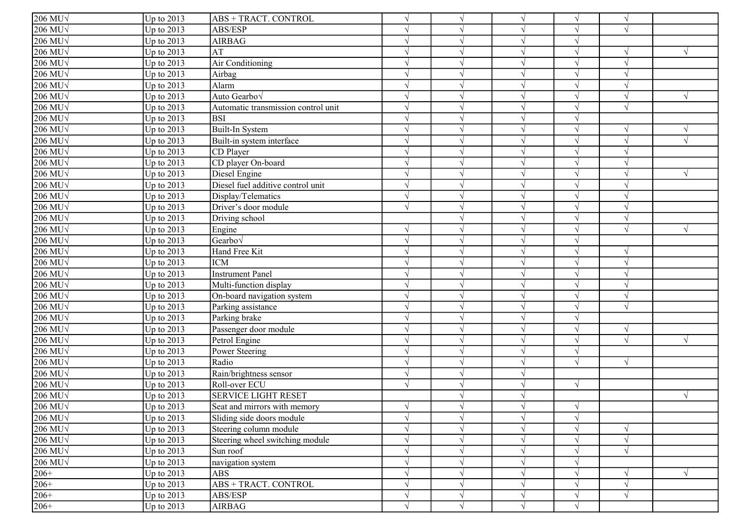| | | | | | | | | |
|---|---|---|---|---|---|---|---|---|
| 206 MU√ | Up to 2013 | ABS + TRACT. CONTROL | √ | √ | √ | √ | √ | |
| 206 MU√ | Up to 2013 | ABS/ESP | √ | √ | √ | √ | √ | |
| 206 MU√ | Up to 2013 | AIRBAG | √ | √ | √ | √ | | |
| 206 MU√ | Up to 2013 | AT | √ | √ | √ | √ | √ | √ |
| 206 MU√ | Up to 2013 | Air Conditioning | √ | √ | √ | √ | √ | |
| 206 MU√ | Up to 2013 | Airbag | √ | √ | √ | √ | √ | |
| 206 MU√ | Up to 2013 | Alarm | √ | √ | √ | √ | √ | |
| 206 MU√ | Up to 2013 | Auto Gearbo√ | √ | √ | √ | √ | √ | √ |
| 206 MU√ | Up to 2013 | Automatic transmission control unit | √ | √ | √ | √ | √ | |
| 206 MU√ | Up to 2013 | BSI | √ | √ | √ | √ | | |
| 206 MU√ | Up to 2013 | Built-In System | √ | √ | √ | √ | √ | √ |
| 206 MU√ | Up to 2013 | Built-in system interface | √ | √ | √ | √ | √ | √ |
| 206 MU√ | Up to 2013 | CD Player | √ | √ | √ | √ | √ | |
| 206 MU√ | Up to 2013 | CD player On-board | √ | √ | √ | √ | √ | |
| 206 MU√ | Up to 2013 | Diesel Engine | √ | √ | √ | √ | √ | √ |
| 206 MU√ | Up to 2013 | Diesel fuel additive control unit | √ | √ | √ | √ | √ | |
| 206 MU√ | Up to 2013 | Display/Telematics | √ | √ | √ | √ | √ | |
| 206 MU√ | Up to 2013 | Driver's door module | √ | √ | √ | √ | √ | |
| 206 MU√ | Up to 2013 | Driving school | | √ | √ | √ | √ | |
| 206 MU√ | Up to 2013 | Engine | √ | √ | √ | √ | √ | √ |
| 206 MU√ | Up to 2013 | Gearbo√ | √ | √ | √ | √ | | |
| 206 MU√ | Up to 2013 | Hand Free Kit | √ | √ | √ | √ | √ | |
| 206 MU√ | Up to 2013 | ICM | √ | √ | √ | √ | √ | |
| 206 MU√ | Up to 2013 | Instrument Panel | √ | √ | √ | √ | √ | |
| 206 MU√ | Up to 2013 | Multi-function display | √ | √ | √ | √ | √ | |
| 206 MU√ | Up to 2013 | On-board navigation system | √ | √ | √ | √ | √ | |
| 206 MU√ | Up to 2013 | Parking assistance | √ | √ | √ | √ | √ | |
| 206 MU√ | Up to 2013 | Parking brake | √ | √ | √ | √ | | |
| 206 MU√ | Up to 2013 | Passenger door module | √ | √ | √ | √ | √ | |
| 206 MU√ | Up to 2013 | Petrol Engine | √ | √ | √ | √ | √ | √ |
| 206 MU√ | Up to 2013 | Power Steering | √ | √ | √ | √ | | |
| 206 MU√ | Up to 2013 | Radio | √ | √ | √ | √ | √ | |
| 206 MU√ | Up to 2013 | Rain/brightness sensor | √ | √ | √ | | | |
| 206 MU√ | Up to 2013 | Roll-over ECU | √ | √ | √ | √ | | |
| 206 MU√ | Up to 2013 | SERVICE LIGHT RESET | | √ | √ | | | √ |
| 206 MU√ | Up to 2013 | Seat and mirrors with memory | √ | √ | √ | √ | | |
| 206 MU√ | Up to 2013 | Sliding side doors module | √ | √ | √ | √ | | |
| 206 MU√ | Up to 2013 | Steering column module | √ | √ | √ | √ | √ | |
| 206 MU√ | Up to 2013 | Steering wheel switching module | √ | √ | √ | √ | √ | |
| 206 MU√ | Up to 2013 | Sun roof | √ | √ | √ | √ | √ | |
| 206 MU√ | Up to 2013 | navigation system | √ | √ | √ | √ | | |
| 206+ | Up to 2013 | ABS | √ | √ | √ | √ | √ | √ |
| 206+ | Up to 2013 | ABS + TRACT. CONTROL | √ | √ | √ | √ | √ | |
| 206+ | Up to 2013 | ABS/ESP | √ | √ | √ | √ | √ | |
| 206+ | Up to 2013 | AIRBAG | √ | √ | √ | √ | | |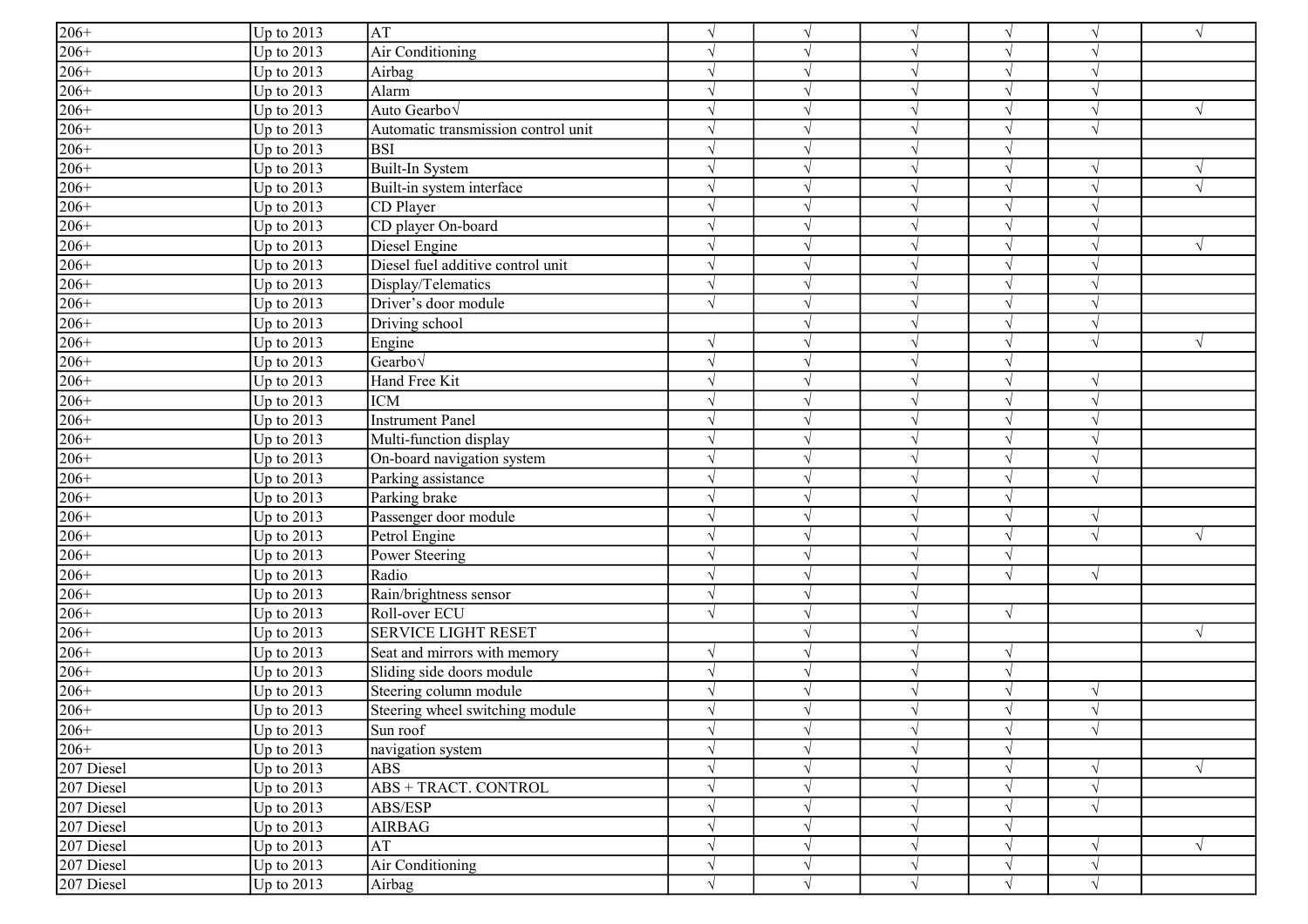| | | | | | | | | |
|---|---|---|---|---|---|---|---|---|
| 206+ | Up to 2013 | AT | √ | √ | √ | √ | √ | √ |
| 206+ | Up to 2013 | Air Conditioning | √ | √ | √ | √ | √ | |
| 206+ | Up to 2013 | Airbag | √ | √ | √ | √ | √ | |
| 206+ | Up to 2013 | Alarm | √ | √ | √ | √ | √ | |
| 206+ | Up to 2013 | Auto Gearbo√ | √ | √ | √ | √ | √ | √ |
| 206+ | Up to 2013 | Automatic transmission control unit | √ | √ | √ | √ | √ | |
| 206+ | Up to 2013 | BSI | √ | √ | √ | √ | | |
| 206+ | Up to 2013 | Built-In System | √ | √ | √ | √ | √ | √ |
| 206+ | Up to 2013 | Built-in system interface | √ | √ | √ | √ | √ | √ |
| 206+ | Up to 2013 | CD Player | √ | √ | √ | √ | √ | |
| 206+ | Up to 2013 | CD player On-board | √ | √ | √ | √ | √ | |
| 206+ | Up to 2013 | Diesel Engine | √ | √ | √ | √ | √ | √ |
| 206+ | Up to 2013 | Diesel fuel additive control unit | √ | √ | √ | √ | √ | |
| 206+ | Up to 2013 | Display/Telematics | √ | √ | √ | √ | √ | |
| 206+ | Up to 2013 | Driver's door module | √ | √ | √ | √ | √ | |
| 206+ | Up to 2013 | Driving school | | √ | √ | √ | √ | |
| 206+ | Up to 2013 | Engine | √ | √ | √ | √ | √ | √ |
| 206+ | Up to 2013 | Gearbo√ | √ | √ | √ | √ | | |
| 206+ | Up to 2013 | Hand Free Kit | √ | √ | √ | √ | √ | |
| 206+ | Up to 2013 | ICM | √ | √ | √ | √ | √ | |
| 206+ | Up to 2013 | Instrument Panel | √ | √ | √ | √ | √ | |
| 206+ | Up to 2013 | Multi-function display | √ | √ | √ | √ | √ | |
| 206+ | Up to 2013 | On-board navigation system | √ | √ | √ | √ | √ | |
| 206+ | Up to 2013 | Parking assistance | √ | √ | √ | √ | √ | |
| 206+ | Up to 2013 | Parking brake | √ | √ | √ | √ | | |
| 206+ | Up to 2013 | Passenger door module | √ | √ | √ | √ | √ | |
| 206+ | Up to 2013 | Petrol Engine | √ | √ | √ | √ | √ | √ |
| 206+ | Up to 2013 | Power Steering | √ | √ | √ | √ | | |
| 206+ | Up to 2013 | Radio | √ | √ | √ | √ | √ | |
| 206+ | Up to 2013 | Rain/brightness sensor | √ | √ | √ | | | |
| 206+ | Up to 2013 | Roll-over ECU | √ | √ | √ | √ | | |
| 206+ | Up to 2013 | SERVICE LIGHT RESET | | √ | √ | | | √ |
| 206+ | Up to 2013 | Seat and mirrors with memory | √ | √ | √ | √ | | |
| 206+ | Up to 2013 | Sliding side doors module | √ | √ | √ | √ | | |
| 206+ | Up to 2013 | Steering column module | √ | √ | √ | √ | √ | |
| 206+ | Up to 2013 | Steering wheel switching module | √ | √ | √ | √ | √ | |
| 206+ | Up to 2013 | Sun roof | √ | √ | √ | √ | √ | |
| 206+ | Up to 2013 | navigation system | √ | √ | √ | √ | | |
| 207 Diesel | Up to 2013 | ABS | √ | √ | √ | √ | √ | √ |
| 207 Diesel | Up to 2013 | ABS + TRACT. CONTROL | √ | √ | √ | √ | √ | |
| 207 Diesel | Up to 2013 | ABS/ESP | √ | √ | √ | √ | √ | |
| 207 Diesel | Up to 2013 | AIRBAG | √ | √ | √ | √ | | |
| 207 Diesel | Up to 2013 | AT | √ | √ | √ | √ | √ | √ |
| 207 Diesel | Up to 2013 | Air Conditioning | √ | √ | √ | √ | √ | |
| 207 Diesel | Up to 2013 | Airbag | √ | √ | √ | √ | √ | |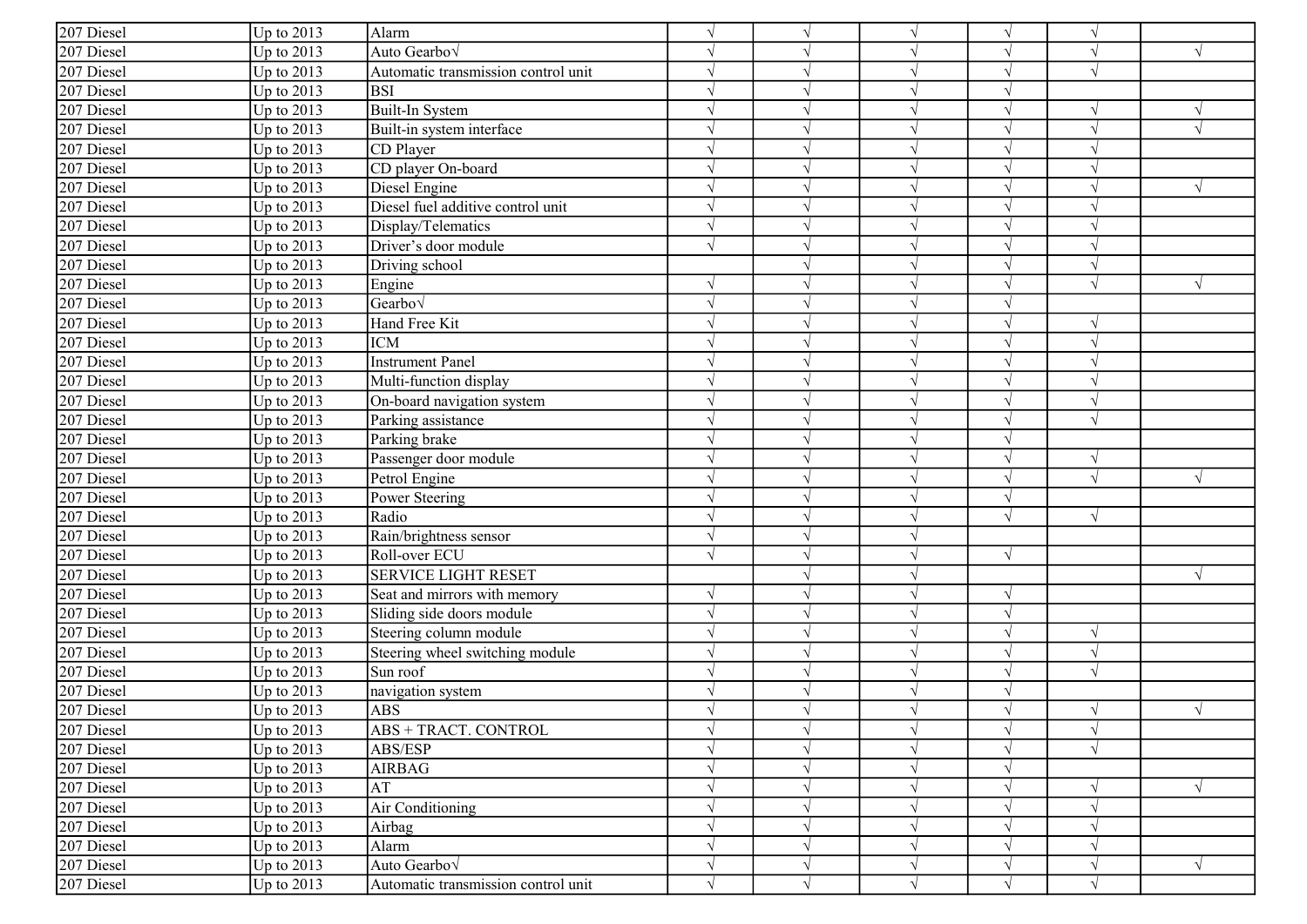| | | | | | | | | |
|---|---|---|---|---|---|---|---|---|
| 207 Diesel | Up to 2013 | Alarm | √ | √ | √ | √ | √ | |
| 207 Diesel | Up to 2013 | Auto Gearbo√ | √ | √ | √ | √ | √ | √ |
| 207 Diesel | Up to 2013 | Automatic transmission control unit | √ | √ | √ | √ | √ | |
| 207 Diesel | Up to 2013 | BSI | √ | √ | √ | √ | | |
| 207 Diesel | Up to 2013 | Built-In System | √ | √ | √ | √ | √ | √ |
| 207 Diesel | Up to 2013 | Built-in system interface | √ | √ | √ | √ | √ | √ |
| 207 Diesel | Up to 2013 | CD Player | √ | √ | √ | √ | √ | |
| 207 Diesel | Up to 2013 | CD player On-board | √ | √ | √ | √ | √ | |
| 207 Diesel | Up to 2013 | Diesel Engine | √ | √ | √ | √ | √ | √ |
| 207 Diesel | Up to 2013 | Diesel fuel additive control unit | √ | √ | √ | √ | √ | |
| 207 Diesel | Up to 2013 | Display/Telematics | √ | √ | √ | √ | √ | |
| 207 Diesel | Up to 2013 | Driver’s door module | √ | √ | √ | √ | √ | |
| 207 Diesel | Up to 2013 | Driving school | | √ | √ | √ | √ | |
| 207 Diesel | Up to 2013 | Engine | √ | √ | √ | √ | √ | √ |
| 207 Diesel | Up to 2013 | Gearbo√ | √ | √ | √ | √ | | |
| 207 Diesel | Up to 2013 | Hand Free Kit | √ | √ | √ | √ | √ | |
| 207 Diesel | Up to 2013 | ICM | √ | √ | √ | √ | √ | |
| 207 Diesel | Up to 2013 | Instrument Panel | √ | √ | √ | √ | √ | |
| 207 Diesel | Up to 2013 | Multi-function display | √ | √ | √ | √ | √ | |
| 207 Diesel | Up to 2013 | On-board navigation system | √ | √ | √ | √ | √ | |
| 207 Diesel | Up to 2013 | Parking assistance | √ | √ | √ | √ | √ | |
| 207 Diesel | Up to 2013 | Parking brake | √ | √ | √ | √ | | |
| 207 Diesel | Up to 2013 | Passenger door module | √ | √ | √ | √ | √ | |
| 207 Diesel | Up to 2013 | Petrol Engine | √ | √ | √ | √ | √ | √ |
| 207 Diesel | Up to 2013 | Power Steering | √ | √ | √ | √ | | |
| 207 Diesel | Up to 2013 | Radio | √ | √ | √ | √ | √ | |
| 207 Diesel | Up to 2013 | Rain/brightness sensor | √ | √ | √ | | | |
| 207 Diesel | Up to 2013 | Roll-over ECU | √ | √ | √ | √ | | |
| 207 Diesel | Up to 2013 | SERVICE LIGHT RESET | | √ | √ | | | √ |
| 207 Diesel | Up to 2013 | Seat and mirrors with memory | √ | √ | √ | √ | | |
| 207 Diesel | Up to 2013 | Sliding side doors module | √ | √ | √ | √ | | |
| 207 Diesel | Up to 2013 | Steering column module | √ | √ | √ | √ | √ | |
| 207 Diesel | Up to 2013 | Steering wheel switching module | √ | √ | √ | √ | √ | |
| 207 Diesel | Up to 2013 | Sun roof | √ | √ | √ | √ | √ | |
| 207 Diesel | Up to 2013 | navigation system | √ | √ | √ | √ | | |
| 207 Diesel | Up to 2013 | ABS | √ | √ | √ | √ | √ | √ |
| 207 Diesel | Up to 2013 | ABS + TRACT. CONTROL | √ | √ | √ | √ | √ | |
| 207 Diesel | Up to 2013 | ABS/ESP | √ | √ | √ | √ | √ | |
| 207 Diesel | Up to 2013 | AIRBAG | √ | √ | √ | √ | | |
| 207 Diesel | Up to 2013 | AT | √ | √ | √ | √ | √ | √ |
| 207 Diesel | Up to 2013 | Air Conditioning | √ | √ | √ | √ | √ | |
| 207 Diesel | Up to 2013 | Airbag | √ | √ | √ | √ | √ | |
| 207 Diesel | Up to 2013 | Alarm | √ | √ | √ | √ | √ | |
| 207 Diesel | Up to 2013 | Auto Gearbo√ | √ | √ | √ | √ | √ | √ |
| 207 Diesel | Up to 2013 | Automatic transmission control unit | √ | √ | √ | √ | √ | |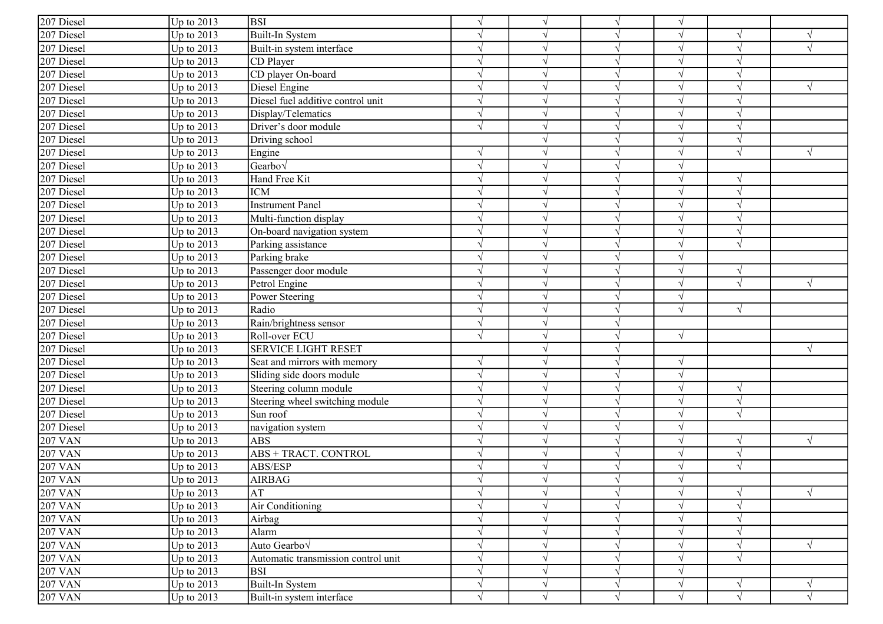| | | | | | | | | |
|---|---|---|---|---|---|---|---|---|
| 207 Diesel | Up to 2013 | BSI | √ | √ | √ | √ | | |
| 207 Diesel | Up to 2013 | Built-In System | √ | √ | √ | √ | √ | √ |
| 207 Diesel | Up to 2013 | Built-in system interface | √ | √ | √ | √ | √ | √ |
| 207 Diesel | Up to 2013 | CD Player | √ | √ | √ | √ | √ | |
| 207 Diesel | Up to 2013 | CD player On-board | √ | √ | √ | √ | √ | |
| 207 Diesel | Up to 2013 | Diesel Engine | √ | √ | √ | √ | √ | √ |
| 207 Diesel | Up to 2013 | Diesel fuel additive control unit | √ | √ | √ | √ | √ | |
| 207 Diesel | Up to 2013 | Display/Telematics | √ | √ | √ | √ | √ | |
| 207 Diesel | Up to 2013 | Driver’s door module | √ | √ | √ | √ | √ | |
| 207 Diesel | Up to 2013 | Driving school | | √ | √ | √ | √ | |
| 207 Diesel | Up to 2013 | Engine | √ | √ | √ | √ | √ | √ |
| 207 Diesel | Up to 2013 | Gearbo√ | √ | √ | √ | √ | | |
| 207 Diesel | Up to 2013 | Hand Free Kit | √ | √ | √ | √ | √ | |
| 207 Diesel | Up to 2013 | ICM | √ | √ | √ | √ | √ | |
| 207 Diesel | Up to 2013 | Instrument Panel | √ | √ | √ | √ | √ | |
| 207 Diesel | Up to 2013 | Multi-function display | √ | √ | √ | √ | √ | |
| 207 Diesel | Up to 2013 | On-board navigation system | √ | √ | √ | √ | √ | |
| 207 Diesel | Up to 2013 | Parking assistance | √ | √ | √ | √ | √ | |
| 207 Diesel | Up to 2013 | Parking brake | √ | √ | √ | √ | | |
| 207 Diesel | Up to 2013 | Passenger door module | √ | √ | √ | √ | √ | |
| 207 Diesel | Up to 2013 | Petrol Engine | √ | √ | √ | √ | √ | √ |
| 207 Diesel | Up to 2013 | Power Steering | √ | √ | √ | √ | | |
| 207 Diesel | Up to 2013 | Radio | √ | √ | √ | √ | √ | |
| 207 Diesel | Up to 2013 | Rain/brightness sensor | √ | √ | √ | | | |
| 207 Diesel | Up to 2013 | Roll-over ECU | √ | √ | √ | √ | | |
| 207 Diesel | Up to 2013 | SERVICE LIGHT RESET | | √ | √ | | | √ |
| 207 Diesel | Up to 2013 | Seat and mirrors with memory | √ | √ | √ | √ | | |
| 207 Diesel | Up to 2013 | Sliding side doors module | √ | √ | √ | √ | | |
| 207 Diesel | Up to 2013 | Steering column module | √ | √ | √ | √ | √ | |
| 207 Diesel | Up to 2013 | Steering wheel switching module | √ | √ | √ | √ | √ | |
| 207 Diesel | Up to 2013 | Sun roof | √ | √ | √ | √ | √ | |
| 207 Diesel | Up to 2013 | navigation system | √ | √ | √ | √ | | |
| 207 VAN | Up to 2013 | ABS | √ | √ | √ | √ | √ | √ |
| 207 VAN | Up to 2013 | ABS + TRACT. CONTROL | √ | √ | √ | √ | √ | |
| 207 VAN | Up to 2013 | ABS/ESP | √ | √ | √ | √ | √ | |
| 207 VAN | Up to 2013 | AIRBAG | √ | √ | √ | √ | | |
| 207 VAN | Up to 2013 | AT | √ | √ | √ | √ | √ | √ |
| 207 VAN | Up to 2013 | Air Conditioning | √ | √ | √ | √ | √ | |
| 207 VAN | Up to 2013 | Airbag | √ | √ | √ | √ | √ | |
| 207 VAN | Up to 2013 | Alarm | √ | √ | √ | √ | √ | |
| 207 VAN | Up to 2013 | Auto Gearbo√ | √ | √ | √ | √ | √ | √ |
| 207 VAN | Up to 2013 | Automatic transmission control unit | √ | √ | √ | √ | √ | |
| 207 VAN | Up to 2013 | BSI | √ | √ | √ | √ | | |
| 207 VAN | Up to 2013 | Built-In System | √ | √ | √ | √ | √ | √ |
| 207 VAN | Up to 2013 | Built-in system interface | √ | √ | √ | √ | √ | √ |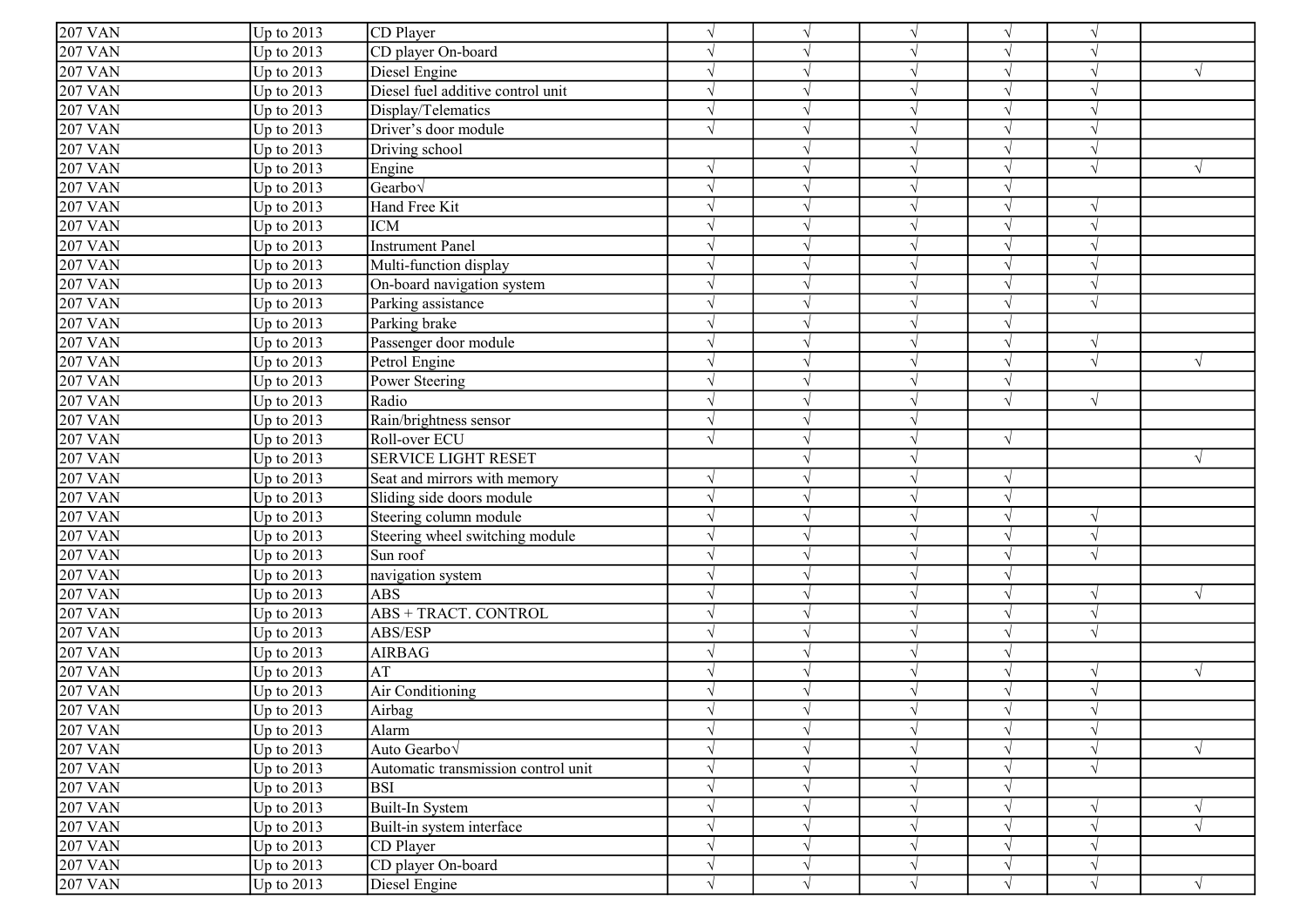| | | | | | | | | |
|---|---|---|---|---|---|---|---|---|
| 207 VAN | Up to 2013 | CD Player | √ | √ | √ | √ | √ | |
| 207 VAN | Up to 2013 | CD player On-board | √ | √ | √ | √ | √ | |
| 207 VAN | Up to 2013 | Diesel Engine | √ | √ | √ | √ | √ | √ |
| 207 VAN | Up to 2013 | Diesel fuel additive control unit | √ | √ | √ | √ | √ | |
| 207 VAN | Up to 2013 | Display/Telematics | √ | √ | √ | √ | √ | |
| 207 VAN | Up to 2013 | Driver's door module | √ | √ | √ | √ | √ | |
| 207 VAN | Up to 2013 | Driving school | | √ | √ | √ | √ | |
| 207 VAN | Up to 2013 | Engine | √ | √ | √ | √ | √ | √ |
| 207 VAN | Up to 2013 | Gearbo√ | √ | √ | √ | √ | | |
| 207 VAN | Up to 2013 | Hand Free Kit | √ | √ | √ | √ | √ | |
| 207 VAN | Up to 2013 | ICM | √ | √ | √ | √ | √ | |
| 207 VAN | Up to 2013 | Instrument Panel | √ | √ | √ | √ | √ | |
| 207 VAN | Up to 2013 | Multi-function display | √ | √ | √ | √ | √ | |
| 207 VAN | Up to 2013 | On-board navigation system | √ | √ | √ | √ | √ | |
| 207 VAN | Up to 2013 | Parking assistance | √ | √ | √ | √ | √ | |
| 207 VAN | Up to 2013 | Parking brake | √ | √ | √ | √ | | |
| 207 VAN | Up to 2013 | Passenger door module | √ | √ | √ | √ | √ | |
| 207 VAN | Up to 2013 | Petrol Engine | √ | √ | √ | √ | √ | √ |
| 207 VAN | Up to 2013 | Power Steering | √ | √ | √ | √ | | |
| 207 VAN | Up to 2013 | Radio | √ | √ | √ | √ | √ | |
| 207 VAN | Up to 2013 | Rain/brightness sensor | √ | √ | √ | | | |
| 207 VAN | Up to 2013 | Roll-over ECU | √ | √ | √ | √ | | |
| 207 VAN | Up to 2013 | SERVICE LIGHT RESET | | √ | √ | | | √ |
| 207 VAN | Up to 2013 | Seat and mirrors with memory | √ | √ | √ | √ | | |
| 207 VAN | Up to 2013 | Sliding side doors module | √ | √ | √ | √ | | |
| 207 VAN | Up to 2013 | Steering column module | √ | √ | √ | √ | √ | |
| 207 VAN | Up to 2013 | Steering wheel switching module | √ | √ | √ | √ | √ | |
| 207 VAN | Up to 2013 | Sun roof | √ | √ | √ | √ | √ | |
| 207 VAN | Up to 2013 | navigation system | √ | √ | √ | √ | | |
| 207 VAN | Up to 2013 | ABS | √ | √ | √ | √ | √ | √ |
| 207 VAN | Up to 2013 | ABS + TRACT. CONTROL | √ | √ | √ | √ | √ | |
| 207 VAN | Up to 2013 | ABS/ESP | √ | √ | √ | √ | √ | |
| 207 VAN | Up to 2013 | AIRBAG | √ | √ | √ | √ | | |
| 207 VAN | Up to 2013 | AT | √ | √ | √ | √ | √ | √ |
| 207 VAN | Up to 2013 | Air Conditioning | √ | √ | √ | √ | √ | |
| 207 VAN | Up to 2013 | Airbag | √ | √ | √ | √ | √ | |
| 207 VAN | Up to 2013 | Alarm | √ | √ | √ | √ | √ | |
| 207 VAN | Up to 2013 | Auto Gearbo√ | √ | √ | √ | √ | √ | √ |
| 207 VAN | Up to 2013 | Automatic transmission control unit | √ | √ | √ | √ | √ | |
| 207 VAN | Up to 2013 | BSI | √ | √ | √ | √ | | |
| 207 VAN | Up to 2013 | Built-In System | √ | √ | √ | √ | √ | √ |
| 207 VAN | Up to 2013 | Built-in system interface | √ | √ | √ | √ | √ | √ |
| 207 VAN | Up to 2013 | CD Player | √ | √ | √ | √ | √ | |
| 207 VAN | Up to 2013 | CD player On-board | √ | √ | √ | √ | √ | |
| 207 VAN | Up to 2013 | Diesel Engine | √ | √ | √ | √ | √ | √ |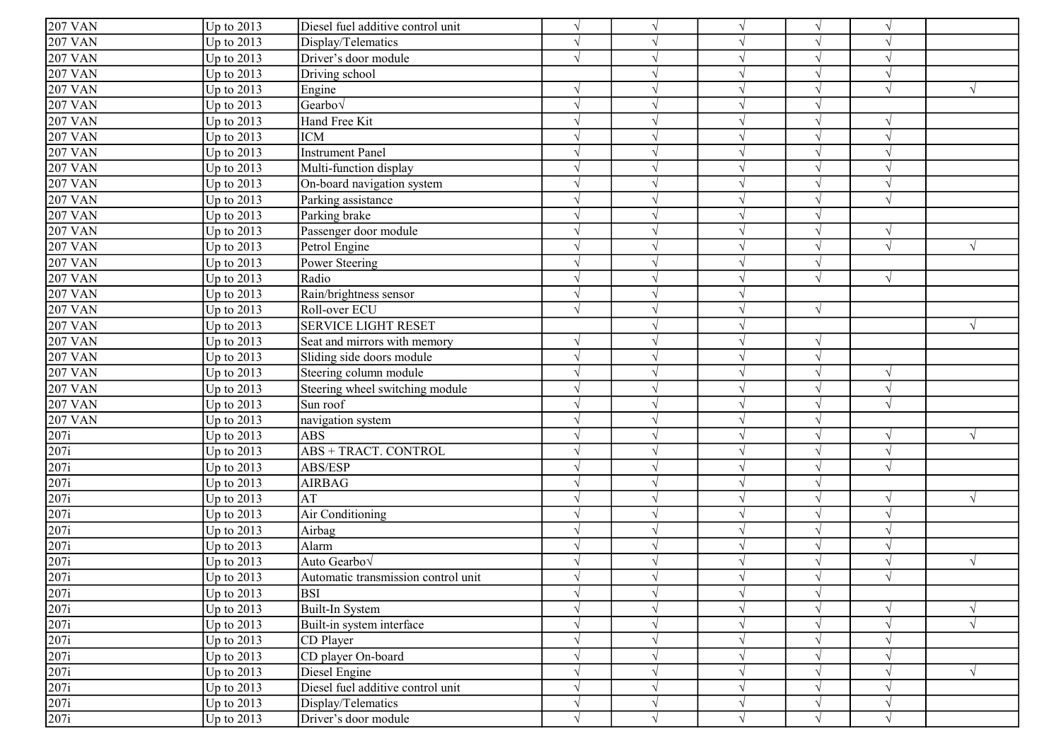| | | | | | | | | |
|---|---|---|---|---|---|---|---|---|
| 207 VAN | Up to 2013 | Diesel fuel additive control unit | √ | √ | √ | √ | √ | |
| 207 VAN | Up to 2013 | Display/Telematics | √ | √ | √ | √ | √ | |
| 207 VAN | Up to 2013 | Driver's door module | √ | √ | √ | √ | √ | |
| 207 VAN | Up to 2013 | Driving school | | √ | √ | √ | √ | |
| 207 VAN | Up to 2013 | Engine | √ | √ | √ | √ | √ | √ |
| 207 VAN | Up to 2013 | Gearbo√ | √ | √ | √ | √ | | |
| 207 VAN | Up to 2013 | Hand Free Kit | √ | √ | √ | √ | √ | |
| 207 VAN | Up to 2013 | ICM | √ | √ | √ | √ | √ | |
| 207 VAN | Up to 2013 | Instrument Panel | √ | √ | √ | √ | √ | |
| 207 VAN | Up to 2013 | Multi-function display | √ | √ | √ | √ | √ | |
| 207 VAN | Up to 2013 | On-board navigation system | √ | √ | √ | √ | √ | |
| 207 VAN | Up to 2013 | Parking assistance | √ | √ | √ | √ | √ | |
| 207 VAN | Up to 2013 | Parking brake | √ | √ | √ | √ | | |
| 207 VAN | Up to 2013 | Passenger door module | √ | √ | √ | √ | √ | |
| 207 VAN | Up to 2013 | Petrol Engine | √ | √ | √ | √ | √ | √ |
| 207 VAN | Up to 2013 | Power Steering | √ | √ | √ | √ | | |
| 207 VAN | Up to 2013 | Radio | √ | √ | √ | √ | √ | |
| 207 VAN | Up to 2013 | Rain/brightness sensor | √ | √ | √ | | | |
| 207 VAN | Up to 2013 | Roll-over ECU | √ | √ | √ | √ | | |
| 207 VAN | Up to 2013 | SERVICE LIGHT RESET | | √ | √ | | | √ |
| 207 VAN | Up to 2013 | Seat and mirrors with memory | √ | √ | √ | √ | | |
| 207 VAN | Up to 2013 | Sliding side doors module | √ | √ | √ | √ | | |
| 207 VAN | Up to 2013 | Steering column module | √ | √ | √ | √ | √ | |
| 207 VAN | Up to 2013 | Steering wheel switching module | √ | √ | √ | √ | √ | |
| 207 VAN | Up to 2013 | Sun roof | √ | √ | √ | √ | √ | |
| 207 VAN | Up to 2013 | navigation system | √ | √ | √ | √ | | |
| 207i | Up to 2013 | ABS | √ | √ | √ | √ | √ | √ |
| 207i | Up to 2013 | ABS + TRACT. CONTROL | √ | √ | √ | √ | √ | |
| 207i | Up to 2013 | ABS/ESP | √ | √ | √ | √ | √ | |
| 207i | Up to 2013 | AIRBAG | √ | √ | √ | √ | | |
| 207i | Up to 2013 | AT | √ | √ | √ | √ | √ | √ |
| 207i | Up to 2013 | Air Conditioning | √ | √ | √ | √ | √ | |
| 207i | Up to 2013 | Airbag | √ | √ | √ | √ | √ | |
| 207i | Up to 2013 | Alarm | √ | √ | √ | √ | √ | |
| 207i | Up to 2013 | Auto Gearbo√ | √ | √ | √ | √ | √ | √ |
| 207i | Up to 2013 | Automatic transmission control unit | √ | √ | √ | √ | √ | |
| 207i | Up to 2013 | BSI | √ | √ | √ | √ | | |
| 207i | Up to 2013 | Built-In System | √ | √ | √ | √ | √ | √ |
| 207i | Up to 2013 | Built-in system interface | √ | √ | √ | √ | √ | √ |
| 207i | Up to 2013 | CD Player | √ | √ | √ | √ | √ | |
| 207i | Up to 2013 | CD player On-board | √ | √ | √ | √ | √ | |
| 207i | Up to 2013 | Diesel Engine | √ | √ | √ | √ | √ | √ |
| 207i | Up to 2013 | Diesel fuel additive control unit | √ | √ | √ | √ | √ | |
| 207i | Up to 2013 | Display/Telematics | √ | √ | √ | √ | √ | |
| 207i | Up to 2013 | Driver's door module | √ | √ | √ | √ | √ | |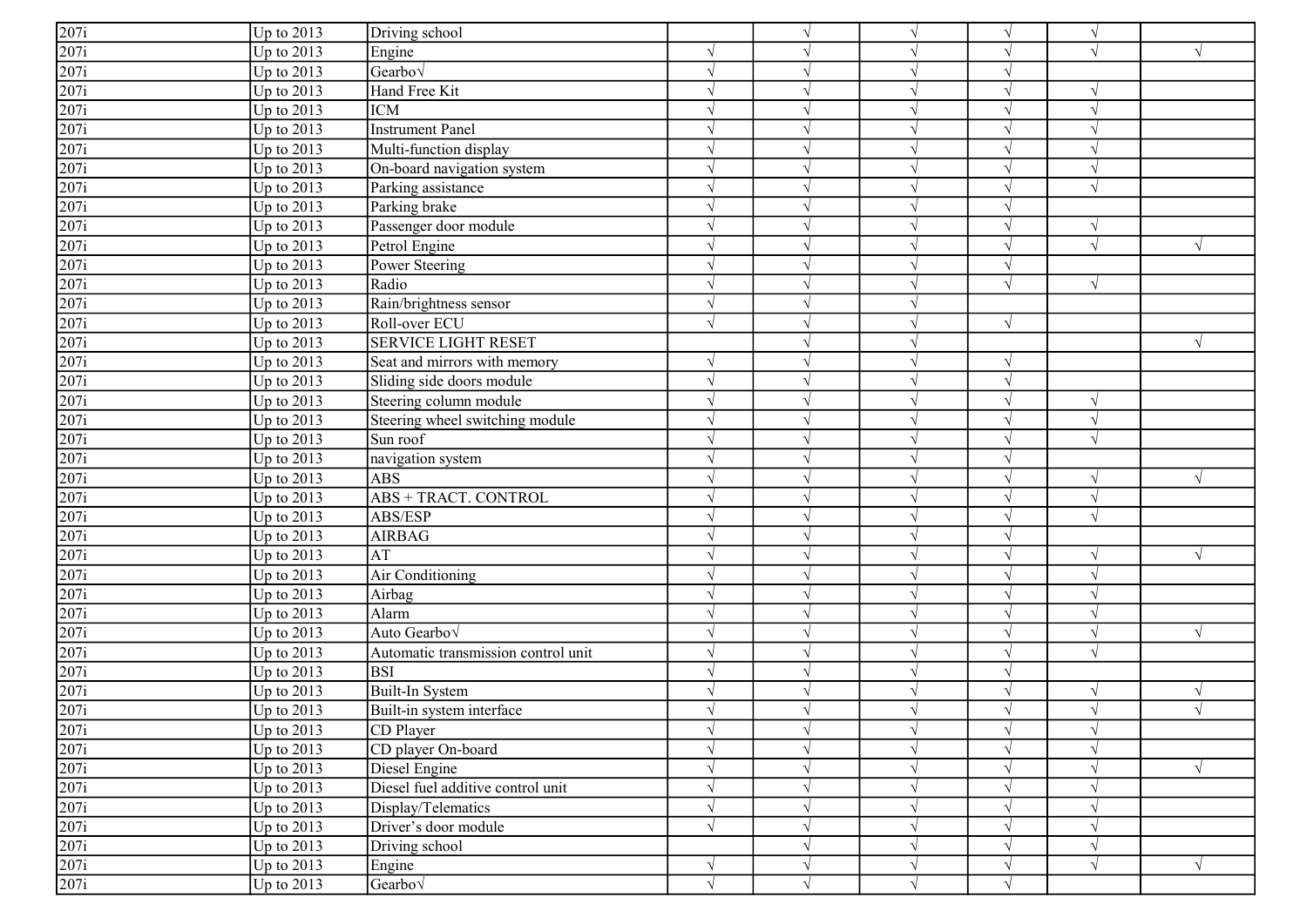| 207i | Up to 2013 | Driving school | | √ | √ | √ | √ | |
|---|---|---|---|---|---|---|---|---|
| 207i | Up to 2013 | Engine | √ | √ | √ | √ | √ | √ |
| 207i | Up to 2013 | Gearbo√ | √ | √ | √ | √ | | |
| 207i | Up to 2013 | Hand Free Kit | √ | √ | √ | √ | √ | |
| 207i | Up to 2013 | ICM | √ | √ | √ | √ | √ | |
| 207i | Up to 2013 | Instrument Panel | √ | √ | √ | √ | √ | |
| 207i | Up to 2013 | Multi-function display | √ | √ | √ | √ | √ | |
| 207i | Up to 2013 | On-board navigation system | √ | √ | √ | √ | √ | |
| 207i | Up to 2013 | Parking assistance | √ | √ | √ | √ | √ | |
| 207i | Up to 2013 | Parking brake | √ | √ | √ | √ | | |
| 207i | Up to 2013 | Passenger door module | √ | √ | √ | √ | √ | |
| 207i | Up to 2013 | Petrol Engine | √ | √ | √ | √ | √ | √ |
| 207i | Up to 2013 | Power Steering | √ | √ | √ | √ | | |
| 207i | Up to 2013 | Radio | √ | √ | √ | √ | √ | |
| 207i | Up to 2013 | Rain/brightness sensor | √ | √ | √ | | | |
| 207i | Up to 2013 | Roll-over ECU | √ | √ | √ | √ | | |
| 207i | Up to 2013 | SERVICE LIGHT RESET | | √ | √ | | | √ |
| 207i | Up to 2013 | Seat and mirrors with memory | √ | √ | √ | √ | | |
| 207i | Up to 2013 | Sliding side doors module | √ | √ | √ | √ | | |
| 207i | Up to 2013 | Steering column module | √ | √ | √ | √ | √ | |
| 207i | Up to 2013 | Steering wheel switching module | √ | √ | √ | √ | √ | |
| 207i | Up to 2013 | Sun roof | √ | √ | √ | √ | √ | |
| 207i | Up to 2013 | navigation system | √ | √ | √ | √ | | |
| 207i | Up to 2013 | ABS | √ | √ | √ | √ | √ | √ |
| 207i | Up to 2013 | ABS + TRACT. CONTROL | √ | √ | √ | √ | √ | |
| 207i | Up to 2013 | ABS/ESP | √ | √ | √ | √ | √ | |
| 207i | Up to 2013 | AIRBAG | √ | √ | √ | √ | | |
| 207i | Up to 2013 | AT | √ | √ | √ | √ | √ | √ |
| 207i | Up to 2013 | Air Conditioning | √ | √ | √ | √ | √ | |
| 207i | Up to 2013 | Airbag | √ | √ | √ | √ | √ | |
| 207i | Up to 2013 | Alarm | √ | √ | √ | √ | √ | |
| 207i | Up to 2013 | Auto Gearbo√ | √ | √ | √ | √ | √ | √ |
| 207i | Up to 2013 | Automatic transmission control unit | √ | √ | √ | √ | √ | |
| 207i | Up to 2013 | BSI | √ | √ | √ | √ | | |
| 207i | Up to 2013 | Built-In System | √ | √ | √ | √ | √ | √ |
| 207i | Up to 2013 | Built-in system interface | √ | √ | √ | √ | √ | √ |
| 207i | Up to 2013 | CD Player | √ | √ | √ | √ | √ | |
| 207i | Up to 2013 | CD player On-board | √ | √ | √ | √ | √ | |
| 207i | Up to 2013 | Diesel Engine | √ | √ | √ | √ | √ | √ |
| 207i | Up to 2013 | Diesel fuel additive control unit | √ | √ | √ | √ | √ | |
| 207i | Up to 2013 | Display/Telematics | √ | √ | √ | √ | √ | |
| 207i | Up to 2013 | Driver's door module | √ | √ | √ | √ | √ | |
| 207i | Up to 2013 | Driving school | | √ | √ | √ | √ | |
| 207i | Up to 2013 | Engine | √ | √ | √ | √ | √ | √ |
| 207i | Up to 2013 | Gearbo√ | √ | √ | √ | √ | | |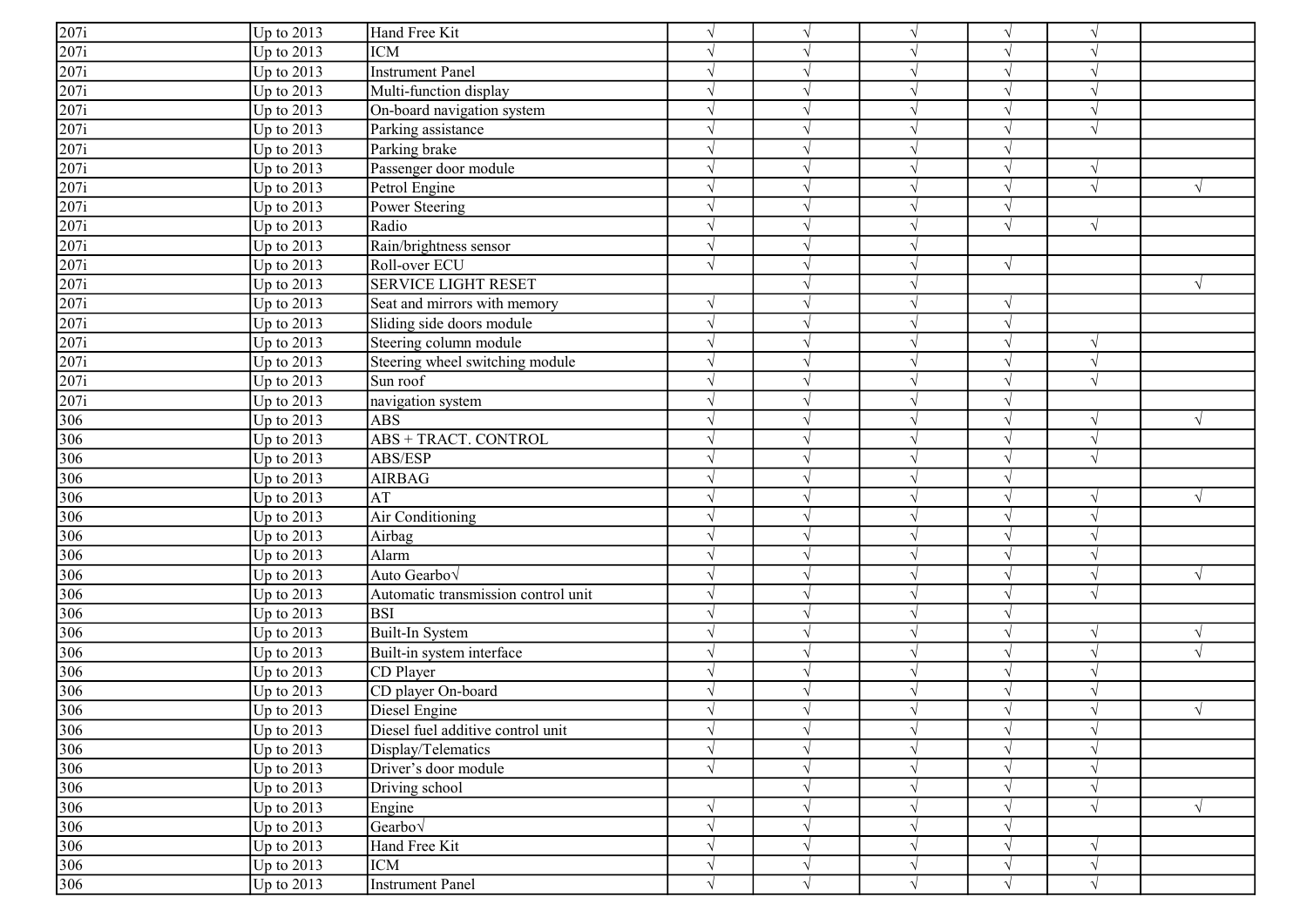| | | | | | | | | |
|---|---|---|---|---|---|---|---|---|
| 207i | Up to 2013 | Hand Free Kit | √ | √ | √ | √ | √ | |
| 207i | Up to 2013 | ICM | √ | √ | √ | √ | √ | |
| 207i | Up to 2013 | Instrument Panel | √ | √ | √ | √ | √ | |
| 207i | Up to 2013 | Multi-function display | √ | √ | √ | √ | √ | |
| 207i | Up to 2013 | On-board navigation system | √ | √ | √ | √ | √ | |
| 207i | Up to 2013 | Parking assistance | √ | √ | √ | √ | √ | |
| 207i | Up to 2013 | Parking brake | √ | √ | √ | √ | | |
| 207i | Up to 2013 | Passenger door module | √ | √ | √ | √ | √ | |
| 207i | Up to 2013 | Petrol Engine | √ | √ | √ | √ | √ | √ |
| 207i | Up to 2013 | Power Steering | √ | √ | √ | √ | | |
| 207i | Up to 2013 | Radio | √ | √ | √ | √ | √ | |
| 207i | Up to 2013 | Rain/brightness sensor | √ | √ | √ | | | |
| 207i | Up to 2013 | Roll-over ECU | √ | √ | √ | √ | | |
| 207i | Up to 2013 | SERVICE LIGHT RESET | | √ | √ | | | √ |
| 207i | Up to 2013 | Seat and mirrors with memory | √ | √ | √ | √ | | |
| 207i | Up to 2013 | Sliding side doors module | √ | √ | √ | √ | | |
| 207i | Up to 2013 | Steering column module | √ | √ | √ | √ | √ | |
| 207i | Up to 2013 | Steering wheel switching module | √ | √ | √ | √ | √ | |
| 207i | Up to 2013 | Sun roof | √ | √ | √ | √ | √ | |
| 207i | Up to 2013 | navigation system | √ | √ | √ | √ | | |
| 306 | Up to 2013 | ABS | √ | √ | √ | √ | √ | √ |
| 306 | Up to 2013 | ABS + TRACT. CONTROL | √ | √ | √ | √ | √ | |
| 306 | Up to 2013 | ABS/ESP | √ | √ | √ | √ | √ | |
| 306 | Up to 2013 | AIRBAG | √ | √ | √ | √ | | |
| 306 | Up to 2013 | AT | √ | √ | √ | √ | √ | √ |
| 306 | Up to 2013 | Air Conditioning | √ | √ | √ | √ | √ | |
| 306 | Up to 2013 | Airbag | √ | √ | √ | √ | √ | |
| 306 | Up to 2013 | Alarm | √ | √ | √ | √ | √ | |
| 306 | Up to 2013 | Auto Gearbo√ | √ | √ | √ | √ | √ | √ |
| 306 | Up to 2013 | Automatic transmission control unit | √ | √ | √ | √ | √ | |
| 306 | Up to 2013 | BSI | √ | √ | √ | √ | | |
| 306 | Up to 2013 | Built-In System | √ | √ | √ | √ | √ | √ |
| 306 | Up to 2013 | Built-in system interface | √ | √ | √ | √ | √ | √ |
| 306 | Up to 2013 | CD Player | √ | √ | √ | √ | √ | |
| 306 | Up to 2013 | CD player On-board | √ | √ | √ | √ | √ | |
| 306 | Up to 2013 | Diesel Engine | √ | √ | √ | √ | √ | √ |
| 306 | Up to 2013 | Diesel fuel additive control unit | √ | √ | √ | √ | √ | |
| 306 | Up to 2013 | Display/Telematics | √ | √ | √ | √ | √ | |
| 306 | Up to 2013 | Driver's door module | √ | √ | √ | √ | √ | |
| 306 | Up to 2013 | Driving school | | √ | √ | √ | √ | |
| 306 | Up to 2013 | Engine | √ | √ | √ | √ | √ | √ |
| 306 | Up to 2013 | Gearbo√ | √ | √ | √ | √ | | |
| 306 | Up to 2013 | Hand Free Kit | √ | √ | √ | √ | √ | |
| 306 | Up to 2013 | ICM | √ | √ | √ | √ | √ | |
| 306 | Up to 2013 | Instrument Panel | √ | √ | √ | √ | √ | |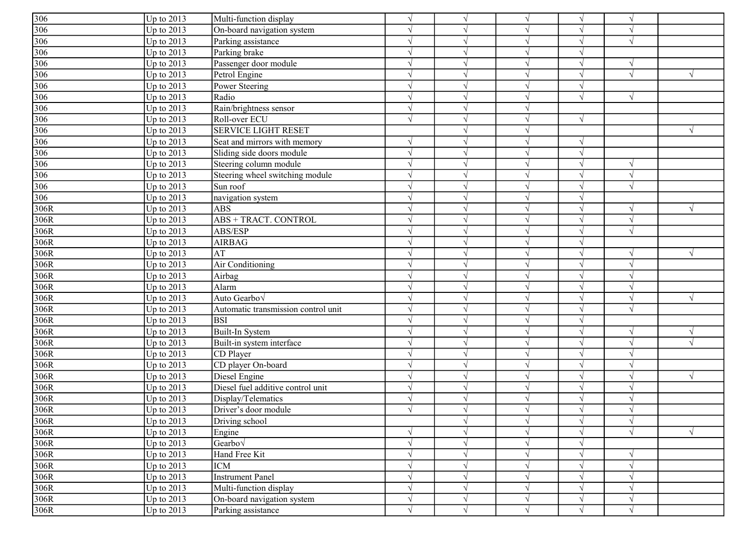| | | | | | | | | |
|---|---|---|---|---|---|---|---|---|
| 306 | Up to 2013 | Multi-function display | √ | √ | √ | √ | √ | |
| 306 | Up to 2013 | On-board navigation system | √ | √ | √ | √ | √ | |
| 306 | Up to 2013 | Parking assistance | √ | √ | √ | √ | √ | |
| 306 | Up to 2013 | Parking brake | √ | √ | √ | √ | | |
| 306 | Up to 2013 | Passenger door module | √ | √ | √ | √ | √ | |
| 306 | Up to 2013 | Petrol Engine | √ | √ | √ | √ | √ | √ |
| 306 | Up to 2013 | Power Steering | √ | √ | √ | √ | | |
| 306 | Up to 2013 | Radio | √ | √ | √ | √ | √ | |
| 306 | Up to 2013 | Rain/brightness sensor | √ | √ | √ | | | |
| 306 | Up to 2013 | Roll-over ECU | √ | √ | √ | √ | | |
| 306 | Up to 2013 | SERVICE LIGHT RESET | | √ | √ | | | √ |
| 306 | Up to 2013 | Seat and mirrors with memory | √ | √ | √ | √ | | |
| 306 | Up to 2013 | Sliding side doors module | √ | √ | √ | √ | | |
| 306 | Up to 2013 | Steering column module | √ | √ | √ | √ | √ | |
| 306 | Up to 2013 | Steering wheel switching module | √ | √ | √ | √ | √ | |
| 306 | Up to 2013 | Sun roof | √ | √ | √ | √ | √ | |
| 306 | Up to 2013 | navigation system | √ | √ | √ | √ | | |
| 306R | Up to 2013 | ABS | √ | √ | √ | √ | √ | √ |
| 306R | Up to 2013 | ABS + TRACT. CONTROL | √ | √ | √ | √ | √ | |
| 306R | Up to 2013 | ABS/ESP | √ | √ | √ | √ | √ | |
| 306R | Up to 2013 | AIRBAG | √ | √ | √ | √ | | |
| 306R | Up to 2013 | AT | √ | √ | √ | √ | √ | √ |
| 306R | Up to 2013 | Air Conditioning | √ | √ | √ | √ | √ | |
| 306R | Up to 2013 | Airbag | √ | √ | √ | √ | √ | |
| 306R | Up to 2013 | Alarm | √ | √ | √ | √ | √ | |
| 306R | Up to 2013 | Auto Gearbo√ | √ | √ | √ | √ | √ | √ |
| 306R | Up to 2013 | Automatic transmission control unit | √ | √ | √ | √ | √ | |
| 306R | Up to 2013 | BSI | √ | √ | √ | √ | | |
| 306R | Up to 2013 | Built-In System | √ | √ | √ | √ | √ | √ |
| 306R | Up to 2013 | Built-in system interface | √ | √ | √ | √ | √ | √ |
| 306R | Up to 2013 | CD Player | √ | √ | √ | √ | √ | |
| 306R | Up to 2013 | CD player On-board | √ | √ | √ | √ | √ | |
| 306R | Up to 2013 | Diesel Engine | √ | √ | √ | √ | √ | √ |
| 306R | Up to 2013 | Diesel fuel additive control unit | √ | √ | √ | √ | √ | |
| 306R | Up to 2013 | Display/Telematics | √ | √ | √ | √ | √ | |
| 306R | Up to 2013 | Driver's door module | √ | √ | √ | √ | √ | |
| 306R | Up to 2013 | Driving school | | √ | √ | √ | √ | |
| 306R | Up to 2013 | Engine | √ | √ | √ | √ | √ | √ |
| 306R | Up to 2013 | Gearbo√ | √ | √ | √ | √ | | |
| 306R | Up to 2013 | Hand Free Kit | √ | √ | √ | √ | √ | |
| 306R | Up to 2013 | ICM | √ | √ | √ | √ | √ | |
| 306R | Up to 2013 | Instrument Panel | √ | √ | √ | √ | √ | |
| 306R | Up to 2013 | Multi-function display | √ | √ | √ | √ | √ | |
| 306R | Up to 2013 | On-board navigation system | √ | √ | √ | √ | √ | |
| 306R | Up to 2013 | Parking assistance | √ | √ | √ | √ | √ | |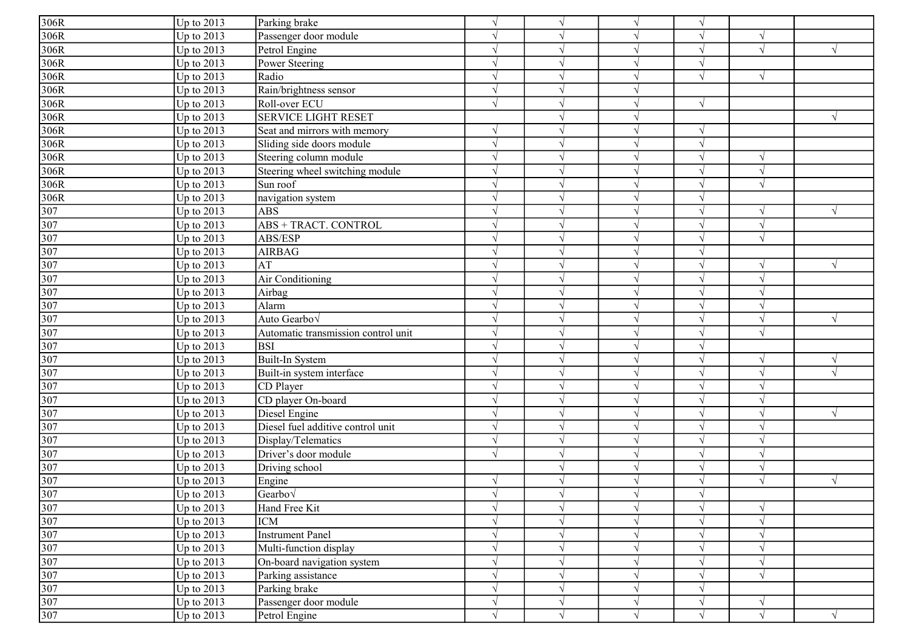| | | | | | | | | |
|---|---|---|---|---|---|---|---|---|
| 306R | Up to 2013 | Parking brake | √ | √ | √ | √ | | |
| 306R | Up to 2013 | Passenger door module | √ | √ | √ | √ | √ | |
| 306R | Up to 2013 | Petrol Engine | √ | √ | √ | √ | √ | √ |
| 306R | Up to 2013 | Power Steering | √ | √ | √ | √ | | |
| 306R | Up to 2013 | Radio | √ | √ | √ | √ | √ | |
| 306R | Up to 2013 | Rain/brightness sensor | √ | √ | √ | | | |
| 306R | Up to 2013 | Roll-over ECU | √ | √ | √ | √ | | |
| 306R | Up to 2013 | SERVICE LIGHT RESET | | √ | √ | | | √ |
| 306R | Up to 2013 | Seat and mirrors with memory | √ | √ | √ | √ | | |
| 306R | Up to 2013 | Sliding side doors module | √ | √ | √ | √ | | |
| 306R | Up to 2013 | Steering column module | √ | √ | √ | √ | √ | |
| 306R | Up to 2013 | Steering wheel switching module | √ | √ | √ | √ | √ | |
| 306R | Up to 2013 | Sun roof | √ | √ | √ | √ | √ | |
| 306R | Up to 2013 | navigation system | √ | √ | √ | √ | | |
| 307 | Up to 2013 | ABS | √ | √ | √ | √ | √ | √ |
| 307 | Up to 2013 | ABS + TRACT. CONTROL | √ | √ | √ | √ | √ | |
| 307 | Up to 2013 | ABS/ESP | √ | √ | √ | √ | √ | |
| 307 | Up to 2013 | AIRBAG | √ | √ | √ | √ | | |
| 307 | Up to 2013 | AT | √ | √ | √ | √ | √ | √ |
| 307 | Up to 2013 | Air Conditioning | √ | √ | √ | √ | √ | |
| 307 | Up to 2013 | Airbag | √ | √ | √ | √ | √ | |
| 307 | Up to 2013 | Alarm | √ | √ | √ | √ | √ | |
| 307 | Up to 2013 | Auto Gearbo√ | √ | √ | √ | √ | √ | √ |
| 307 | Up to 2013 | Automatic transmission control unit | √ | √ | √ | √ | √ | |
| 307 | Up to 2013 | BSI | √ | √ | √ | √ | | |
| 307 | Up to 2013 | Built-In System | √ | √ | √ | √ | √ | √ |
| 307 | Up to 2013 | Built-in system interface | √ | √ | √ | √ | √ | √ |
| 307 | Up to 2013 | CD Player | √ | √ | √ | √ | √ | |
| 307 | Up to 2013 | CD player On-board | √ | √ | √ | √ | √ | |
| 307 | Up to 2013 | Diesel Engine | √ | √ | √ | √ | √ | √ |
| 307 | Up to 2013 | Diesel fuel additive control unit | √ | √ | √ | √ | √ | |
| 307 | Up to 2013 | Display/Telematics | √ | √ | √ | √ | √ | |
| 307 | Up to 2013 | Driver's door module | √ | √ | √ | √ | √ | |
| 307 | Up to 2013 | Driving school | | √ | √ | √ | √ | |
| 307 | Up to 2013 | Engine | √ | √ | √ | √ | √ | √ |
| 307 | Up to 2013 | Gearbo√ | √ | √ | √ | √ | | |
| 307 | Up to 2013 | Hand Free Kit | √ | √ | √ | √ | √ | |
| 307 | Up to 2013 | ICM | √ | √ | √ | √ | √ | |
| 307 | Up to 2013 | Instrument Panel | √ | √ | √ | √ | √ | |
| 307 | Up to 2013 | Multi-function display | √ | √ | √ | √ | √ | |
| 307 | Up to 2013 | On-board navigation system | √ | √ | √ | √ | √ | |
| 307 | Up to 2013 | Parking assistance | √ | √ | √ | √ | √ | |
| 307 | Up to 2013 | Parking brake | √ | √ | √ | √ | | |
| 307 | Up to 2013 | Passenger door module | √ | √ | √ | √ | √ | |
| 307 | Up to 2013 | Petrol Engine | √ | √ | √ | √ | √ | √ |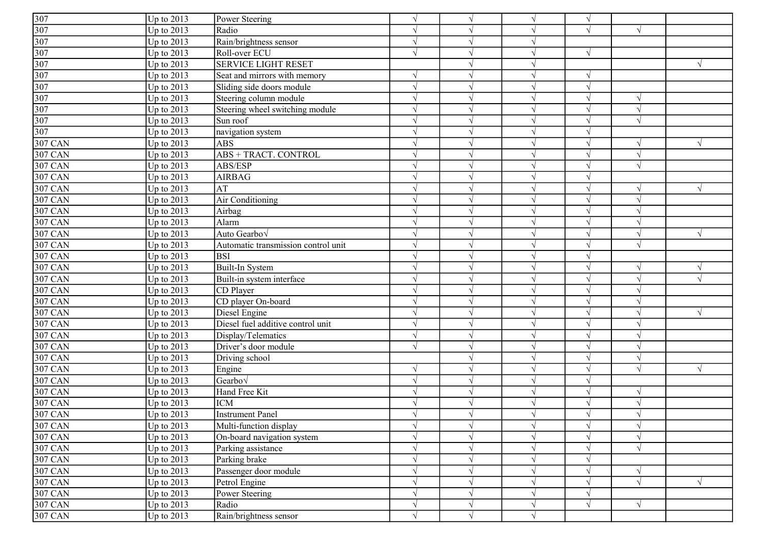| 307 | Up to 2013 | Power Steering | √ | √ | √ | √ | | |
|---|---|---|---|---|---|---|---|---|
| 307 | Up to 2013 | Radio | √ | √ | √ | √ | √ | |
| 307 | Up to 2013 | Rain/brightness sensor | √ | √ | √ | | | |
| 307 | Up to 2013 | Roll-over ECU | √ | √ | √ | √ | | |
| 307 | Up to 2013 | SERVICE LIGHT RESET | | √ | √ | | | √ |
| 307 | Up to 2013 | Seat and mirrors with memory | √ | √ | √ | √ | | |
| 307 | Up to 2013 | Sliding side doors module | √ | √ | √ | √ | | |
| 307 | Up to 2013 | Steering column module | √ | √ | √ | √ | √ | |
| 307 | Up to 2013 | Steering wheel switching module | √ | √ | √ | √ | √ | |
| 307 | Up to 2013 | Sun roof | √ | √ | √ | √ | √ | |
| 307 | Up to 2013 | navigation system | √ | √ | √ | √ | | |
| 307 CAN | Up to 2013 | ABS | √ | √ | √ | √ | √ | √ |
| 307 CAN | Up to 2013 | ABS + TRACT. CONTROL | √ | √ | √ | √ | √ | |
| 307 CAN | Up to 2013 | ABS/ESP | √ | √ | √ | √ | √ | |
| 307 CAN | Up to 2013 | AIRBAG | √ | √ | √ | √ | | |
| 307 CAN | Up to 2013 | AT | √ | √ | √ | √ | √ | √ |
| 307 CAN | Up to 2013 | Air Conditioning | √ | √ | √ | √ | √ | |
| 307 CAN | Up to 2013 | Airbag | √ | √ | √ | √ | √ | |
| 307 CAN | Up to 2013 | Alarm | √ | √ | √ | √ | √ | |
| 307 CAN | Up to 2013 | Auto Gearbo√ | √ | √ | √ | √ | √ | √ |
| 307 CAN | Up to 2013 | Automatic transmission control unit | √ | √ | √ | √ | √ | |
| 307 CAN | Up to 2013 | BSI | √ | √ | √ | √ | | |
| 307 CAN | Up to 2013 | Built-In System | √ | √ | √ | √ | √ | √ |
| 307 CAN | Up to 2013 | Built-in system interface | √ | √ | √ | √ | √ | √ |
| 307 CAN | Up to 2013 | CD Player | √ | √ | √ | √ | √ | |
| 307 CAN | Up to 2013 | CD player On-board | √ | √ | √ | √ | √ | |
| 307 CAN | Up to 2013 | Diesel Engine | √ | √ | √ | √ | √ | √ |
| 307 CAN | Up to 2013 | Diesel fuel additive control unit | √ | √ | √ | √ | √ | |
| 307 CAN | Up to 2013 | Display/Telematics | √ | √ | √ | √ | √ | |
| 307 CAN | Up to 2013 | Driver's door module | √ | √ | √ | √ | √ | |
| 307 CAN | Up to 2013 | Driving school | | √ | √ | √ | √ | |
| 307 CAN | Up to 2013 | Engine | √ | √ | √ | √ | √ | √ |
| 307 CAN | Up to 2013 | Gearbo√ | √ | √ | √ | √ | | |
| 307 CAN | Up to 2013 | Hand Free Kit | √ | √ | √ | √ | √ | |
| 307 CAN | Up to 2013 | ICM | √ | √ | √ | √ | √ | |
| 307 CAN | Up to 2013 | Instrument Panel | √ | √ | √ | √ | √ | |
| 307 CAN | Up to 2013 | Multi-function display | √ | √ | √ | √ | √ | |
| 307 CAN | Up to 2013 | On-board navigation system | √ | √ | √ | √ | √ | |
| 307 CAN | Up to 2013 | Parking assistance | √ | √ | √ | √ | √ | |
| 307 CAN | Up to 2013 | Parking brake | √ | √ | √ | √ | | |
| 307 CAN | Up to 2013 | Passenger door module | √ | √ | √ | √ | √ | |
| 307 CAN | Up to 2013 | Petrol Engine | √ | √ | √ | √ | √ | √ |
| 307 CAN | Up to 2013 | Power Steering | √ | √ | √ | √ | | |
| 307 CAN | Up to 2013 | Radio | √ | √ | √ | √ | √ | |
| 307 CAN | Up to 2013 | Rain/brightness sensor | √ | √ | √ | | | |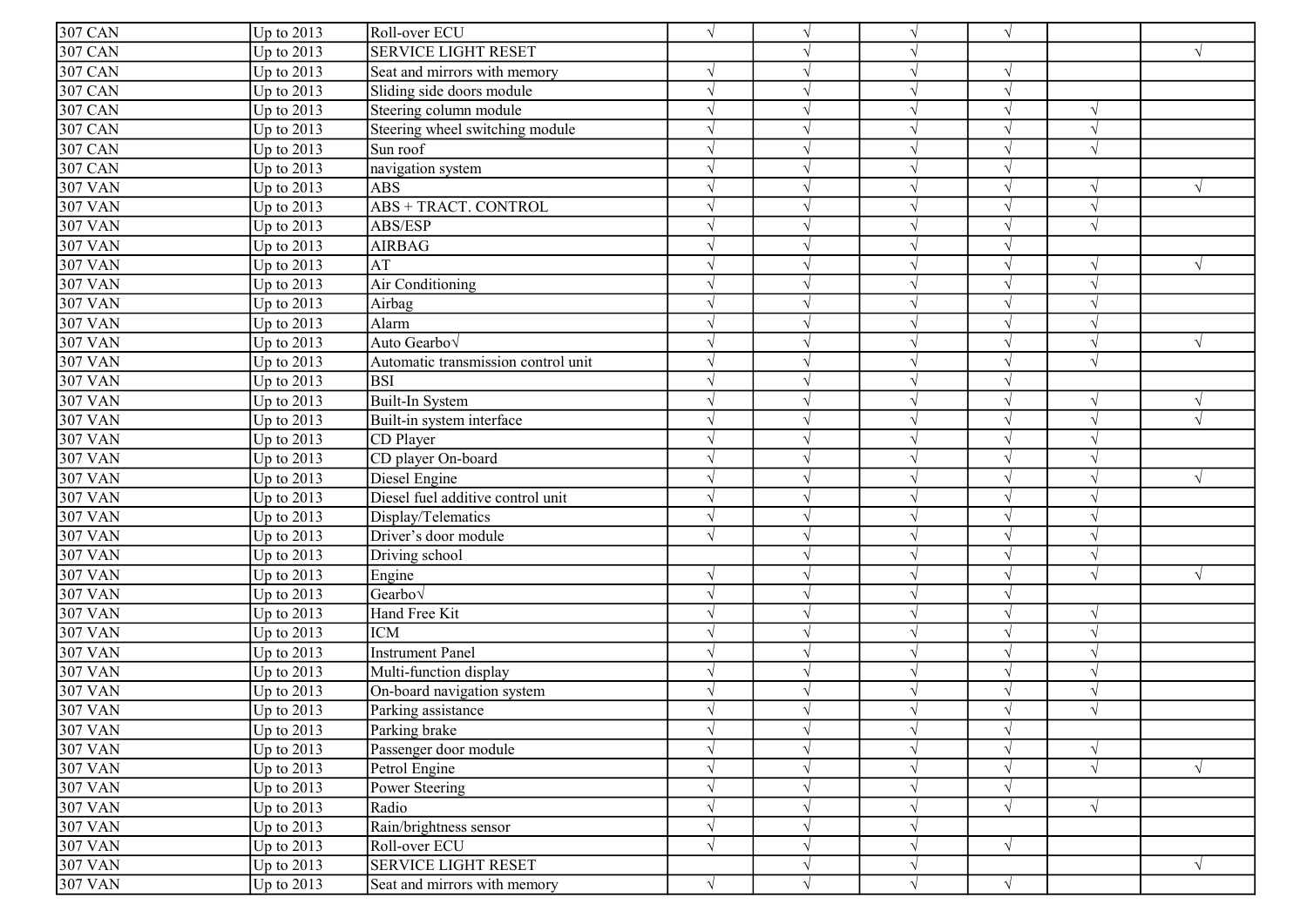| | | | | | | | | |
|---|---|---|---|---|---|---|---|---|
| 307 CAN | Up to 2013 | Roll-over ECU | √ | √ | √ | √ | | |
| 307 CAN | Up to 2013 | SERVICE LIGHT RESET | | √ | √ | | | √ |
| 307 CAN | Up to 2013 | Seat and mirrors with memory | √ | √ | √ | √ | | |
| 307 CAN | Up to 2013 | Sliding side doors module | √ | √ | √ | √ | | |
| 307 CAN | Up to 2013 | Steering column module | √ | √ | √ | √ | √ | |
| 307 CAN | Up to 2013 | Steering wheel switching module | √ | √ | √ | √ | √ | |
| 307 CAN | Up to 2013 | Sun roof | √ | √ | √ | √ | √ | |
| 307 CAN | Up to 2013 | navigation system | √ | √ | √ | √ | | |
| 307 VAN | Up to 2013 | ABS | √ | √ | √ | √ | √ | √ |
| 307 VAN | Up to 2013 | ABS + TRACT. CONTROL | √ | √ | √ | √ | √ | |
| 307 VAN | Up to 2013 | ABS/ESP | √ | √ | √ | √ | √ | |
| 307 VAN | Up to 2013 | AIRBAG | √ | √ | √ | √ | | |
| 307 VAN | Up to 2013 | AT | √ | √ | √ | √ | √ | √ |
| 307 VAN | Up to 2013 | Air Conditioning | √ | √ | √ | √ | √ | |
| 307 VAN | Up to 2013 | Airbag | √ | √ | √ | √ | √ | |
| 307 VAN | Up to 2013 | Alarm | √ | √ | √ | √ | √ | |
| 307 VAN | Up to 2013 | Auto Gearbo√ | √ | √ | √ | √ | √ | √ |
| 307 VAN | Up to 2013 | Automatic transmission control unit | √ | √ | √ | √ | √ | |
| 307 VAN | Up to 2013 | BSI | √ | √ | √ | √ | | |
| 307 VAN | Up to 2013 | Built-In System | √ | √ | √ | √ | √ | √ |
| 307 VAN | Up to 2013 | Built-in system interface | √ | √ | √ | √ | √ | √ |
| 307 VAN | Up to 2013 | CD Player | √ | √ | √ | √ | √ | |
| 307 VAN | Up to 2013 | CD player On-board | √ | √ | √ | √ | √ | |
| 307 VAN | Up to 2013 | Diesel Engine | √ | √ | √ | √ | √ | √ |
| 307 VAN | Up to 2013 | Diesel fuel additive control unit | √ | √ | √ | √ | √ | |
| 307 VAN | Up to 2013 | Display/Telematics | √ | √ | √ | √ | √ | |
| 307 VAN | Up to 2013 | Driver's door module | √ | √ | √ | √ | √ | |
| 307 VAN | Up to 2013 | Driving school | | √ | √ | √ | √ | |
| 307 VAN | Up to 2013 | Engine | √ | √ | √ | √ | √ | √ |
| 307 VAN | Up to 2013 | Gearbo√ | √ | √ | √ | √ | | |
| 307 VAN | Up to 2013 | Hand Free Kit | √ | √ | √ | √ | √ | |
| 307 VAN | Up to 2013 | ICM | √ | √ | √ | √ | √ | |
| 307 VAN | Up to 2013 | Instrument Panel | √ | √ | √ | √ | √ | |
| 307 VAN | Up to 2013 | Multi-function display | √ | √ | √ | √ | √ | |
| 307 VAN | Up to 2013 | On-board navigation system | √ | √ | √ | √ | √ | |
| 307 VAN | Up to 2013 | Parking assistance | √ | √ | √ | √ | √ | |
| 307 VAN | Up to 2013 | Parking brake | √ | √ | √ | √ | | |
| 307 VAN | Up to 2013 | Passenger door module | √ | √ | √ | √ | √ | |
| 307 VAN | Up to 2013 | Petrol Engine | √ | √ | √ | √ | √ | √ |
| 307 VAN | Up to 2013 | Power Steering | √ | √ | √ | √ | | |
| 307 VAN | Up to 2013 | Radio | √ | √ | √ | √ | √ | |
| 307 VAN | Up to 2013 | Rain/brightness sensor | √ | √ | √ | | | |
| 307 VAN | Up to 2013 | Roll-over ECU | √ | √ | √ | √ | | |
| 307 VAN | Up to 2013 | SERVICE LIGHT RESET | | √ | √ | | | √ |
| 307 VAN | Up to 2013 | Seat and mirrors with memory | √ | √ | √ | √ | | |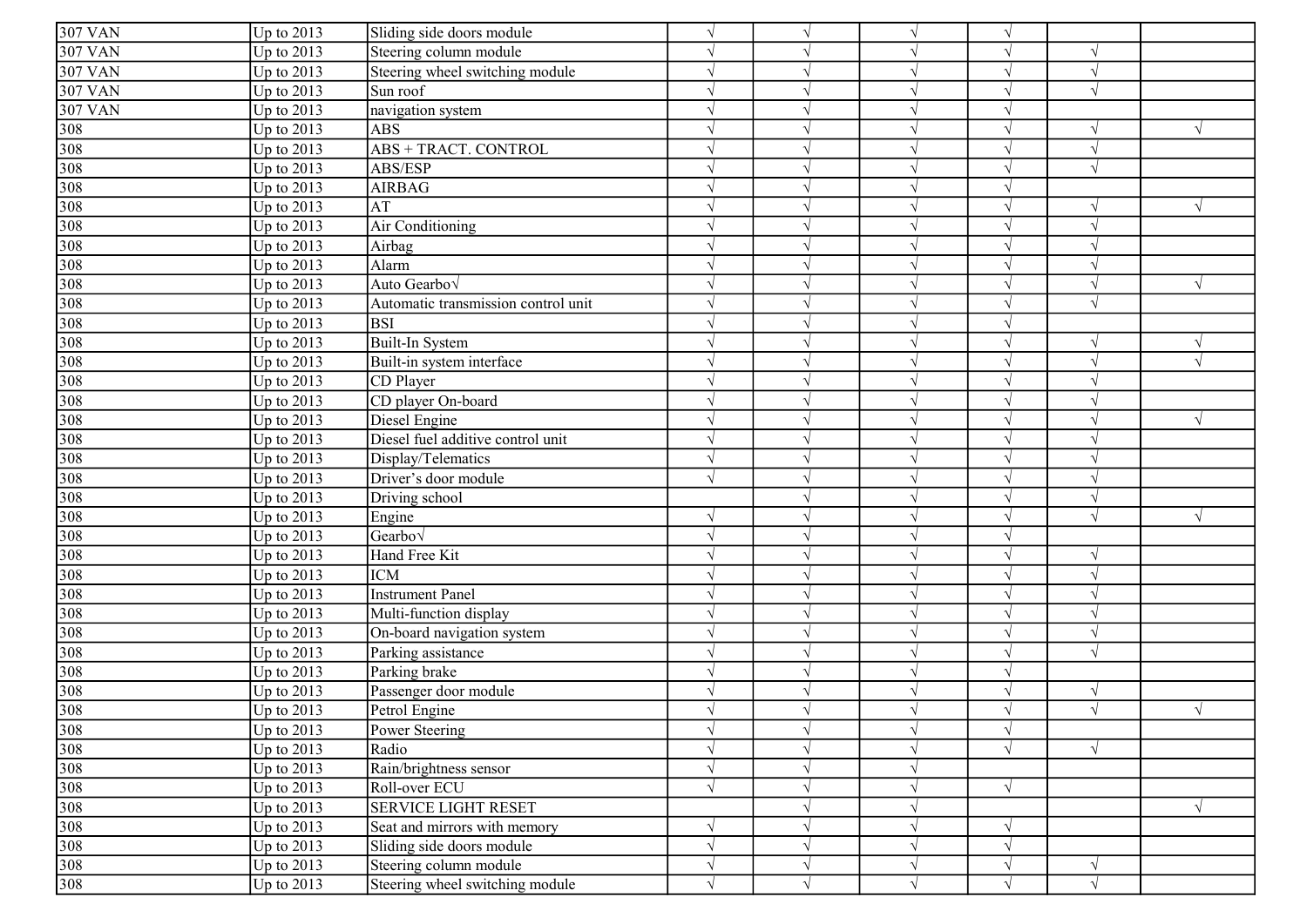| 307 VAN | Up to 2013 | Sliding side doors module | √ | √ | √ | √ | | |
|---|---|---|---|---|---|---|---|---|
| 307 VAN | Up to 2013 | Steering column module | √ | √ | √ | √ | √ | |
| 307 VAN | Up to 2013 | Steering wheel switching module | √ | √ | √ | √ | √ | |
| 307 VAN | Up to 2013 | Sun roof | √ | √ | √ | √ | √ | |
| 307 VAN | Up to 2013 | navigation system | √ | √ | √ | √ | | |
| 308 | Up to 2013 | ABS | √ | √ | √ | √ | √ | √ |
| 308 | Up to 2013 | ABS + TRACT. CONTROL | √ | √ | √ | √ | √ | |
| 308 | Up to 2013 | ABS/ESP | √ | √ | √ | √ | √ | |
| 308 | Up to 2013 | AIRBAG | √ | √ | √ | √ | | |
| 308 | Up to 2013 | AT | √ | √ | √ | √ | √ | √ |
| 308 | Up to 2013 | Air Conditioning | √ | √ | √ | √ | √ | |
| 308 | Up to 2013 | Airbag | √ | √ | √ | √ | √ | |
| 308 | Up to 2013 | Alarm | √ | √ | √ | √ | √ | |
| 308 | Up to 2013 | Auto Gearbo√ | √ | √ | √ | √ | √ | √ |
| 308 | Up to 2013 | Automatic transmission control unit | √ | √ | √ | √ | √ | |
| 308 | Up to 2013 | BSI | √ | √ | √ | √ | | |
| 308 | Up to 2013 | Built-In System | √ | √ | √ | √ | √ | √ |
| 308 | Up to 2013 | Built-in system interface | √ | √ | √ | √ | √ | √ |
| 308 | Up to 2013 | CD Player | √ | √ | √ | √ | √ | |
| 308 | Up to 2013 | CD player On-board | √ | √ | √ | √ | √ | |
| 308 | Up to 2013 | Diesel Engine | √ | √ | √ | √ | √ | √ |
| 308 | Up to 2013 | Diesel fuel additive control unit | √ | √ | √ | √ | √ | |
| 308 | Up to 2013 | Display/Telematics | √ | √ | √ | √ | √ | |
| 308 | Up to 2013 | Driver’s door module | √ | √ | √ | √ | √ | |
| 308 | Up to 2013 | Driving school | | √ | √ | √ | √ | |
| 308 | Up to 2013 | Engine | √ | √ | √ | √ | √ | √ |
| 308 | Up to 2013 | Gearbo√ | √ | √ | √ | √ | | |
| 308 | Up to 2013 | Hand Free Kit | √ | √ | √ | √ | √ | |
| 308 | Up to 2013 | ICM | √ | √ | √ | √ | √ | |
| 308 | Up to 2013 | Instrument Panel | √ | √ | √ | √ | √ | |
| 308 | Up to 2013 | Multi-function display | √ | √ | √ | √ | √ | |
| 308 | Up to 2013 | On-board navigation system | √ | √ | √ | √ | √ | |
| 308 | Up to 2013 | Parking assistance | √ | √ | √ | √ | √ | |
| 308 | Up to 2013 | Parking brake | √ | √ | √ | √ | | |
| 308 | Up to 2013 | Passenger door module | √ | √ | √ | √ | √ | |
| 308 | Up to 2013 | Petrol Engine | √ | √ | √ | √ | √ | √ |
| 308 | Up to 2013 | Power Steering | √ | √ | √ | √ | | |
| 308 | Up to 2013 | Radio | √ | √ | √ | √ | √ | |
| 308 | Up to 2013 | Rain/brightness sensor | √ | √ | √ | | | |
| 308 | Up to 2013 | Roll-over ECU | √ | √ | √ | √ | | |
| 308 | Up to 2013 | SERVICE LIGHT RESET | | √ | √ | | | √ |
| 308 | Up to 2013 | Seat and mirrors with memory | √ | √ | √ | √ | | |
| 308 | Up to 2013 | Sliding side doors module | √ | √ | √ | √ | | |
| 308 | Up to 2013 | Steering column module | √ | √ | √ | √ | √ | |
| 308 | Up to 2013 | Steering wheel switching module | √ | √ | √ | √ | √ | |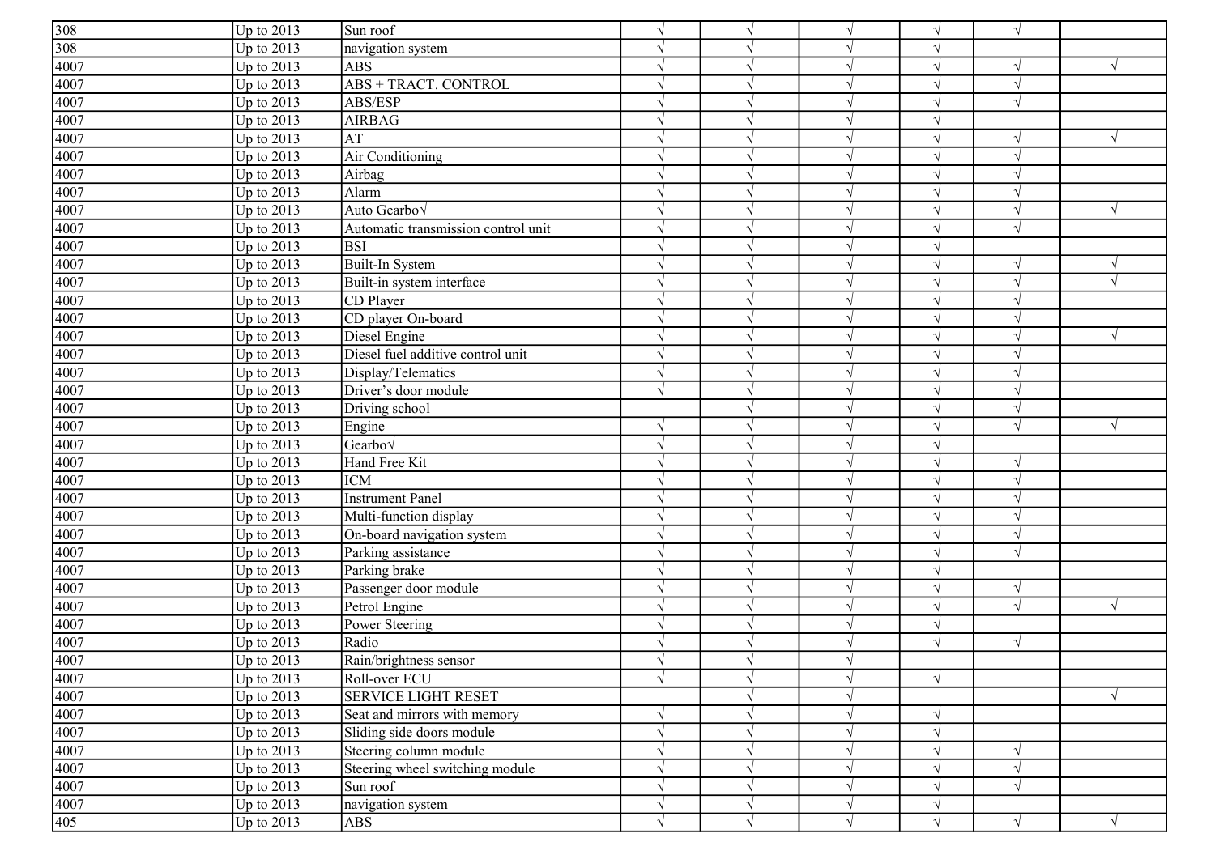| | | | | | | | | |
|---|---|---|---|---|---|---|---|---|
| 308 | Up to 2013 | Sun roof | √ | √ | √ | √ | √ | |
| 308 | Up to 2013 | navigation system | √ | √ | √ | √ | | |
| 4007 | Up to 2013 | ABS | √ | √ | √ | √ | √ | √ |
| 4007 | Up to 2013 | ABS + TRACT. CONTROL | √ | √ | √ | √ | √ | |
| 4007 | Up to 2013 | ABS/ESP | √ | √ | √ | √ | √ | |
| 4007 | Up to 2013 | AIRBAG | √ | √ | √ | √ | | |
| 4007 | Up to 2013 | AT | √ | √ | √ | √ | √ | √ |
| 4007 | Up to 2013 | Air Conditioning | √ | √ | √ | √ | √ | |
| 4007 | Up to 2013 | Airbag | √ | √ | √ | √ | √ | |
| 4007 | Up to 2013 | Alarm | √ | √ | √ | √ | √ | |
| 4007 | Up to 2013 | Auto Gearbo√ | √ | √ | √ | √ | √ | √ |
| 4007 | Up to 2013 | Automatic transmission control unit | √ | √ | √ | √ | √ | |
| 4007 | Up to 2013 | BSI | √ | √ | √ | √ | | |
| 4007 | Up to 2013 | Built-In System | √ | √ | √ | √ | √ | √ |
| 4007 | Up to 2013 | Built-in system interface | √ | √ | √ | √ | √ | √ |
| 4007 | Up to 2013 | CD Player | √ | √ | √ | √ | √ | |
| 4007 | Up to 2013 | CD player On-board | √ | √ | √ | √ | √ | |
| 4007 | Up to 2013 | Diesel Engine | √ | √ | √ | √ | √ | √ |
| 4007 | Up to 2013 | Diesel fuel additive control unit | √ | √ | √ | √ | √ | |
| 4007 | Up to 2013 | Display/Telematics | √ | √ | √ | √ | √ | |
| 4007 | Up to 2013 | Driver’s door module | √ | √ | √ | √ | √ | |
| 4007 | Up to 2013 | Driving school | | √ | √ | √ | √ | |
| 4007 | Up to 2013 | Engine | √ | √ | √ | √ | √ | √ |
| 4007 | Up to 2013 | Gearbo√ | √ | √ | √ | √ | | |
| 4007 | Up to 2013 | Hand Free Kit | √ | √ | √ | √ | √ | |
| 4007 | Up to 2013 | ICM | √ | √ | √ | √ | √ | |
| 4007 | Up to 2013 | Instrument Panel | √ | √ | √ | √ | √ | |
| 4007 | Up to 2013 | Multi-function display | √ | √ | √ | √ | √ | |
| 4007 | Up to 2013 | On-board navigation system | √ | √ | √ | √ | √ | |
| 4007 | Up to 2013 | Parking assistance | √ | √ | √ | √ | √ | |
| 4007 | Up to 2013 | Parking brake | √ | √ | √ | √ | | |
| 4007 | Up to 2013 | Passenger door module | √ | √ | √ | √ | √ | |
| 4007 | Up to 2013 | Petrol Engine | √ | √ | √ | √ | √ | √ |
| 4007 | Up to 2013 | Power Steering | √ | √ | √ | √ | | |
| 4007 | Up to 2013 | Radio | √ | √ | √ | √ | √ | |
| 4007 | Up to 2013 | Rain/brightness sensor | √ | √ | √ | | | |
| 4007 | Up to 2013 | Roll-over ECU | √ | √ | √ | √ | | |
| 4007 | Up to 2013 | SERVICE LIGHT RESET | | √ | √ | | | √ |
| 4007 | Up to 2013 | Seat and mirrors with memory | √ | √ | √ | √ | | |
| 4007 | Up to 2013 | Sliding side doors module | √ | √ | √ | √ | | |
| 4007 | Up to 2013 | Steering column module | √ | √ | √ | √ | √ | |
| 4007 | Up to 2013 | Steering wheel switching module | √ | √ | √ | √ | √ | |
| 4007 | Up to 2013 | Sun roof | √ | √ | √ | √ | √ | |
| 4007 | Up to 2013 | navigation system | √ | √ | √ | √ | | |
| 405 | Up to 2013 | ABS | √ | √ | √ | √ | √ | √ |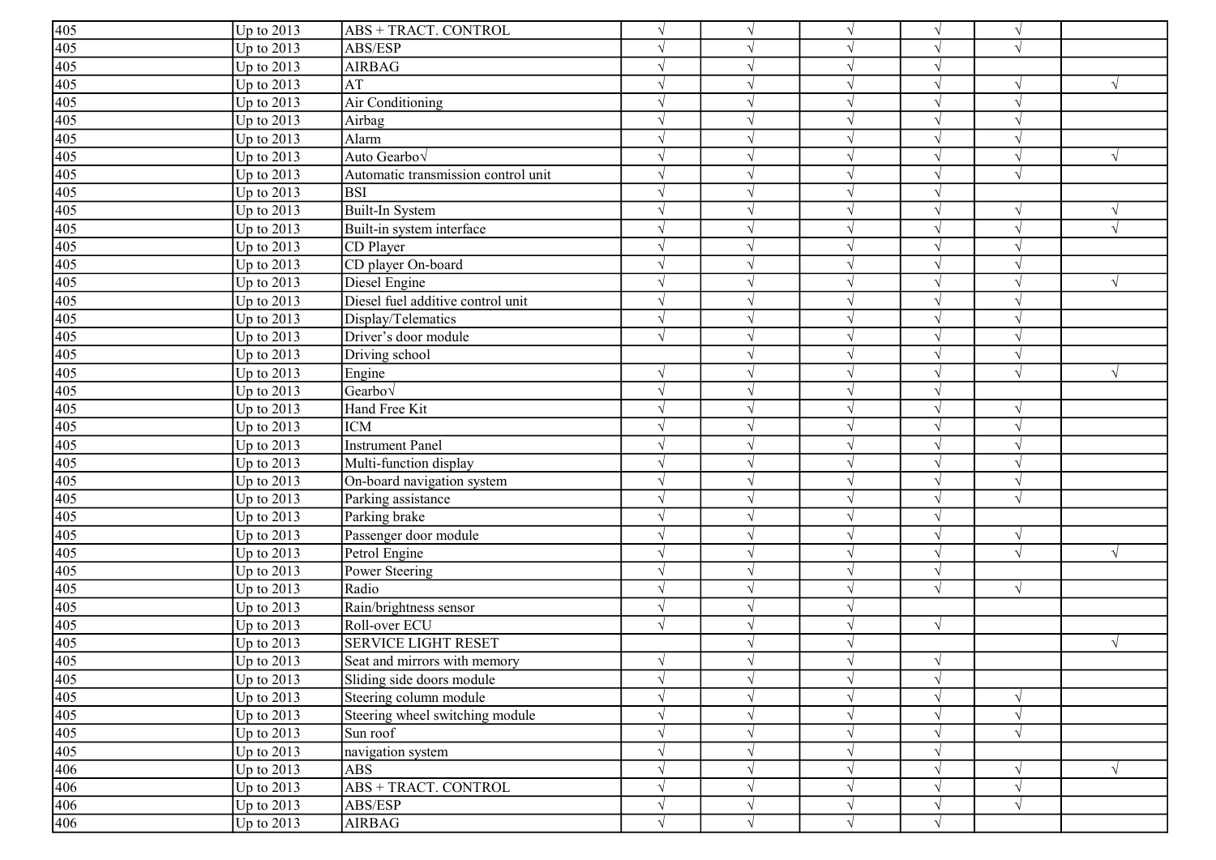| | | | | | | | | |
|---|---|---|---|---|---|---|---|---|
| 405 | Up to 2013 | ABS + TRACT. CONTROL | √ | √ | √ | √ | √ | |
| 405 | Up to 2013 | ABS/ESP | √ | √ | √ | √ | √ | |
| 405 | Up to 2013 | AIRBAG | √ | √ | √ | √ | | |
| 405 | Up to 2013 | AT | √ | √ | √ | √ | √ | √ |
| 405 | Up to 2013 | Air Conditioning | √ | √ | √ | √ | √ | |
| 405 | Up to 2013 | Airbag | √ | √ | √ | √ | √ | |
| 405 | Up to 2013 | Alarm | √ | √ | √ | √ | √ | |
| 405 | Up to 2013 | Auto Gearbo√ | √ | √ | √ | √ | √ | √ |
| 405 | Up to 2013 | Automatic transmission control unit | √ | √ | √ | √ | √ | |
| 405 | Up to 2013 | BSI | √ | √ | √ | √ | | |
| 405 | Up to 2013 | Built-In System | √ | √ | √ | √ | √ | √ |
| 405 | Up to 2013 | Built-in system interface | √ | √ | √ | √ | √ | √ |
| 405 | Up to 2013 | CD Player | √ | √ | √ | √ | √ | |
| 405 | Up to 2013 | CD player On-board | √ | √ | √ | √ | √ | |
| 405 | Up to 2013 | Diesel Engine | √ | √ | √ | √ | √ | √ |
| 405 | Up to 2013 | Diesel fuel additive control unit | √ | √ | √ | √ | √ | |
| 405 | Up to 2013 | Display/Telematics | √ | √ | √ | √ | √ | |
| 405 | Up to 2013 | Driver’s door module | √ | √ | √ | √ | √ | |
| 405 | Up to 2013 | Driving school | | √ | √ | √ | √ | |
| 405 | Up to 2013 | Engine | √ | √ | √ | √ | √ | √ |
| 405 | Up to 2013 | Gearbo√ | √ | √ | √ | √ | | |
| 405 | Up to 2013 | Hand Free Kit | √ | √ | √ | √ | √ | |
| 405 | Up to 2013 | ICM | √ | √ | √ | √ | √ | |
| 405 | Up to 2013 | Instrument Panel | √ | √ | √ | √ | √ | |
| 405 | Up to 2013 | Multi-function display | √ | √ | √ | √ | √ | |
| 405 | Up to 2013 | On-board navigation system | √ | √ | √ | √ | √ | |
| 405 | Up to 2013 | Parking assistance | √ | √ | √ | √ | √ | |
| 405 | Up to 2013 | Parking brake | √ | √ | √ | √ | | |
| 405 | Up to 2013 | Passenger door module | √ | √ | √ | √ | √ | |
| 405 | Up to 2013 | Petrol Engine | √ | √ | √ | √ | √ | √ |
| 405 | Up to 2013 | Power Steering | √ | √ | √ | √ | | |
| 405 | Up to 2013 | Radio | √ | √ | √ | √ | √ | |
| 405 | Up to 2013 | Rain/brightness sensor | √ | √ | √ | | | |
| 405 | Up to 2013 | Roll-over ECU | √ | √ | √ | √ | | |
| 405 | Up to 2013 | SERVICE LIGHT RESET | | √ | √ | | | √ |
| 405 | Up to 2013 | Seat and mirrors with memory | √ | √ | √ | √ | | |
| 405 | Up to 2013 | Sliding side doors module | √ | √ | √ | √ | | |
| 405 | Up to 2013 | Steering column module | √ | √ | √ | √ | √ | |
| 405 | Up to 2013 | Steering wheel switching module | √ | √ | √ | √ | √ | |
| 405 | Up to 2013 | Sun roof | √ | √ | √ | √ | √ | |
| 405 | Up to 2013 | navigation system | √ | √ | √ | √ | | |
| 406 | Up to 2013 | ABS | √ | √ | √ | √ | √ | √ |
| 406 | Up to 2013 | ABS + TRACT. CONTROL | √ | √ | √ | √ | √ | |
| 406 | Up to 2013 | ABS/ESP | √ | √ | √ | √ | √ | |
| 406 | Up to 2013 | AIRBAG | √ | √ | √ | √ | | |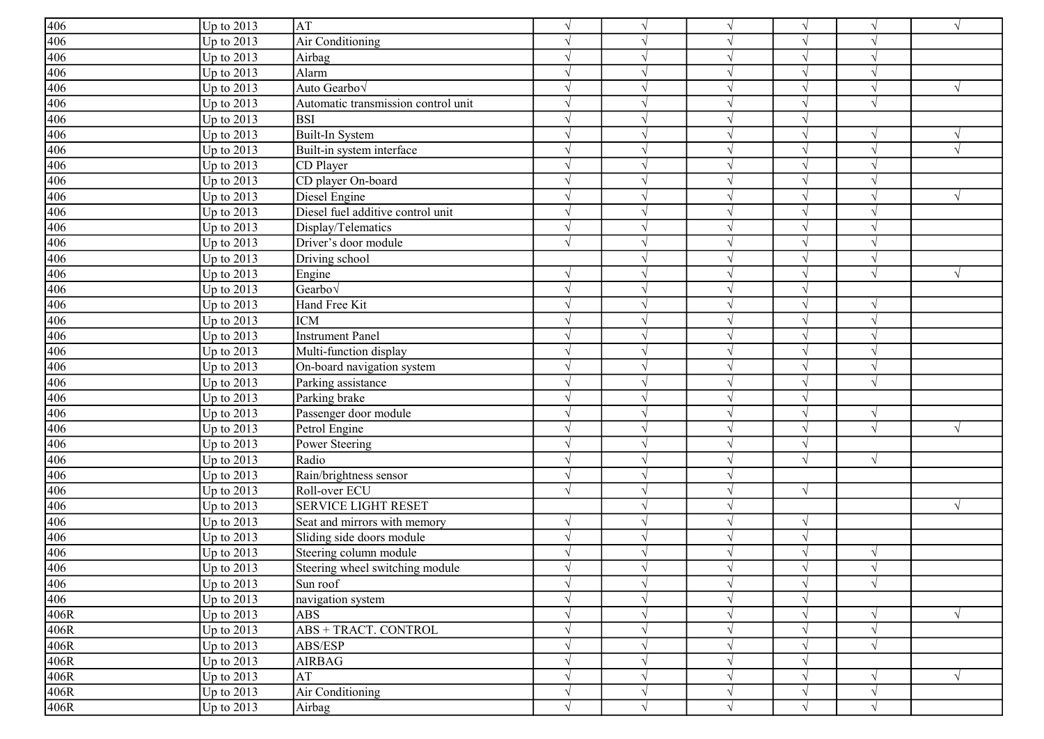| | | | | | | | | |
|---|---|---|---|---|---|---|---|---|
| 406 | Up to 2013 | AT | √ | √ | √ | √ | √ | √ |
| 406 | Up to 2013 | Air Conditioning | √ | √ | √ | √ | √ | |
| 406 | Up to 2013 | Airbag | √ | √ | √ | √ | √ | |
| 406 | Up to 2013 | Alarm | √ | √ | √ | √ | √ | |
| 406 | Up to 2013 | Auto Gearbo√ | √ | √ | √ | √ | √ | √ |
| 406 | Up to 2013 | Automatic transmission control unit | √ | √ | √ | √ | √ | |
| 406 | Up to 2013 | BSI | √ | √ | √ | √ | | |
| 406 | Up to 2013 | Built-In System | √ | √ | √ | √ | √ | √ |
| 406 | Up to 2013 | Built-in system interface | √ | √ | √ | √ | √ | √ |
| 406 | Up to 2013 | CD Player | √ | √ | √ | √ | √ | |
| 406 | Up to 2013 | CD player On-board | √ | √ | √ | √ | √ | |
| 406 | Up to 2013 | Diesel Engine | √ | √ | √ | √ | √ | √ |
| 406 | Up to 2013 | Diesel fuel additive control unit | √ | √ | √ | √ | √ | |
| 406 | Up to 2013 | Display/Telematics | √ | √ | √ | √ | √ | |
| 406 | Up to 2013 | Driver's door module | √ | √ | √ | √ | √ | |
| 406 | Up to 2013 | Driving school | | √ | √ | √ | √ | |
| 406 | Up to 2013 | Engine | √ | √ | √ | √ | √ | √ |
| 406 | Up to 2013 | Gearbo√ | √ | √ | √ | √ | | |
| 406 | Up to 2013 | Hand Free Kit | √ | √ | √ | √ | √ | |
| 406 | Up to 2013 | ICM | √ | √ | √ | √ | √ | |
| 406 | Up to 2013 | Instrument Panel | √ | √ | √ | √ | √ | |
| 406 | Up to 2013 | Multi-function display | √ | √ | √ | √ | √ | |
| 406 | Up to 2013 | On-board navigation system | √ | √ | √ | √ | √ | |
| 406 | Up to 2013 | Parking assistance | √ | √ | √ | √ | √ | |
| 406 | Up to 2013 | Parking brake | √ | √ | √ | √ | | |
| 406 | Up to 2013 | Passenger door module | √ | √ | √ | √ | √ | |
| 406 | Up to 2013 | Petrol Engine | √ | √ | √ | √ | √ | √ |
| 406 | Up to 2013 | Power Steering | √ | √ | √ | √ | | |
| 406 | Up to 2013 | Radio | √ | √ | √ | √ | √ | |
| 406 | Up to 2013 | Rain/brightness sensor | √ | √ | √ | | | |
| 406 | Up to 2013 | Roll-over ECU | √ | √ | √ | √ | | |
| 406 | Up to 2013 | SERVICE LIGHT RESET | | √ | √ | | | √ |
| 406 | Up to 2013 | Seat and mirrors with memory | √ | √ | √ | √ | | |
| 406 | Up to 2013 | Sliding side doors module | √ | √ | √ | √ | | |
| 406 | Up to 2013 | Steering column module | √ | √ | √ | √ | √ | |
| 406 | Up to 2013 | Steering wheel switching module | √ | √ | √ | √ | √ | |
| 406 | Up to 2013 | Sun roof | √ | √ | √ | √ | √ | |
| 406 | Up to 2013 | navigation system | √ | √ | √ | √ | | |
| 406R | Up to 2013 | ABS | √ | √ | √ | √ | √ | √ |
| 406R | Up to 2013 | ABS + TRACT. CONTROL | √ | √ | √ | √ | √ | |
| 406R | Up to 2013 | ABS/ESP | √ | √ | √ | √ | √ | |
| 406R | Up to 2013 | AIRBAG | √ | √ | √ | √ | | |
| 406R | Up to 2013 | AT | √ | √ | √ | √ | √ | √ |
| 406R | Up to 2013 | Air Conditioning | √ | √ | √ | √ | √ | |
| 406R | Up to 2013 | Airbag | √ | √ | √ | √ | √ | |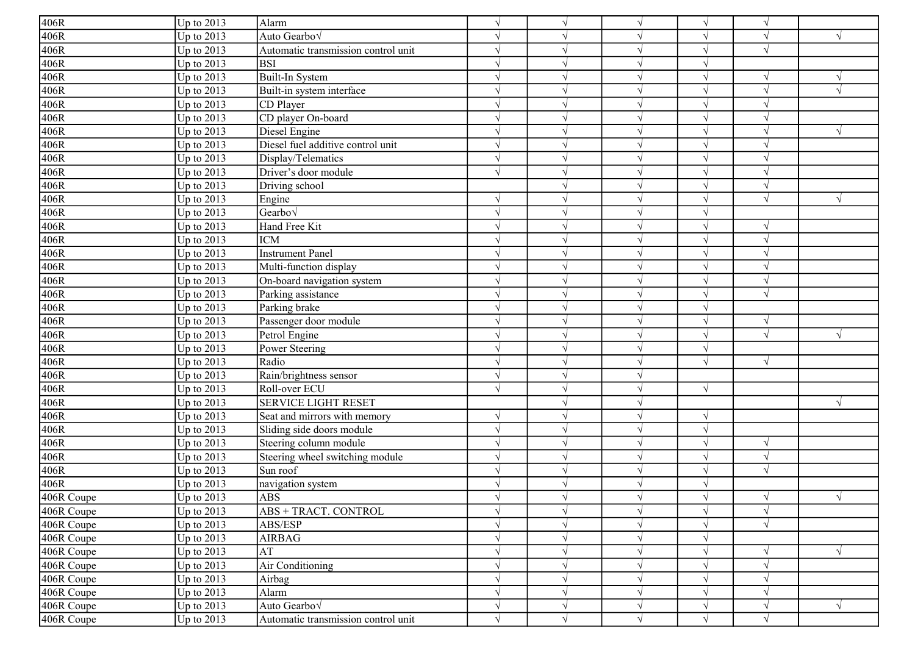| | | | | | | | | |
|---|---|---|---|---|---|---|---|---|
| 406R | Up to 2013 | Alarm | √ | √ | √ | √ | √ | |
| 406R | Up to 2013 | Auto Gearbo√ | √ | √ | √ | √ | √ | √ |
| 406R | Up to 2013 | Automatic transmission control unit | √ | √ | √ | √ | √ | |
| 406R | Up to 2013 | BSI | √ | √ | √ | √ | | |
| 406R | Up to 2013 | Built-In System | √ | √ | √ | √ | √ | √ |
| 406R | Up to 2013 | Built-in system interface | √ | √ | √ | √ | √ | √ |
| 406R | Up to 2013 | CD Player | √ | √ | √ | √ | √ | |
| 406R | Up to 2013 | CD player On-board | √ | √ | √ | √ | √ | |
| 406R | Up to 2013 | Diesel Engine | √ | √ | √ | √ | √ | √ |
| 406R | Up to 2013 | Diesel fuel additive control unit | √ | √ | √ | √ | √ | |
| 406R | Up to 2013 | Display/Telematics | √ | √ | √ | √ | √ | |
| 406R | Up to 2013 | Driver’s door module | √ | √ | √ | √ | √ | |
| 406R | Up to 2013 | Driving school | | √ | √ | √ | √ | |
| 406R | Up to 2013 | Engine | √ | √ | √ | √ | √ | √ |
| 406R | Up to 2013 | Gearbo√ | √ | √ | √ | √ | | |
| 406R | Up to 2013 | Hand Free Kit | √ | √ | √ | √ | √ | |
| 406R | Up to 2013 | ICM | √ | √ | √ | √ | √ | |
| 406R | Up to 2013 | Instrument Panel | √ | √ | √ | √ | √ | |
| 406R | Up to 2013 | Multi-function display | √ | √ | √ | √ | √ | |
| 406R | Up to 2013 | On-board navigation system | √ | √ | √ | √ | √ | |
| 406R | Up to 2013 | Parking assistance | √ | √ | √ | √ | √ | |
| 406R | Up to 2013 | Parking brake | √ | √ | √ | √ | | |
| 406R | Up to 2013 | Passenger door module | √ | √ | √ | √ | √ | |
| 406R | Up to 2013 | Petrol Engine | √ | √ | √ | √ | √ | √ |
| 406R | Up to 2013 | Power Steering | √ | √ | √ | √ | | |
| 406R | Up to 2013 | Radio | √ | √ | √ | √ | √ | |
| 406R | Up to 2013 | Rain/brightness sensor | √ | √ | √ | | | |
| 406R | Up to 2013 | Roll-over ECU | √ | √ | √ | √ | | |
| 406R | Up to 2013 | SERVICE LIGHT RESET | | √ | √ | | | √ |
| 406R | Up to 2013 | Seat and mirrors with memory | √ | √ | √ | √ | | |
| 406R | Up to 2013 | Sliding side doors module | √ | √ | √ | √ | | |
| 406R | Up to 2013 | Steering column module | √ | √ | √ | √ | √ | |
| 406R | Up to 2013 | Steering wheel switching module | √ | √ | √ | √ | √ | |
| 406R | Up to 2013 | Sun roof | √ | √ | √ | √ | √ | |
| 406R | Up to 2013 | navigation system | √ | √ | √ | √ | | |
| 406R Coupe | Up to 2013 | ABS | √ | √ | √ | √ | √ | √ |
| 406R Coupe | Up to 2013 | ABS + TRACT. CONTROL | √ | √ | √ | √ | √ | |
| 406R Coupe | Up to 2013 | ABS/ESP | √ | √ | √ | √ | √ | |
| 406R Coupe | Up to 2013 | AIRBAG | √ | √ | √ | √ | | |
| 406R Coupe | Up to 2013 | AT | √ | √ | √ | √ | √ | √ |
| 406R Coupe | Up to 2013 | Air Conditioning | √ | √ | √ | √ | √ | |
| 406R Coupe | Up to 2013 | Airbag | √ | √ | √ | √ | √ | |
| 406R Coupe | Up to 2013 | Alarm | √ | √ | √ | √ | √ | |
| 406R Coupe | Up to 2013 | Auto Gearbo√ | √ | √ | √ | √ | √ | √ |
| 406R Coupe | Up to 2013 | Automatic transmission control unit | √ | √ | √ | √ | √ | |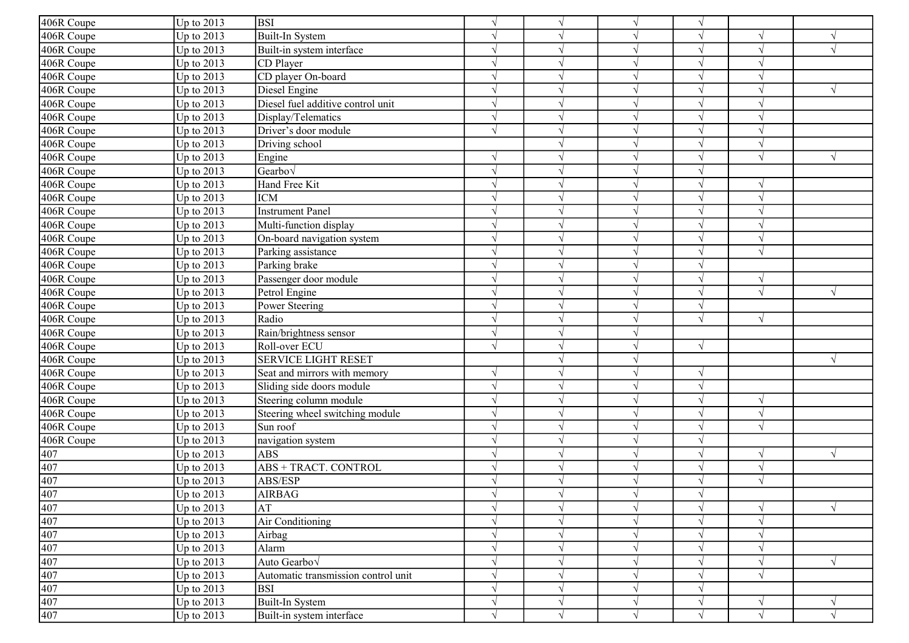| | | | | | | | | |
|---|---|---|---|---|---|---|---|---|
| 406R Coupe | Up to 2013 | BSI | √ | √ | √ | √ | | |
| 406R Coupe | Up to 2013 | Built-In System | √ | √ | √ | √ | √ | √ |
| 406R Coupe | Up to 2013 | Built-in system interface | √ | √ | √ | √ | √ | √ |
| 406R Coupe | Up to 2013 | CD Player | √ | √ | √ | √ | √ | |
| 406R Coupe | Up to 2013 | CD player On-board | √ | √ | √ | √ | √ | |
| 406R Coupe | Up to 2013 | Diesel Engine | √ | √ | √ | √ | √ | √ |
| 406R Coupe | Up to 2013 | Diesel fuel additive control unit | √ | √ | √ | √ | √ | |
| 406R Coupe | Up to 2013 | Display/Telematics | √ | √ | √ | √ | √ | |
| 406R Coupe | Up to 2013 | Driver’s door module | √ | √ | √ | √ | √ | |
| 406R Coupe | Up to 2013 | Driving school | | √ | √ | √ | √ | |
| 406R Coupe | Up to 2013 | Engine | √ | √ | √ | √ | √ | √ |
| 406R Coupe | Up to 2013 | Gearbo√ | √ | √ | √ | √ | | |
| 406R Coupe | Up to 2013 | Hand Free Kit | √ | √ | √ | √ | √ | |
| 406R Coupe | Up to 2013 | ICM | √ | √ | √ | √ | √ | |
| 406R Coupe | Up to 2013 | Instrument Panel | √ | √ | √ | √ | √ | |
| 406R Coupe | Up to 2013 | Multi-function display | √ | √ | √ | √ | √ | |
| 406R Coupe | Up to 2013 | On-board navigation system | √ | √ | √ | √ | √ | |
| 406R Coupe | Up to 2013 | Parking assistance | √ | √ | √ | √ | √ | |
| 406R Coupe | Up to 2013 | Parking brake | √ | √ | √ | √ | | |
| 406R Coupe | Up to 2013 | Passenger door module | √ | √ | √ | √ | √ | |
| 406R Coupe | Up to 2013 | Petrol Engine | √ | √ | √ | √ | √ | √ |
| 406R Coupe | Up to 2013 | Power Steering | √ | √ | √ | √ | | |
| 406R Coupe | Up to 2013 | Radio | √ | √ | √ | √ | √ | |
| 406R Coupe | Up to 2013 | Rain/brightness sensor | √ | √ | √ | | | |
| 406R Coupe | Up to 2013 | Roll-over ECU | √ | √ | √ | √ | | |
| 406R Coupe | Up to 2013 | SERVICE LIGHT RESET | | √ | √ | | | √ |
| 406R Coupe | Up to 2013 | Seat and mirrors with memory | √ | √ | √ | √ | | |
| 406R Coupe | Up to 2013 | Sliding side doors module | √ | √ | √ | √ | | |
| 406R Coupe | Up to 2013 | Steering column module | √ | √ | √ | √ | √ | |
| 406R Coupe | Up to 2013 | Steering wheel switching module | √ | √ | √ | √ | √ | |
| 406R Coupe | Up to 2013 | Sun roof | √ | √ | √ | √ | √ | |
| 406R Coupe | Up to 2013 | navigation system | √ | √ | √ | √ | | |
| 407 | Up to 2013 | ABS | √ | √ | √ | √ | √ | √ |
| 407 | Up to 2013 | ABS + TRACT. CONTROL | √ | √ | √ | √ | √ | |
| 407 | Up to 2013 | ABS/ESP | √ | √ | √ | √ | √ | |
| 407 | Up to 2013 | AIRBAG | √ | √ | √ | √ | | |
| 407 | Up to 2013 | AT | √ | √ | √ | √ | √ | √ |
| 407 | Up to 2013 | Air Conditioning | √ | √ | √ | √ | √ | |
| 407 | Up to 2013 | Airbag | √ | √ | √ | √ | √ | |
| 407 | Up to 2013 | Alarm | √ | √ | √ | √ | √ | |
| 407 | Up to 2013 | Auto Gearbo√ | √ | √ | √ | √ | √ | √ |
| 407 | Up to 2013 | Automatic transmission control unit | √ | √ | √ | √ | √ | |
| 407 | Up to 2013 | BSI | √ | √ | √ | √ | | |
| 407 | Up to 2013 | Built-In System | √ | √ | √ | √ | √ | √ |
| 407 | Up to 2013 | Built-in system interface | √ | √ | √ | √ | √ | √ |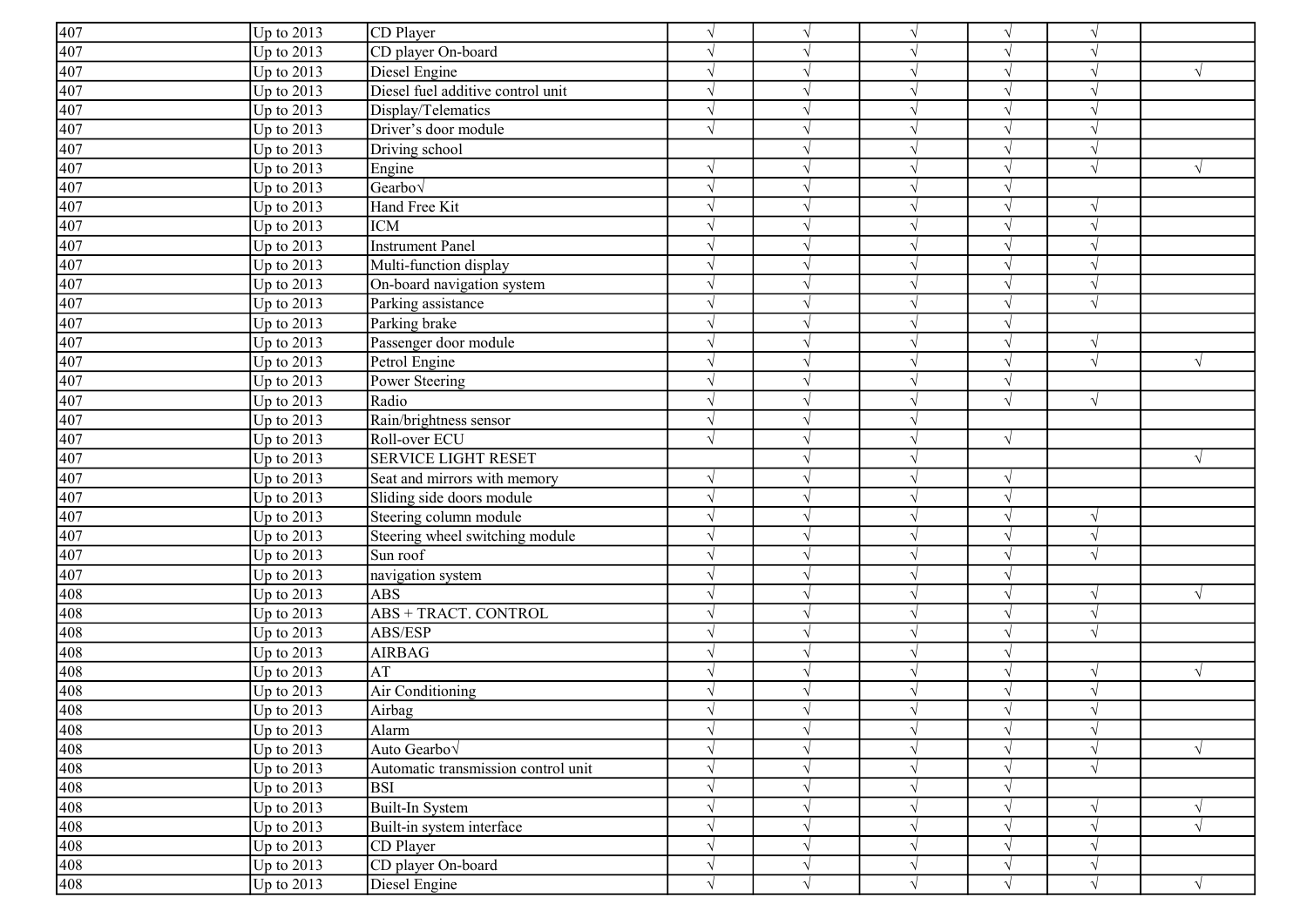| | | | | | | | | |
|---|---|---|---|---|---|---|---|---|
| 407 | Up to 2013 | CD Player | √ | √ | √ | √ | √ | |
| 407 | Up to 2013 | CD player On-board | √ | √ | √ | √ | √ | |
| 407 | Up to 2013 | Diesel Engine | √ | √ | √ | √ | √ | √ |
| 407 | Up to 2013 | Diesel fuel additive control unit | √ | √ | √ | √ | √ | |
| 407 | Up to 2013 | Display/Telematics | √ | √ | √ | √ | √ | |
| 407 | Up to 2013 | Driver’s door module | √ | √ | √ | √ | √ | |
| 407 | Up to 2013 | Driving school | | √ | √ | √ | √ | |
| 407 | Up to 2013 | Engine | √ | √ | √ | √ | √ | √ |
| 407 | Up to 2013 | Gearbo√ | √ | √ | √ | √ | | |
| 407 | Up to 2013 | Hand Free Kit | √ | √ | √ | √ | √ | |
| 407 | Up to 2013 | ICM | √ | √ | √ | √ | √ | |
| 407 | Up to 2013 | Instrument Panel | √ | √ | √ | √ | √ | |
| 407 | Up to 2013 | Multi-function display | √ | √ | √ | √ | √ | |
| 407 | Up to 2013 | On-board navigation system | √ | √ | √ | √ | √ | |
| 407 | Up to 2013 | Parking assistance | √ | √ | √ | √ | √ | |
| 407 | Up to 2013 | Parking brake | √ | √ | √ | √ | | |
| 407 | Up to 2013 | Passenger door module | √ | √ | √ | √ | √ | |
| 407 | Up to 2013 | Petrol Engine | √ | √ | √ | √ | √ | √ |
| 407 | Up to 2013 | Power Steering | √ | √ | √ | √ | | |
| 407 | Up to 2013 | Radio | √ | √ | √ | √ | √ | |
| 407 | Up to 2013 | Rain/brightness sensor | √ | √ | √ | | | |
| 407 | Up to 2013 | Roll-over ECU | √ | √ | √ | √ | | |
| 407 | Up to 2013 | SERVICE LIGHT RESET | | √ | √ | | | √ |
| 407 | Up to 2013 | Seat and mirrors with memory | √ | √ | √ | √ | | |
| 407 | Up to 2013 | Sliding side doors module | √ | √ | √ | √ | | |
| 407 | Up to 2013 | Steering column module | √ | √ | √ | √ | √ | |
| 407 | Up to 2013 | Steering wheel switching module | √ | √ | √ | √ | √ | |
| 407 | Up to 2013 | Sun roof | √ | √ | √ | √ | √ | |
| 407 | Up to 2013 | navigation system | √ | √ | √ | √ | | |
| 408 | Up to 2013 | ABS | √ | √ | √ | √ | √ | √ |
| 408 | Up to 2013 | ABS + TRACT. CONTROL | √ | √ | √ | √ | √ | |
| 408 | Up to 2013 | ABS/ESP | √ | √ | √ | √ | √ | |
| 408 | Up to 2013 | AIRBAG | √ | √ | √ | √ | | |
| 408 | Up to 2013 | AT | √ | √ | √ | √ | √ | √ |
| 408 | Up to 2013 | Air Conditioning | √ | √ | √ | √ | √ | |
| 408 | Up to 2013 | Airbag | √ | √ | √ | √ | √ | |
| 408 | Up to 2013 | Alarm | √ | √ | √ | √ | √ | |
| 408 | Up to 2013 | Auto Gearbo√ | √ | √ | √ | √ | √ | √ |
| 408 | Up to 2013 | Automatic transmission control unit | √ | √ | √ | √ | √ | |
| 408 | Up to 2013 | BSI | √ | √ | √ | √ | | |
| 408 | Up to 2013 | Built-In System | √ | √ | √ | √ | √ | √ |
| 408 | Up to 2013 | Built-in system interface | √ | √ | √ | √ | √ | √ |
| 408 | Up to 2013 | CD Player | √ | √ | √ | √ | √ | |
| 408 | Up to 2013 | CD player On-board | √ | √ | √ | √ | √ | |
| 408 | Up to 2013 | Diesel Engine | √ | √ | √ | √ | √ | √ |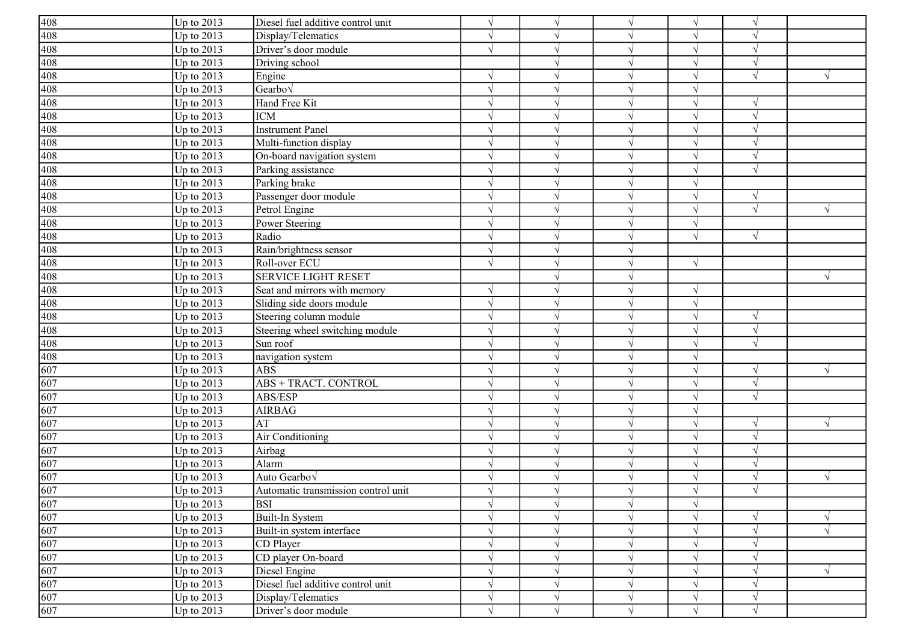| | | | | | | | | |
|---|---|---|---|---|---|---|---|---|
| 408 | Up to 2013 | Diesel fuel additive control unit | √ | √ | √ | √ | √ | |
| 408 | Up to 2013 | Display/Telematics | √ | √ | √ | √ | √ | |
| 408 | Up to 2013 | Driver’s door module | √ | √ | √ | √ | √ | |
| 408 | Up to 2013 | Driving school | | √ | √ | √ | √ | |
| 408 | Up to 2013 | Engine | √ | √ | √ | √ | √ | √ |
| 408 | Up to 2013 | Gearbo√ | √ | √ | √ | √ | | |
| 408 | Up to 2013 | Hand Free Kit | √ | √ | √ | √ | √ | |
| 408 | Up to 2013 | ICM | √ | √ | √ | √ | √ | |
| 408 | Up to 2013 | Instrument Panel | √ | √ | √ | √ | √ | |
| 408 | Up to 2013 | Multi-function display | √ | √ | √ | √ | √ | |
| 408 | Up to 2013 | On-board navigation system | √ | √ | √ | √ | √ | |
| 408 | Up to 2013 | Parking assistance | √ | √ | √ | √ | √ | |
| 408 | Up to 2013 | Parking brake | √ | √ | √ | √ | | |
| 408 | Up to 2013 | Passenger door module | √ | √ | √ | √ | √ | |
| 408 | Up to 2013 | Petrol Engine | √ | √ | √ | √ | √ | √ |
| 408 | Up to 2013 | Power Steering | √ | √ | √ | √ | | |
| 408 | Up to 2013 | Radio | √ | √ | √ | √ | √ | |
| 408 | Up to 2013 | Rain/brightness sensor | √ | √ | √ | | | |
| 408 | Up to 2013 | Roll-over ECU | √ | √ | √ | √ | | |
| 408 | Up to 2013 | SERVICE LIGHT RESET | | √ | √ | | | √ |
| 408 | Up to 2013 | Seat and mirrors with memory | √ | √ | √ | √ | | |
| 408 | Up to 2013 | Sliding side doors module | √ | √ | √ | √ | | |
| 408 | Up to 2013 | Steering column module | √ | √ | √ | √ | √ | |
| 408 | Up to 2013 | Steering wheel switching module | √ | √ | √ | √ | √ | |
| 408 | Up to 2013 | Sun roof | √ | √ | √ | √ | √ | |
| 408 | Up to 2013 | navigation system | √ | √ | √ | √ | | |
| 607 | Up to 2013 | ABS | √ | √ | √ | √ | √ | √ |
| 607 | Up to 2013 | ABS + TRACT. CONTROL | √ | √ | √ | √ | √ | |
| 607 | Up to 2013 | ABS/ESP | √ | √ | √ | √ | √ | |
| 607 | Up to 2013 | AIRBAG | √ | √ | √ | √ | | |
| 607 | Up to 2013 | AT | √ | √ | √ | √ | √ | √ |
| 607 | Up to 2013 | Air Conditioning | √ | √ | √ | √ | √ | |
| 607 | Up to 2013 | Airbag | √ | √ | √ | √ | √ | |
| 607 | Up to 2013 | Alarm | √ | √ | √ | √ | √ | |
| 607 | Up to 2013 | Auto Gearbo√ | √ | √ | √ | √ | √ | √ |
| 607 | Up to 2013 | Automatic transmission control unit | √ | √ | √ | √ | √ | |
| 607 | Up to 2013 | BSI | √ | √ | √ | √ | | |
| 607 | Up to 2013 | Built-In System | √ | √ | √ | √ | √ | √ |
| 607 | Up to 2013 | Built-in system interface | √ | √ | √ | √ | √ | √ |
| 607 | Up to 2013 | CD Player | √ | √ | √ | √ | √ | |
| 607 | Up to 2013 | CD player On-board | √ | √ | √ | √ | √ | |
| 607 | Up to 2013 | Diesel Engine | √ | √ | √ | √ | √ | √ |
| 607 | Up to 2013 | Diesel fuel additive control unit | √ | √ | √ | √ | √ | |
| 607 | Up to 2013 | Display/Telematics | √ | √ | √ | √ | √ | |
| 607 | Up to 2013 | Driver’s door module | √ | √ | √ | √ | √ | |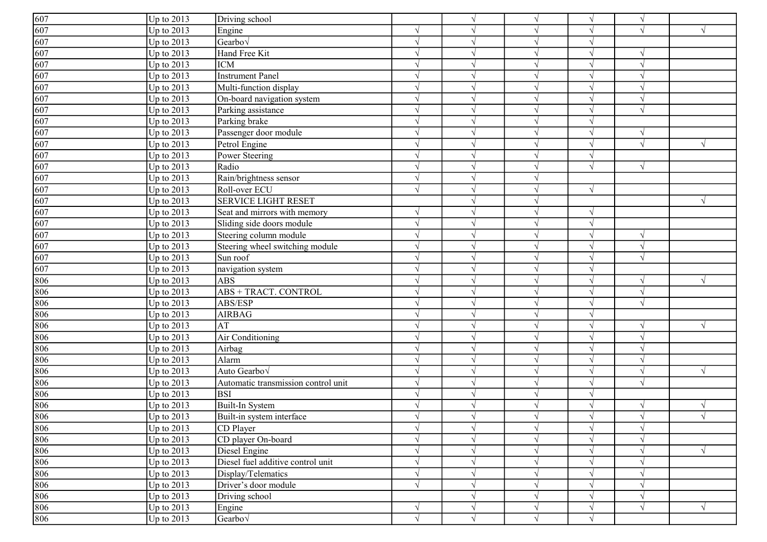| 607 | Up to 2013 | Driving school | | √ | √ | √ | √ | |
|---|---|---|---|---|---|---|---|---|
| 607 | Up to 2013 | Engine | √ | √ | √ | √ | √ | √ |
| 607 | Up to 2013 | Gearbo√ | √ | √ | √ | √ | | |
| 607 | Up to 2013 | Hand Free Kit | √ | √ | √ | √ | √ | |
| 607 | Up to 2013 | ICM | √ | √ | √ | √ | √ | |
| 607 | Up to 2013 | Instrument Panel | √ | √ | √ | √ | √ | |
| 607 | Up to 2013 | Multi-function display | √ | √ | √ | √ | √ | |
| 607 | Up to 2013 | On-board navigation system | √ | √ | √ | √ | √ | |
| 607 | Up to 2013 | Parking assistance | √ | √ | √ | √ | √ | |
| 607 | Up to 2013 | Parking brake | √ | √ | √ | √ | | |
| 607 | Up to 2013 | Passenger door module | √ | √ | √ | √ | √ | |
| 607 | Up to 2013 | Petrol Engine | √ | √ | √ | √ | √ | √ |
| 607 | Up to 2013 | Power Steering | √ | √ | √ | √ | | |
| 607 | Up to 2013 | Radio | √ | √ | √ | √ | √ | |
| 607 | Up to 2013 | Rain/brightness sensor | √ | √ | √ | | | |
| 607 | Up to 2013 | Roll-over ECU | √ | √ | √ | √ | | |
| 607 | Up to 2013 | SERVICE LIGHT RESET | | √ | √ | | | √ |
| 607 | Up to 2013 | Seat and mirrors with memory | √ | √ | √ | √ | | |
| 607 | Up to 2013 | Sliding side doors module | √ | √ | √ | √ | | |
| 607 | Up to 2013 | Steering column module | √ | √ | √ | √ | √ | |
| 607 | Up to 2013 | Steering wheel switching module | √ | √ | √ | √ | √ | |
| 607 | Up to 2013 | Sun roof | √ | √ | √ | √ | √ | |
| 607 | Up to 2013 | navigation system | √ | √ | √ | √ | | |
| 806 | Up to 2013 | ABS | √ | √ | √ | √ | √ | √ |
| 806 | Up to 2013 | ABS + TRACT. CONTROL | √ | √ | √ | √ | √ | |
| 806 | Up to 2013 | ABS/ESP | √ | √ | √ | √ | √ | |
| 806 | Up to 2013 | AIRBAG | √ | √ | √ | √ | | |
| 806 | Up to 2013 | AT | √ | √ | √ | √ | √ | √ |
| 806 | Up to 2013 | Air Conditioning | √ | √ | √ | √ | √ | |
| 806 | Up to 2013 | Airbag | √ | √ | √ | √ | √ | |
| 806 | Up to 2013 | Alarm | √ | √ | √ | √ | √ | |
| 806 | Up to 2013 | Auto Gearbo√ | √ | √ | √ | √ | √ | √ |
| 806 | Up to 2013 | Automatic transmission control unit | √ | √ | √ | √ | √ | |
| 806 | Up to 2013 | BSI | √ | √ | √ | √ | | |
| 806 | Up to 2013 | Built-In System | √ | √ | √ | √ | √ | √ |
| 806 | Up to 2013 | Built-in system interface | √ | √ | √ | √ | √ | √ |
| 806 | Up to 2013 | CD Player | √ | √ | √ | √ | √ | |
| 806 | Up to 2013 | CD player On-board | √ | √ | √ | √ | √ | |
| 806 | Up to 2013 | Diesel Engine | √ | √ | √ | √ | √ | √ |
| 806 | Up to 2013 | Diesel fuel additive control unit | √ | √ | √ | √ | √ | |
| 806 | Up to 2013 | Display/Telematics | √ | √ | √ | √ | √ | |
| 806 | Up to 2013 | Driver's door module | √ | √ | √ | √ | √ | |
| 806 | Up to 2013 | Driving school | | √ | √ | √ | √ | |
| 806 | Up to 2013 | Engine | √ | √ | √ | √ | √ | √ |
| 806 | Up to 2013 | Gearbo√ | √ | √ | √ | √ | | |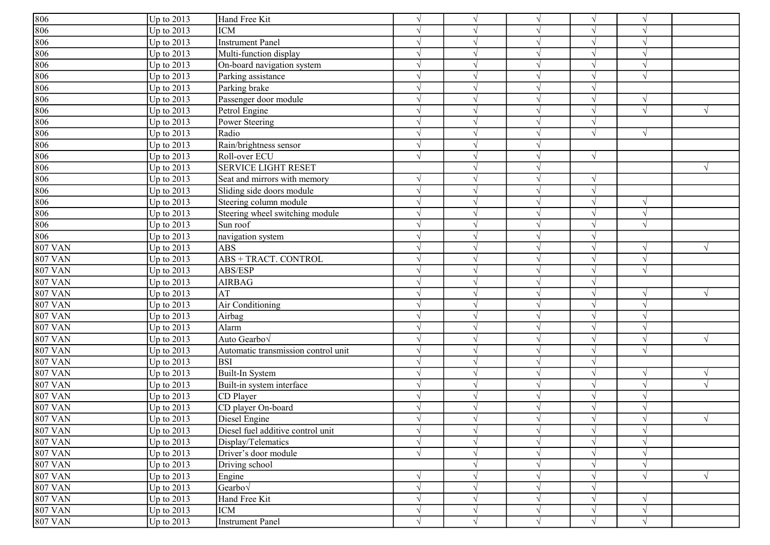| 806 | Up to 2013 | Hand Free Kit | √ | √ | √ | √ | √ | |
|---|---|---|---|---|---|---|---|---|
| 806 | Up to 2013 | ICM | √ | √ | √ | √ | √ | |
| 806 | Up to 2013 | Instrument Panel | √ | √ | √ | √ | √ | |
| 806 | Up to 2013 | Multi-function display | √ | √ | √ | √ | √ | |
| 806 | Up to 2013 | On-board navigation system | √ | √ | √ | √ | √ | |
| 806 | Up to 2013 | Parking assistance | √ | √ | √ | √ | √ | |
| 806 | Up to 2013 | Parking brake | √ | √ | √ | √ | | |
| 806 | Up to 2013 | Passenger door module | √ | √ | √ | √ | √ | |
| 806 | Up to 2013 | Petrol Engine | √ | √ | √ | √ | √ | √ |
| 806 | Up to 2013 | Power Steering | √ | √ | √ | √ | | |
| 806 | Up to 2013 | Radio | √ | √ | √ | √ | √ | |
| 806 | Up to 2013 | Rain/brightness sensor | √ | √ | √ | | | |
| 806 | Up to 2013 | Roll-over ECU | √ | √ | √ | √ | | |
| 806 | Up to 2013 | SERVICE LIGHT RESET | | √ | √ | | | √ |
| 806 | Up to 2013 | Seat and mirrors with memory | √ | √ | √ | √ | | |
| 806 | Up to 2013 | Sliding side doors module | √ | √ | √ | √ | | |
| 806 | Up to 2013 | Steering column module | √ | √ | √ | √ | √ | |
| 806 | Up to 2013 | Steering wheel switching module | √ | √ | √ | √ | √ | |
| 806 | Up to 2013 | Sun roof | √ | √ | √ | √ | √ | |
| 806 | Up to 2013 | navigation system | √ | √ | √ | √ | | |
| 807 VAN | Up to 2013 | ABS | √ | √ | √ | √ | √ | √ |
| 807 VAN | Up to 2013 | ABS + TRACT. CONTROL | √ | √ | √ | √ | √ | |
| 807 VAN | Up to 2013 | ABS/ESP | √ | √ | √ | √ | √ | |
| 807 VAN | Up to 2013 | AIRBAG | √ | √ | √ | √ | | |
| 807 VAN | Up to 2013 | AT | √ | √ | √ | √ | √ | √ |
| 807 VAN | Up to 2013 | Air Conditioning | √ | √ | √ | √ | √ | |
| 807 VAN | Up to 2013 | Airbag | √ | √ | √ | √ | √ | |
| 807 VAN | Up to 2013 | Alarm | √ | √ | √ | √ | √ | |
| 807 VAN | Up to 2013 | Auto Gearbo√ | √ | √ | √ | √ | √ | √ |
| 807 VAN | Up to 2013 | Automatic transmission control unit | √ | √ | √ | √ | √ | |
| 807 VAN | Up to 2013 | BSI | √ | √ | √ | √ | | |
| 807 VAN | Up to 2013 | Built-In System | √ | √ | √ | √ | √ | √ |
| 807 VAN | Up to 2013 | Built-in system interface | √ | √ | √ | √ | √ | √ |
| 807 VAN | Up to 2013 | CD Player | √ | √ | √ | √ | √ | |
| 807 VAN | Up to 2013 | CD player On-board | √ | √ | √ | √ | √ | |
| 807 VAN | Up to 2013 | Diesel Engine | √ | √ | √ | √ | √ | √ |
| 807 VAN | Up to 2013 | Diesel fuel additive control unit | √ | √ | √ | √ | √ | |
| 807 VAN | Up to 2013 | Display/Telematics | √ | √ | √ | √ | √ | |
| 807 VAN | Up to 2013 | Driver’s door module | √ | √ | √ | √ | √ | |
| 807 VAN | Up to 2013 | Driving school | | √ | √ | √ | √ | |
| 807 VAN | Up to 2013 | Engine | √ | √ | √ | √ | √ | √ |
| 807 VAN | Up to 2013 | Gearbo√ | √ | √ | √ | √ | | |
| 807 VAN | Up to 2013 | Hand Free Kit | √ | √ | √ | √ | √ | |
| 807 VAN | Up to 2013 | ICM | √ | √ | √ | √ | √ | |
| 807 VAN | Up to 2013 | Instrument Panel | √ | √ | √ | √ | √ | |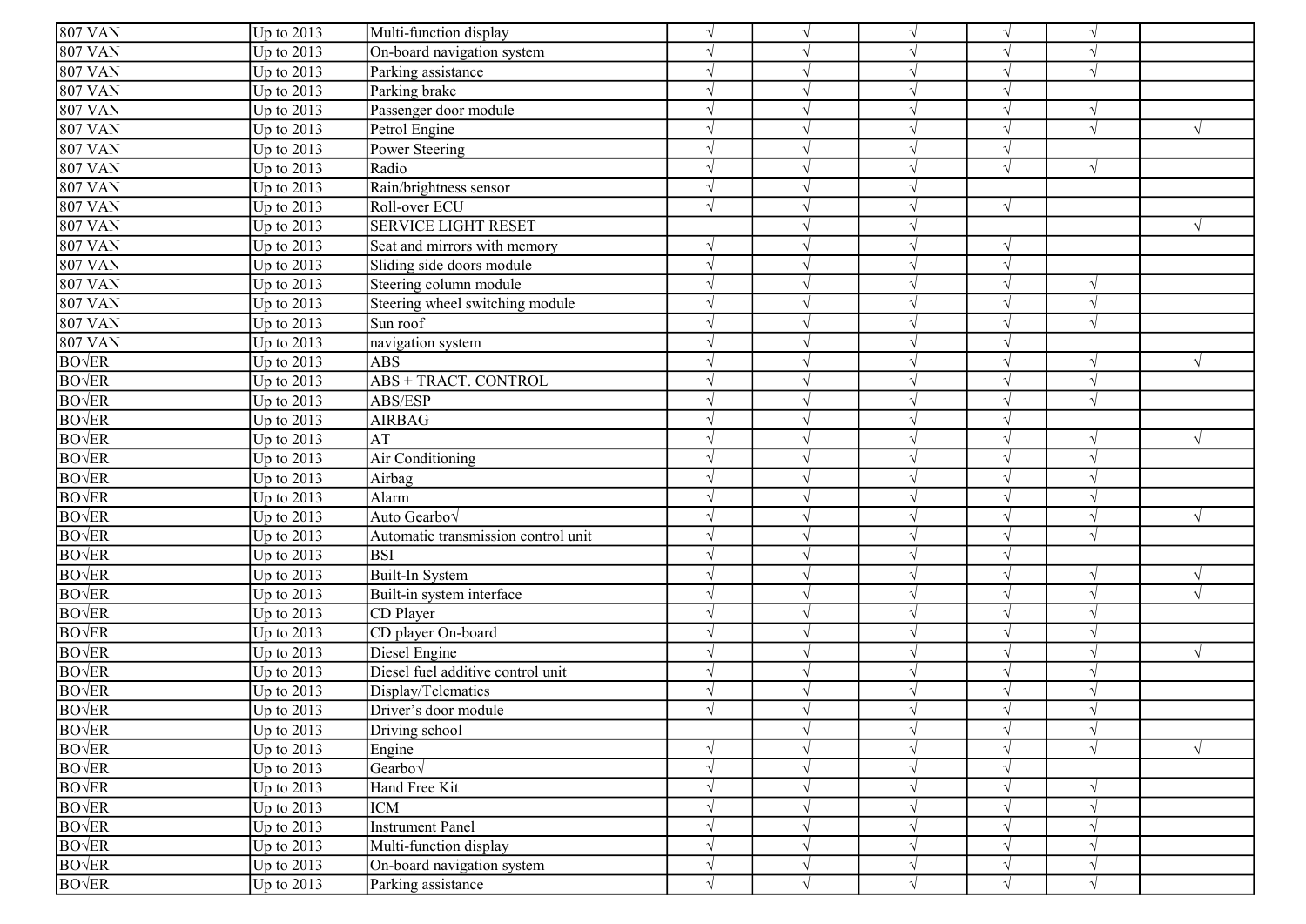| | | | | | | | | |
|---|---|---|---|---|---|---|---|---|
| 807 VAN | Up to 2013 | Multi-function display | √ | √ | √ | √ | √ | |
| 807 VAN | Up to 2013 | On-board navigation system | √ | √ | √ | √ | √ | |
| 807 VAN | Up to 2013 | Parking assistance | √ | √ | √ | √ | √ | |
| 807 VAN | Up to 2013 | Parking brake | √ | √ | √ | √ | | |
| 807 VAN | Up to 2013 | Passenger door module | √ | √ | √ | √ | √ | |
| 807 VAN | Up to 2013 | Petrol Engine | √ | √ | √ | √ | √ | √ |
| 807 VAN | Up to 2013 | Power Steering | √ | √ | √ | √ | | |
| 807 VAN | Up to 2013 | Radio | √ | √ | √ | √ | √ | |
| 807 VAN | Up to 2013 | Rain/brightness sensor | √ | √ | √ | | | |
| 807 VAN | Up to 2013 | Roll-over ECU | √ | √ | √ | √ | | |
| 807 VAN | Up to 2013 | SERVICE LIGHT RESET | | √ | √ | | | √ |
| 807 VAN | Up to 2013 | Seat and mirrors with memory | √ | √ | √ | √ | | |
| 807 VAN | Up to 2013 | Sliding side doors module | √ | √ | √ | √ | | |
| 807 VAN | Up to 2013 | Steering column module | √ | √ | √ | √ | √ | |
| 807 VAN | Up to 2013 | Steering wheel switching module | √ | √ | √ | √ | √ | |
| 807 VAN | Up to 2013 | Sun roof | √ | √ | √ | √ | √ | |
| 807 VAN | Up to 2013 | navigation system | √ | √ | √ | √ | | |
| BO√ER | Up to 2013 | ABS | √ | √ | √ | √ | √ | √ |
| BO√ER | Up to 2013 | ABS + TRACT. CONTROL | √ | √ | √ | √ | √ | |
| BO√ER | Up to 2013 | ABS/ESP | √ | √ | √ | √ | √ | |
| BO√ER | Up to 2013 | AIRBAG | √ | √ | √ | √ | | |
| BO√ER | Up to 2013 | AT | √ | √ | √ | √ | √ | √ |
| BO√ER | Up to 2013 | Air Conditioning | √ | √ | √ | √ | √ | |
| BO√ER | Up to 2013 | Airbag | √ | √ | √ | √ | √ | |
| BO√ER | Up to 2013 | Alarm | √ | √ | √ | √ | √ | |
| BO√ER | Up to 2013 | Auto Gearbo√ | √ | √ | √ | √ | √ | √ |
| BO√ER | Up to 2013 | Automatic transmission control unit | √ | √ | √ | √ | √ | |
| BO√ER | Up to 2013 | BSI | √ | √ | √ | √ | | |
| BO√ER | Up to 2013 | Built-In System | √ | √ | √ | √ | √ | √ |
| BO√ER | Up to 2013 | Built-in system interface | √ | √ | √ | √ | √ | √ |
| BO√ER | Up to 2013 | CD Player | √ | √ | √ | √ | √ | |
| BO√ER | Up to 2013 | CD player On-board | √ | √ | √ | √ | √ | |
| BO√ER | Up to 2013 | Diesel Engine | √ | √ | √ | √ | √ | √ |
| BO√ER | Up to 2013 | Diesel fuel additive control unit | √ | √ | √ | √ | √ | |
| BO√ER | Up to 2013 | Display/Telematics | √ | √ | √ | √ | √ | |
| BO√ER | Up to 2013 | Driver's door module | √ | √ | √ | √ | √ | |
| BO√ER | Up to 2013 | Driving school | | √ | √ | √ | √ | |
| BO√ER | Up to 2013 | Engine | √ | √ | √ | √ | √ | √ |
| BO√ER | Up to 2013 | Gearbo√ | √ | √ | √ | √ | | |
| BO√ER | Up to 2013 | Hand Free Kit | √ | √ | √ | √ | √ | |
| BO√ER | Up to 2013 | ICM | √ | √ | √ | √ | √ | |
| BO√ER | Up to 2013 | Instrument Panel | √ | √ | √ | √ | √ | |
| BO√ER | Up to 2013 | Multi-function display | √ | √ | √ | √ | √ | |
| BO√ER | Up to 2013 | On-board navigation system | √ | √ | √ | √ | √ | |
| BO√ER | Up to 2013 | Parking assistance | √ | √ | √ | √ | √ | |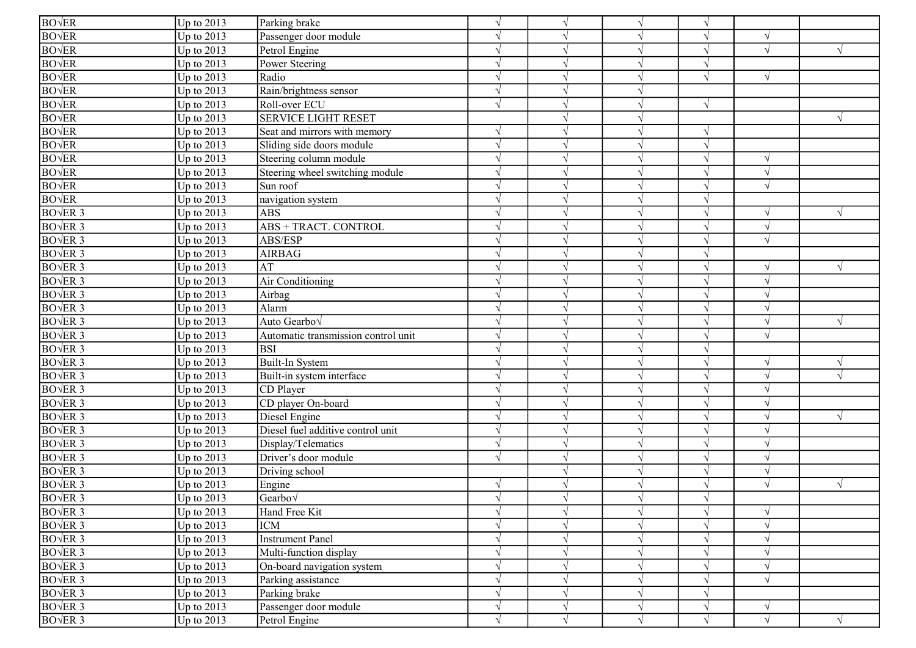| | | | | | | | | |
|---|---|---|---|---|---|---|---|---|
| BO√ER | Up to 2013 | Parking brake | √ | √ | √ | √ | | |
| BO√ER | Up to 2013 | Passenger door module | √ | √ | √ | √ | √ | |
| BO√ER | Up to 2013 | Petrol Engine | √ | √ | √ | √ | √ | √ |
| BO√ER | Up to 2013 | Power Steering | √ | √ | √ | √ | | |
| BO√ER | Up to 2013 | Radio | √ | √ | √ | √ | √ | |
| BO√ER | Up to 2013 | Rain/brightness sensor | √ | √ | √ | | | |
| BO√ER | Up to 2013 | Roll-over ECU | √ | √ | √ | √ | | |
| BO√ER | Up to 2013 | SERVICE LIGHT RESET | | √ | √ | | | √ |
| BO√ER | Up to 2013 | Seat and mirrors with memory | √ | √ | √ | √ | | |
| BO√ER | Up to 2013 | Sliding side doors module | √ | √ | √ | √ | | |
| BO√ER | Up to 2013 | Steering column module | √ | √ | √ | √ | √ | |
| BO√ER | Up to 2013 | Steering wheel switching module | √ | √ | √ | √ | √ | |
| BO√ER | Up to 2013 | Sun roof | √ | √ | √ | √ | √ | |
| BO√ER | Up to 2013 | navigation system | √ | √ | √ | √ | | |
| BO√ER 3 | Up to 2013 | ABS | √ | √ | √ | √ | √ | √ |
| BO√ER 3 | Up to 2013 | ABS + TRACT. CONTROL | √ | √ | √ | √ | √ | |
| BO√ER 3 | Up to 2013 | ABS/ESP | √ | √ | √ | √ | √ | |
| BO√ER 3 | Up to 2013 | AIRBAG | √ | √ | √ | √ | | |
| BO√ER 3 | Up to 2013 | AT | √ | √ | √ | √ | √ | √ |
| BO√ER 3 | Up to 2013 | Air Conditioning | √ | √ | √ | √ | √ | |
| BO√ER 3 | Up to 2013 | Airbag | √ | √ | √ | √ | √ | |
| BO√ER 3 | Up to 2013 | Alarm | √ | √ | √ | √ | √ | |
| BO√ER 3 | Up to 2013 | Auto Gearbo√ | √ | √ | √ | √ | √ | √ |
| BO√ER 3 | Up to 2013 | Automatic transmission control unit | √ | √ | √ | √ | √ | |
| BO√ER 3 | Up to 2013 | BSI | √ | √ | √ | √ | | |
| BO√ER 3 | Up to 2013 | Built-In System | √ | √ | √ | √ | √ | √ |
| BO√ER 3 | Up to 2013 | Built-in system interface | √ | √ | √ | √ | √ | √ |
| BO√ER 3 | Up to 2013 | CD Player | √ | √ | √ | √ | √ | |
| BO√ER 3 | Up to 2013 | CD player On-board | √ | √ | √ | √ | √ | |
| BO√ER 3 | Up to 2013 | Diesel Engine | √ | √ | √ | √ | √ | √ |
| BO√ER 3 | Up to 2013 | Diesel fuel additive control unit | √ | √ | √ | √ | √ | |
| BO√ER 3 | Up to 2013 | Display/Telematics | √ | √ | √ | √ | √ | |
| BO√ER 3 | Up to 2013 | Driver's door module | √ | √ | √ | √ | √ | |
| BO√ER 3 | Up to 2013 | Driving school | | √ | √ | √ | √ | |
| BO√ER 3 | Up to 2013 | Engine | √ | √ | √ | √ | √ | √ |
| BO√ER 3 | Up to 2013 | Gearbo√ | √ | √ | √ | √ | | |
| BO√ER 3 | Up to 2013 | Hand Free Kit | √ | √ | √ | √ | √ | |
| BO√ER 3 | Up to 2013 | ICM | √ | √ | √ | √ | √ | |
| BO√ER 3 | Up to 2013 | Instrument Panel | √ | √ | √ | √ | √ | |
| BO√ER 3 | Up to 2013 | Multi-function display | √ | √ | √ | √ | √ | |
| BO√ER 3 | Up to 2013 | On-board navigation system | √ | √ | √ | √ | √ | |
| BO√ER 3 | Up to 2013 | Parking assistance | √ | √ | √ | √ | √ | |
| BO√ER 3 | Up to 2013 | Parking brake | √ | √ | √ | √ | | |
| BO√ER 3 | Up to 2013 | Passenger door module | √ | √ | √ | √ | √ | |
| BO√ER 3 | Up to 2013 | Petrol Engine | √ | √ | √ | √ | √ | √ |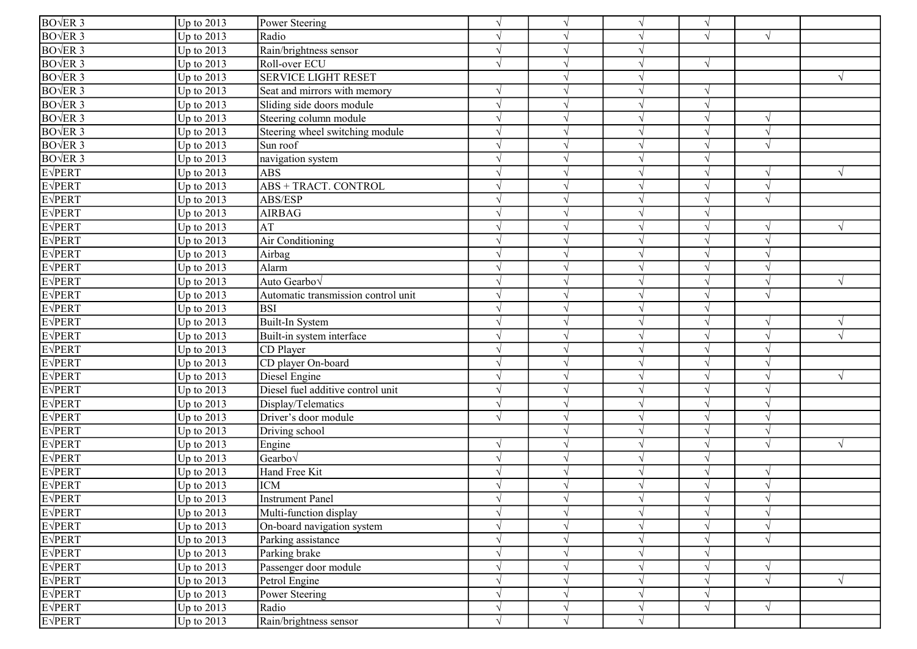| | | | | | | | | |
|---|---|---|---|---|---|---|---|---|
| BO√ER 3 | Up to 2013 | Power Steering | √ | √ | √ | √ | | |
| BO√ER 3 | Up to 2013 | Radio | √ | √ | √ | √ | √ | |
| BO√ER 3 | Up to 2013 | Rain/brightness sensor | √ | √ | √ | | | |
| BO√ER 3 | Up to 2013 | Roll-over ECU | √ | √ | √ | √ | | |
| BO√ER 3 | Up to 2013 | SERVICE LIGHT RESET | | √ | √ | | | √ |
| BO√ER 3 | Up to 2013 | Seat and mirrors with memory | √ | √ | √ | √ | | |
| BO√ER 3 | Up to 2013 | Sliding side doors module | √ | √ | √ | √ | | |
| BO√ER 3 | Up to 2013 | Steering column module | √ | √ | √ | √ | √ | |
| BO√ER 3 | Up to 2013 | Steering wheel switching module | √ | √ | √ | √ | √ | |
| BO√ER 3 | Up to 2013 | Sun roof | √ | √ | √ | √ | √ | |
| BO√ER 3 | Up to 2013 | navigation system | √ | √ | √ | √ | | |
| E√PERT | Up to 2013 | ABS | √ | √ | √ | √ | √ | √ |
| E√PERT | Up to 2013 | ABS + TRACT. CONTROL | √ | √ | √ | √ | √ | |
| E√PERT | Up to 2013 | ABS/ESP | √ | √ | √ | √ | √ | |
| E√PERT | Up to 2013 | AIRBAG | √ | √ | √ | √ | | |
| E√PERT | Up to 2013 | AT | √ | √ | √ | √ | √ | √ |
| E√PERT | Up to 2013 | Air Conditioning | √ | √ | √ | √ | √ | |
| E√PERT | Up to 2013 | Airbag | √ | √ | √ | √ | √ | |
| E√PERT | Up to 2013 | Alarm | √ | √ | √ | √ | √ | |
| E√PERT | Up to 2013 | Auto Gearbo√ | √ | √ | √ | √ | √ | √ |
| E√PERT | Up to 2013 | Automatic transmission control unit | √ | √ | √ | √ | √ | |
| E√PERT | Up to 2013 | BSI | √ | √ | √ | √ | | |
| E√PERT | Up to 2013 | Built-In System | √ | √ | √ | √ | √ | √ |
| E√PERT | Up to 2013 | Built-in system interface | √ | √ | √ | √ | √ | √ |
| E√PERT | Up to 2013 | CD Player | √ | √ | √ | √ | √ | |
| E√PERT | Up to 2013 | CD player On-board | √ | √ | √ | √ | √ | |
| E√PERT | Up to 2013 | Diesel Engine | √ | √ | √ | √ | √ | √ |
| E√PERT | Up to 2013 | Diesel fuel additive control unit | √ | √ | √ | √ | √ | |
| E√PERT | Up to 2013 | Display/Telematics | √ | √ | √ | √ | √ | |
| E√PERT | Up to 2013 | Driver’s door module | √ | √ | √ | √ | √ | |
| E√PERT | Up to 2013 | Driving school | | √ | √ | √ | √ | |
| E√PERT | Up to 2013 | Engine | √ | √ | √ | √ | √ | √ |
| E√PERT | Up to 2013 | Gearbo√ | √ | √ | √ | √ | | |
| E√PERT | Up to 2013 | Hand Free Kit | √ | √ | √ | √ | √ | |
| E√PERT | Up to 2013 | ICM | √ | √ | √ | √ | √ | |
| E√PERT | Up to 2013 | Instrument Panel | √ | √ | √ | √ | √ | |
| E√PERT | Up to 2013 | Multi-function display | √ | √ | √ | √ | √ | |
| E√PERT | Up to 2013 | On-board navigation system | √ | √ | √ | √ | √ | |
| E√PERT | Up to 2013 | Parking assistance | √ | √ | √ | √ | √ | |
| E√PERT | Up to 2013 | Parking brake | √ | √ | √ | √ | | |
| E√PERT | Up to 2013 | Passenger door module | √ | √ | √ | √ | √ | |
| E√PERT | Up to 2013 | Petrol Engine | √ | √ | √ | √ | √ | √ |
| E√PERT | Up to 2013 | Power Steering | √ | √ | √ | √ | | |
| E√PERT | Up to 2013 | Radio | √ | √ | √ | √ | √ | |
| E√PERT | Up to 2013 | Rain/brightness sensor | √ | √ | √ | | | |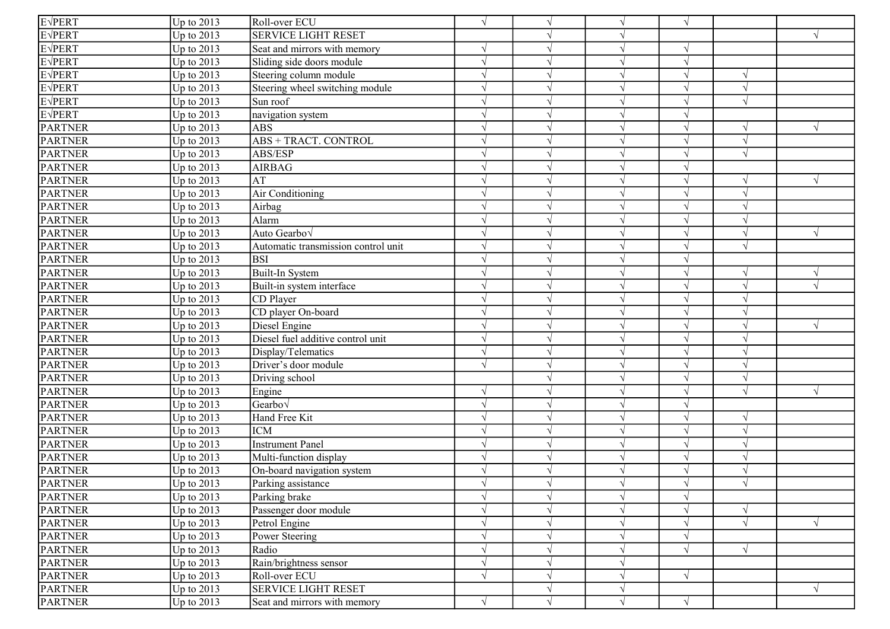| | | | | | | | | |
|---|---|---|---|---|---|---|---|---|
| E√PERT | Up to 2013 | Roll-over ECU | √ | √ | √ | √ | | |
| E√PERT | Up to 2013 | SERVICE LIGHT RESET | | √ | √ | | | √ |
| E√PERT | Up to 2013 | Seat and mirrors with memory | √ | √ | √ | √ | | |
| E√PERT | Up to 2013 | Sliding side doors module | √ | √ | √ | √ | | |
| E√PERT | Up to 2013 | Steering column module | √ | √ | √ | √ | √ | |
| E√PERT | Up to 2013 | Steering wheel switching module | √ | √ | √ | √ | √ | |
| E√PERT | Up to 2013 | Sun roof | √ | √ | √ | √ | √ | |
| E√PERT | Up to 2013 | navigation system | √ | √ | √ | √ | | |
| PARTNER | Up to 2013 | ABS | √ | √ | √ | √ | √ | √ |
| PARTNER | Up to 2013 | ABS + TRACT. CONTROL | √ | √ | √ | √ | √ | |
| PARTNER | Up to 2013 | ABS/ESP | √ | √ | √ | √ | √ | |
| PARTNER | Up to 2013 | AIRBAG | √ | √ | √ | √ | | |
| PARTNER | Up to 2013 | AT | √ | √ | √ | √ | √ | √ |
| PARTNER | Up to 2013 | Air Conditioning | √ | √ | √ | √ | √ | |
| PARTNER | Up to 2013 | Airbag | √ | √ | √ | √ | √ | |
| PARTNER | Up to 2013 | Alarm | √ | √ | √ | √ | √ | |
| PARTNER | Up to 2013 | Auto Gearbo√ | √ | √ | √ | √ | √ | √ |
| PARTNER | Up to 2013 | Automatic transmission control unit | √ | √ | √ | √ | √ | |
| PARTNER | Up to 2013 | BSI | √ | √ | √ | √ | | |
| PARTNER | Up to 2013 | Built-In System | √ | √ | √ | √ | √ | √ |
| PARTNER | Up to 2013 | Built-in system interface | √ | √ | √ | √ | √ | √ |
| PARTNER | Up to 2013 | CD Player | √ | √ | √ | √ | √ | |
| PARTNER | Up to 2013 | CD player On-board | √ | √ | √ | √ | √ | |
| PARTNER | Up to 2013 | Diesel Engine | √ | √ | √ | √ | √ | √ |
| PARTNER | Up to 2013 | Diesel fuel additive control unit | √ | √ | √ | √ | √ | |
| PARTNER | Up to 2013 | Display/Telematics | √ | √ | √ | √ | √ | |
| PARTNER | Up to 2013 | Driver's door module | √ | √ | √ | √ | √ | |
| PARTNER | Up to 2013 | Driving school | | √ | √ | √ | √ | |
| PARTNER | Up to 2013 | Engine | √ | √ | √ | √ | √ | √ |
| PARTNER | Up to 2013 | Gearbo√ | √ | √ | √ | √ | | |
| PARTNER | Up to 2013 | Hand Free Kit | √ | √ | √ | √ | √ | |
| PARTNER | Up to 2013 | ICM | √ | √ | √ | √ | √ | |
| PARTNER | Up to 2013 | Instrument Panel | √ | √ | √ | √ | √ | |
| PARTNER | Up to 2013 | Multi-function display | √ | √ | √ | √ | √ | |
| PARTNER | Up to 2013 | On-board navigation system | √ | √ | √ | √ | √ | |
| PARTNER | Up to 2013 | Parking assistance | √ | √ | √ | √ | √ | |
| PARTNER | Up to 2013 | Parking brake | √ | √ | √ | √ | | |
| PARTNER | Up to 2013 | Passenger door module | √ | √ | √ | √ | √ | |
| PARTNER | Up to 2013 | Petrol Engine | √ | √ | √ | √ | √ | √ |
| PARTNER | Up to 2013 | Power Steering | √ | √ | √ | √ | | |
| PARTNER | Up to 2013 | Radio | √ | √ | √ | √ | √ | |
| PARTNER | Up to 2013 | Rain/brightness sensor | √ | √ | √ | | | |
| PARTNER | Up to 2013 | Roll-over ECU | √ | √ | √ | √ | | |
| PARTNER | Up to 2013 | SERVICE LIGHT RESET | | √ | √ | | | √ |
| PARTNER | Up to 2013 | Seat and mirrors with memory | √ | √ | √ | √ | | |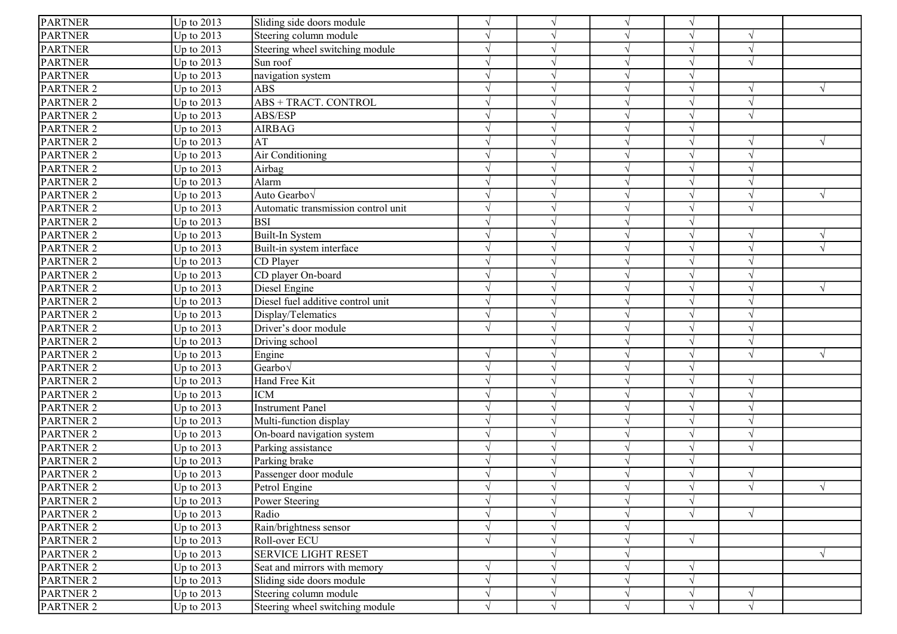| PARTNER | Up to 2013 | Sliding side doors module | √ | √ | √ | √ | | |
|---|---|---|---|---|---|---|---|---|
| PARTNER | Up to 2013 | Steering column module | √ | √ | √ | √ | √ | |
| PARTNER | Up to 2013 | Steering wheel switching module | √ | √ | √ | √ | √ | |
| PARTNER | Up to 2013 | Sun roof | √ | √ | √ | √ | √ | |
| PARTNER | Up to 2013 | navigation system | √ | √ | √ | √ | | |
| PARTNER 2 | Up to 2013 | ABS | √ | √ | √ | √ | √ | √ |
| PARTNER 2 | Up to 2013 | ABS + TRACT. CONTROL | √ | √ | √ | √ | √ | |
| PARTNER 2 | Up to 2013 | ABS/ESP | √ | √ | √ | √ | √ | |
| PARTNER 2 | Up to 2013 | AIRBAG | √ | √ | √ | √ | | |
| PARTNER 2 | Up to 2013 | AT | √ | √ | √ | √ | √ | √ |
| PARTNER 2 | Up to 2013 | Air Conditioning | √ | √ | √ | √ | √ | |
| PARTNER 2 | Up to 2013 | Airbag | √ | √ | √ | √ | √ | |
| PARTNER 2 | Up to 2013 | Alarm | √ | √ | √ | √ | √ | |
| PARTNER 2 | Up to 2013 | Auto Gearbo√ | √ | √ | √ | √ | √ | √ |
| PARTNER 2 | Up to 2013 | Automatic transmission control unit | √ | √ | √ | √ | √ | |
| PARTNER 2 | Up to 2013 | BSI | √ | √ | √ | √ | | |
| PARTNER 2 | Up to 2013 | Built-In System | √ | √ | √ | √ | √ | √ |
| PARTNER 2 | Up to 2013 | Built-in system interface | √ | √ | √ | √ | √ | √ |
| PARTNER 2 | Up to 2013 | CD Player | √ | √ | √ | √ | √ | |
| PARTNER 2 | Up to 2013 | CD player On-board | √ | √ | √ | √ | √ | |
| PARTNER 2 | Up to 2013 | Diesel Engine | √ | √ | √ | √ | √ | √ |
| PARTNER 2 | Up to 2013 | Diesel fuel additive control unit | √ | √ | √ | √ | √ | |
| PARTNER 2 | Up to 2013 | Display/Telematics | √ | √ | √ | √ | √ | |
| PARTNER 2 | Up to 2013 | Driver's door module | √ | √ | √ | √ | √ | |
| PARTNER 2 | Up to 2013 | Driving school | | √ | √ | √ | √ | |
| PARTNER 2 | Up to 2013 | Engine | √ | √ | √ | √ | √ | √ |
| PARTNER 2 | Up to 2013 | Gearbo√ | √ | √ | √ | √ | | |
| PARTNER 2 | Up to 2013 | Hand Free Kit | √ | √ | √ | √ | √ | |
| PARTNER 2 | Up to 2013 | ICM | √ | √ | √ | √ | √ | |
| PARTNER 2 | Up to 2013 | Instrument Panel | √ | √ | √ | √ | √ | |
| PARTNER 2 | Up to 2013 | Multi-function display | √ | √ | √ | √ | √ | |
| PARTNER 2 | Up to 2013 | On-board navigation system | √ | √ | √ | √ | √ | |
| PARTNER 2 | Up to 2013 | Parking assistance | √ | √ | √ | √ | √ | |
| PARTNER 2 | Up to 2013 | Parking brake | √ | √ | √ | √ | | |
| PARTNER 2 | Up to 2013 | Passenger door module | √ | √ | √ | √ | √ | |
| PARTNER 2 | Up to 2013 | Petrol Engine | √ | √ | √ | √ | √ | √ |
| PARTNER 2 | Up to 2013 | Power Steering | √ | √ | √ | √ | | |
| PARTNER 2 | Up to 2013 | Radio | √ | √ | √ | √ | √ | |
| PARTNER 2 | Up to 2013 | Rain/brightness sensor | √ | √ | √ | | | |
| PARTNER 2 | Up to 2013 | Roll-over ECU | √ | √ | √ | √ | | |
| PARTNER 2 | Up to 2013 | SERVICE LIGHT RESET | | √ | √ | | | √ |
| PARTNER 2 | Up to 2013 | Seat and mirrors with memory | √ | √ | √ | √ | | |
| PARTNER 2 | Up to 2013 | Sliding side doors module | √ | √ | √ | √ | | |
| PARTNER 2 | Up to 2013 | Steering column module | √ | √ | √ | √ | √ | |
| PARTNER 2 | Up to 2013 | Steering wheel switching module | √ | √ | √ | √ | √ | |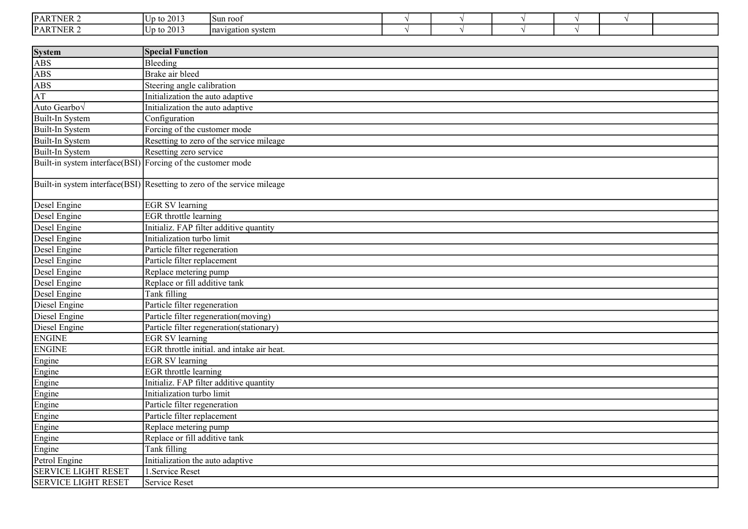| | | | | | | | | |
|---|---|---|---|---|---|---|---|---|
| PARTNER 2 | Up to 2013 | Sun roof | √ | √ | √ | √ | √ | |
| PARTNER 2 | Up to 2013 | navigation system | √ | √ | √ | √ | | |

| System | Special Function |
|---|---|
| ABS | Bleeding |
| ABS | Brake air bleed |
| ABS | Steering angle calibration |
| AT | Initialization the auto adaptive |
| Auto Gearbo√ | Initialization the auto adaptive |
| Built-In System | Configuration |
| Built-In System | Forcing of the customer mode |
| Built-In System | Resetting to zero of the service mileage |
| Built-In System | Resetting zero service |
| Built-in system interface(BSI) | Forcing of the customer mode |
| Built-in system interface(BSI) | Resetting to zero of the service mileage |
| Desel Engine | EGR SV learning |
| Desel Engine | EGR throttle learning |
| Desel Engine | Initializ. FAP filter additive quantity |
| Desel Engine | Initialization turbo limit |
| Desel Engine | Particle filter regeneration |
| Desel Engine | Particle filter replacement |
| Desel Engine | Replace metering pump |
| Desel Engine | Replace or fill additive tank |
| Desel Engine | Tank filling |
| Diesel Engine | Particle filter regeneration |
| Diesel Engine | Particle filter regeneration(moving) |
| Diesel Engine | Particle filter regeneration(stationary) |
| ENGINE | EGR SV learning |
| ENGINE | EGR throttle initial. and intake air heat. |
| Engine | EGR SV learning |
| Engine | EGR throttle learning |
| Engine | Initializ. FAP filter additive quantity |
| Engine | Initialization turbo limit |
| Engine | Particle filter regeneration |
| Engine | Particle filter replacement |
| Engine | Replace metering pump |
| Engine | Replace or fill additive tank |
| Engine | Tank filling |
| Petrol Engine | Initialization the auto adaptive |
| SERVICE LIGHT RESET | 1.Service Reset |
| SERVICE LIGHT RESET | Service Reset |